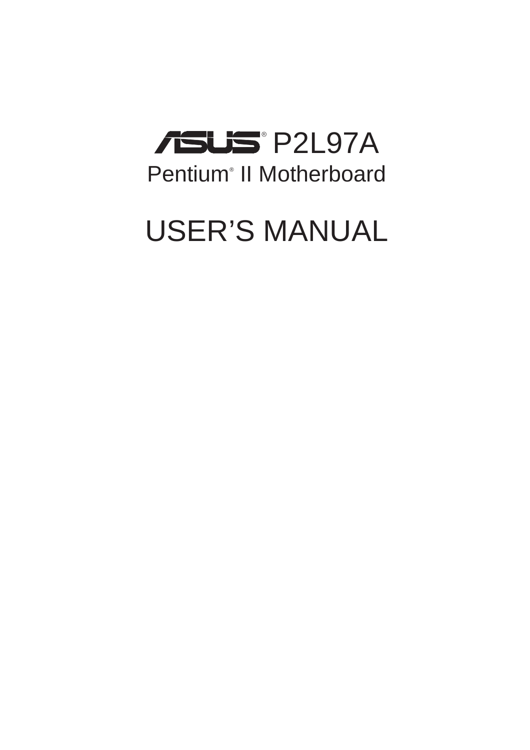# ASUS® P2L97A

## Pentium® II Motherboard

# USER'S MANUAL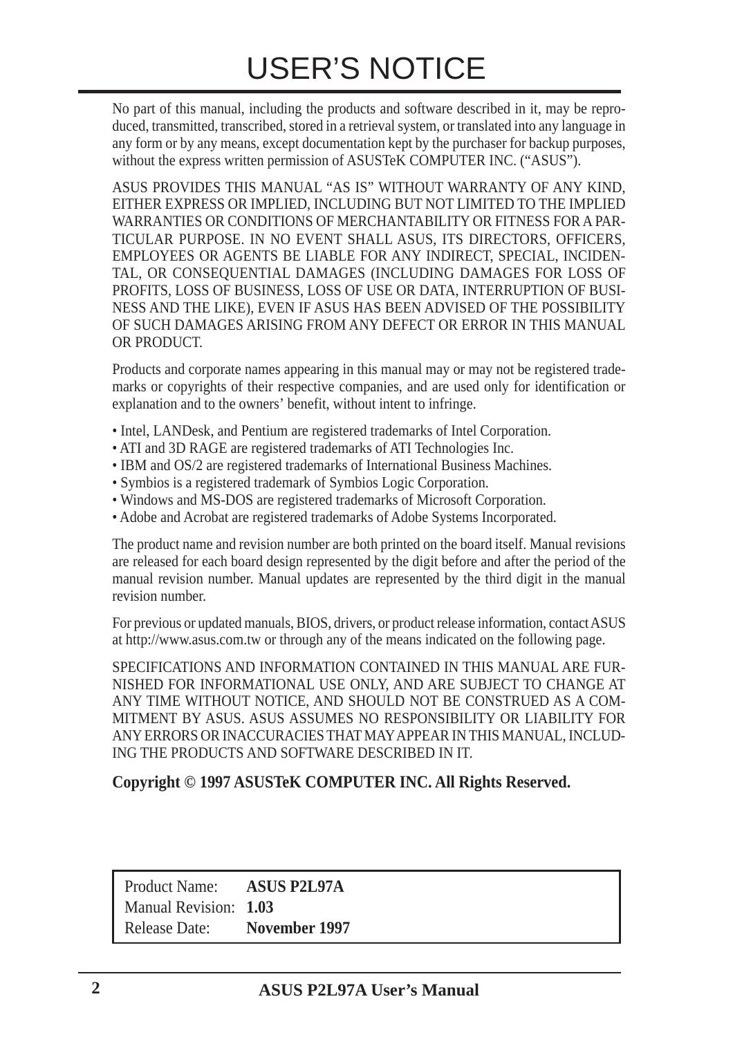# USER'S NOTICE

No part of this manual, including the products and software described in it, may be reproduced, transmitted, transcribed, stored in a retrieval system, or translated into any language in any form or by any means, except documentation kept by the purchaser for backup purposes, without the express written permission of ASUSTeK COMPUTER INC. ("ASUS").

ASUS PROVIDES THIS MANUAL "AS IS" WITHOUT WARRANTY OF ANY KIND, EITHER EXPRESS OR IMPLIED, INCLUDING BUT NOT LIMITED TO THE IMPLIED WARRANTIES OR CONDITIONS OF MERCHANTABILITY OR FITNESS FOR A PARTICULAR PURPOSE. IN NO EVENT SHALL ASUS, ITS DIRECTORS, OFFICERS, EMPLOYEES OR AGENTS BE LIABLE FOR ANY INDIRECT, SPECIAL, INCIDENTAL, OR CONSEQUENTIAL DAMAGES (INCLUDING DAMAGES FOR LOSS OF PROFITS, LOSS OF BUSINESS, LOSS OF USE OR DATA, INTERRUPTION OF BUSINESS AND THE LIKE), EVEN IF ASUS HAS BEEN ADVISED OF THE POSSIBILITY OF SUCH DAMAGES ARISING FROM ANY DEFECT OR ERROR IN THIS MANUAL OR PRODUCT.

Products and corporate names appearing in this manual may or may not be registered trademarks or copyrights of their respective companies, and are used only for identification or explanation and to the owners' benefit, without intent to infringe.

- Intel, LANDesk, and Pentium are registered trademarks of Intel Corporation.
- ATI and 3D RAGE are registered trademarks of ATI Technologies Inc.
- IBM and OS/2 are registered trademarks of International Business Machines.
- Symbios is a registered trademark of Symbios Logic Corporation.
- Windows and MS-DOS are registered trademarks of Microsoft Corporation.
- Adobe and Acrobat are registered trademarks of Adobe Systems Incorporated.

The product name and revision number are both printed on the board itself. Manual revisions are released for each board design represented by the digit before and after the period of the manual revision number. Manual updates are represented by the third digit in the manual revision number.

For previous or updated manuals, BIOS, drivers, or product release information, contact ASUS at http://www.asus.com.tw or through any of the means indicated on the following page.

SPECIFICATIONS AND INFORMATION CONTAINED IN THIS MANUAL ARE FURNISHED FOR INFORMATIONAL USE ONLY, AND ARE SUBJECT TO CHANGE AT ANY TIME WITHOUT NOTICE, AND SHOULD NOT BE CONSTRUED AS A COMMITMENT BY ASUS. ASUS ASSUMES NO RESPONSIBILITY OR LIABILITY FOR ANY ERRORS OR INACCURACIES THAT MAY APPEAR IN THIS MANUAL, INCLUDING THE PRODUCTS AND SOFTWARE DESCRIBED IN IT.

**Copyright © 1997 ASUSTeK COMPUTER INC. All Rights Reserved.**

| | |
|---|---|
| Product Name: | **ASUS P2L97A** |
| Manual Revision: | **1.03** |
| Release Date: | **November 1997** |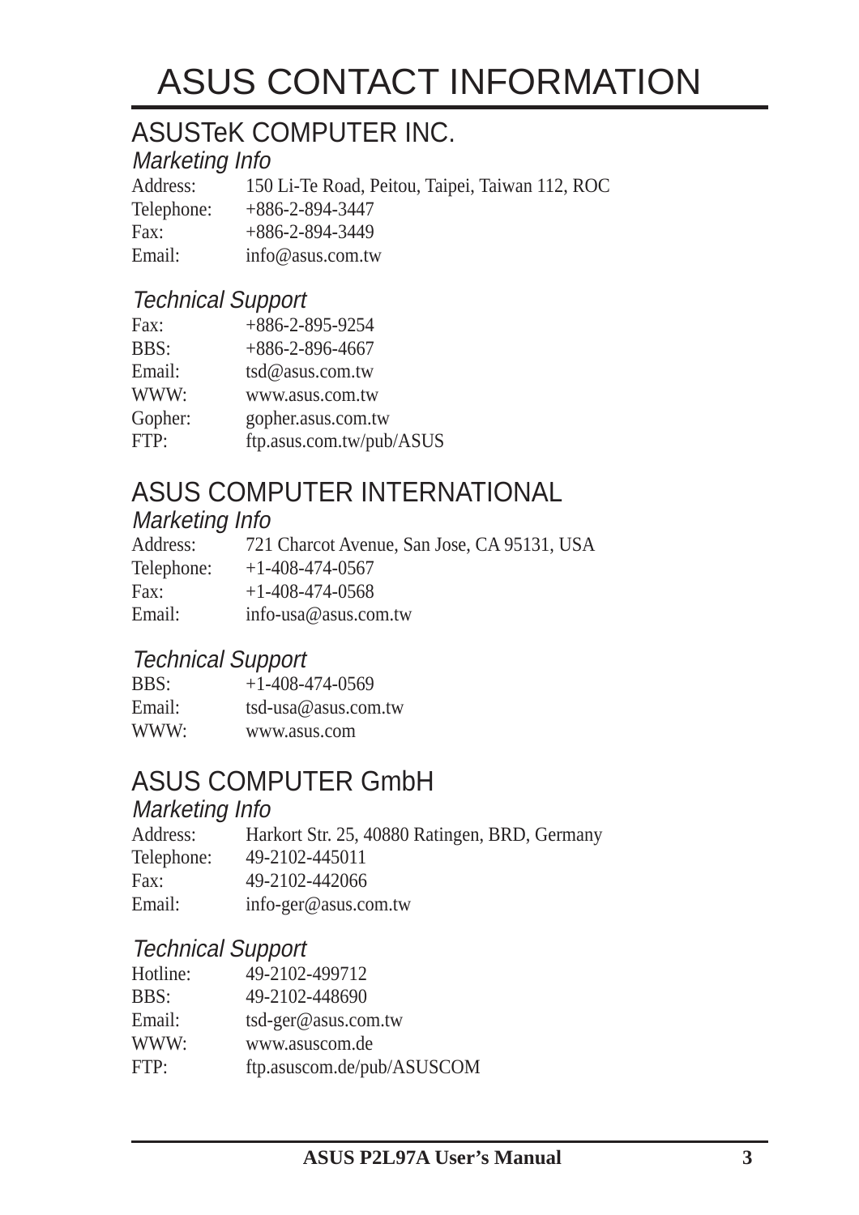# ASUS CONTACT INFORMATION

## ASUSTeK COMPUTER INC.

### *Marketing Info*

Address: 150 Li-Te Road, Peitou, Taipei, Taiwan 112, ROC
Telephone: +886-2-894-3447
Fax: +886-2-894-3449
Email: info@asus.com.tw

### *Technical Support*

Fax: +886-2-895-9254
BBS: +886-2-896-4667
Email: tsd@asus.com.tw
WWW: www.asus.com.tw
Gopher: gopher.asus.com.tw
FTP: ftp.asus.com.tw/pub/ASUS

## ASUS COMPUTER INTERNATIONAL

### *Marketing Info*

Address: 721 Charcot Avenue, San Jose, CA 95131, USA
Telephone: +1-408-474-0567
Fax: +1-408-474-0568
Email: info-usa@asus.com.tw

### *Technical Support*

BBS: +1-408-474-0569
Email: tsd-usa@asus.com.tw
WWW: www.asus.com

## ASUS COMPUTER GmbH

### *Marketing Info*

Address: Harkort Str. 25, 40880 Ratingen, BRD, Germany
Telephone: 49-2102-445011
Fax: 49-2102-442066
Email: info-ger@asus.com.tw

### *Technical Support*

Hotline: 49-2102-499712
BBS: 49-2102-448690
Email: tsd-ger@asus.com.tw
WWW: www.asuscom.de
FTP: ftp.asuscom.de/pub/ASUSCOM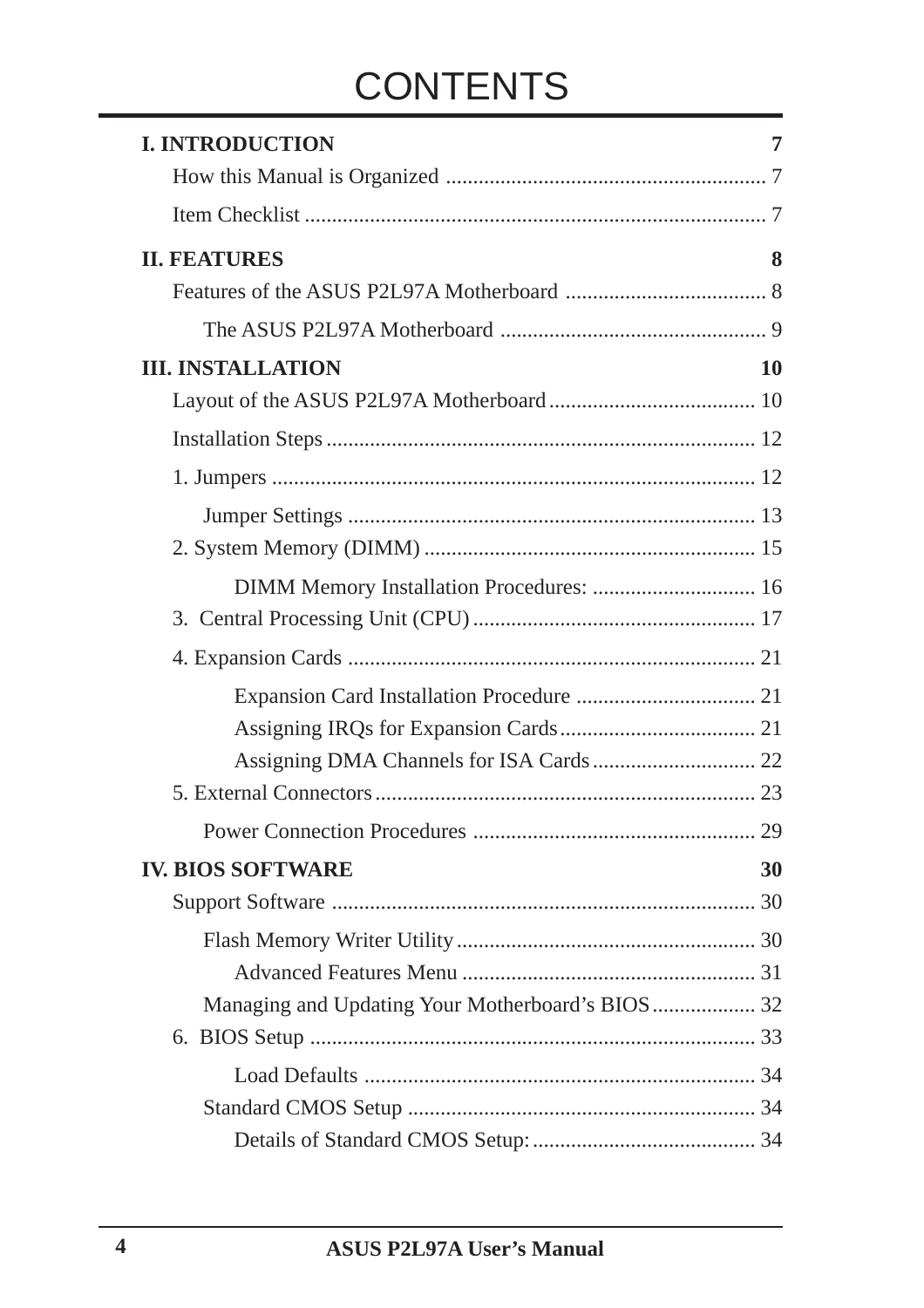# CONTENTS

**I. INTRODUCTION** 7

How this Manual is Organized .......................................................... 7

Item Checklist .................................................................................... 7

**II. FEATURES** 8

Features of the ASUS P2L97A Motherboard ..................................... 8

The ASUS P2L97A Motherboard ................................................. 9

**III. INSTALLATION** 10

Layout of the ASUS P2L97A Motherboard ...................................... 10

Installation Steps .............................................................................. 12

1. Jumpers ....................................................................................... 12

Jumper Settings ........................................................................... 13

2. System Memory (DIMM) ............................................................ 15

DIMM Memory Installation Procedures: .............................. 16

3. Central Processing Unit (CPU) .................................................... 17

4. Expansion Cards .......................................................................... 21

Expansion Card Installation Procedure ................................ 21

Assigning IRQs for Expansion Cards .................................... 21

Assigning DMA Channels for ISA Cards .............................. 22

5. External Connectors ..................................................................... 23

Power Connection Procedures ................................................... 29

**IV. BIOS SOFTWARE** 30

Support Software ............................................................................. 30

Flash Memory Writer Utility ....................................................... 30

Advanced Features Menu ..................................................... 31

Managing and Updating Your Motherboard's BIOS ................... 32

6. BIOS Setup .................................................................................. 33

Load Defaults ........................................................................ 34

Standard CMOS Setup ............................................................... 34

Details of Standard CMOS Setup: ......................................... 34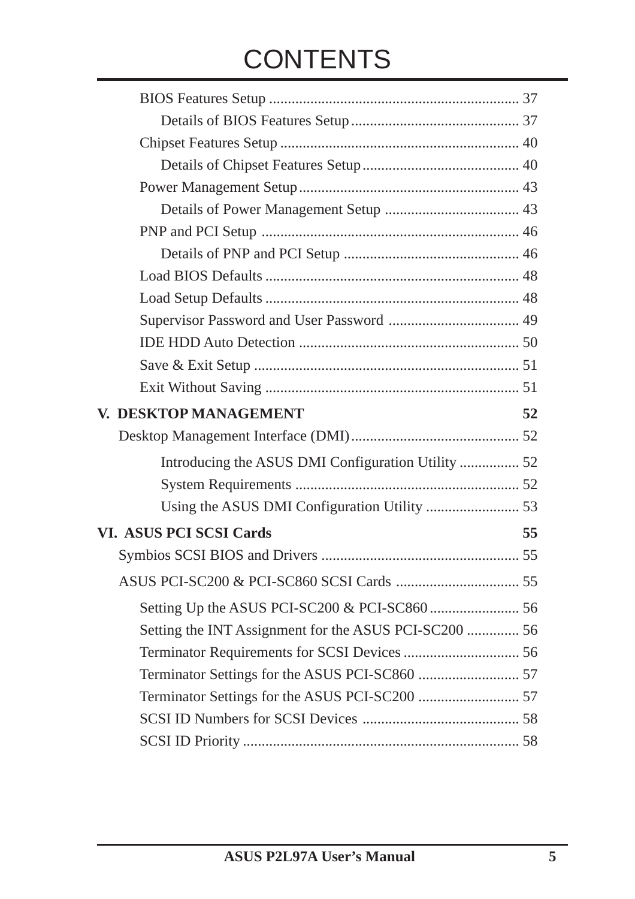# CONTENTS

- BIOS Features Setup .................................................................. 37
  - Details of BIOS Features Setup ............................................ 37
- Chipset Features Setup ............................................................... 40
  - Details of Chipset Features Setup .......................................... 40
- Power Management Setup .......................................................... 43
  - Details of Power Management Setup ................................... 43
- PNP and PCI Setup .................................................................... 46
  - Details of PNP and PCI Setup .............................................. 46
- Load BIOS Defaults ................................................................... 48
- Load Setup Defaults ................................................................... 48
- Supervisor Password and User Password .................................. 49
- IDE HDD Auto Detection .......................................................... 50
- Save & Exit Setup ...................................................................... 51
- Exit Without Saving ................................................................... 51

**V. DESKTOP MANAGEMENT** **52**

- Desktop Management Interface (DMI) ............................................ 52
  - Introducing the ASUS DMI Configuration Utility ................ 52
  - System Requirements ........................................................... 52
  - Using the ASUS DMI Configuration Utility ......................... 53

**VI. ASUS PCI SCSI Cards** **55**

- Symbios SCSI BIOS and Drivers .................................................... 55
- ASUS PCI-SC200 & PCI-SC860 SCSI Cards ................................ 55
  - Setting Up the ASUS PCI-SC200 & PCI-SC860 ........................ 56
  - Setting the INT Assignment for the ASUS PCI-SC200 .............. 56
  - Terminator Requirements for SCSI Devices .............................. 56
  - Terminator Settings for the ASUS PCI-SC860 ........................... 57
  - Terminator Settings for the ASUS PCI-SC200 ........................... 57
  - SCSI ID Numbers for SCSI Devices .......................................... 58
  - SCSI ID Priority ......................................................................... 58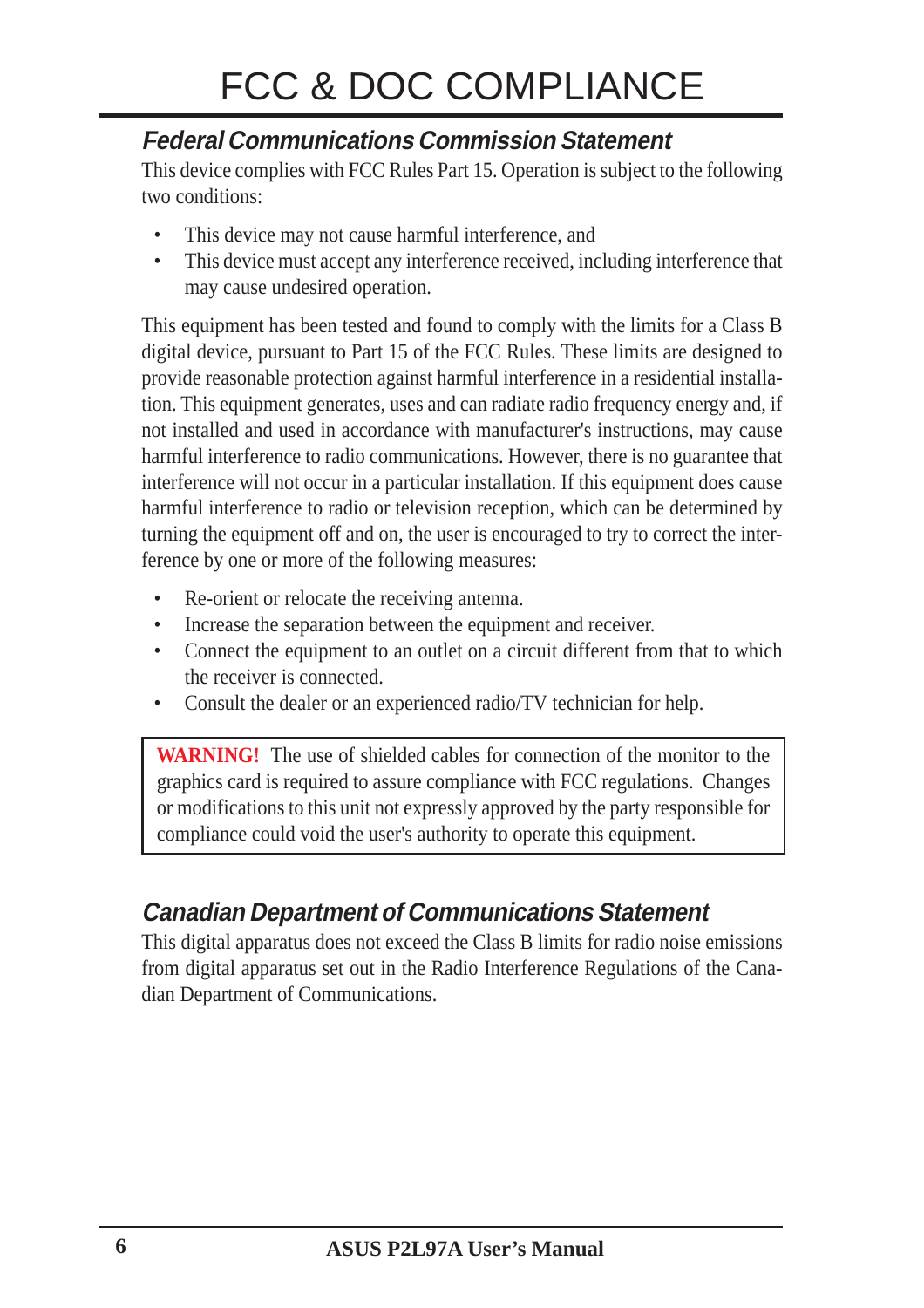# FCC & DOC COMPLIANCE

## *Federal Communications Commission Statement*

This device complies with FCC Rules Part 15. Operation is subject to the following two conditions:

- This device may not cause harmful interference, and
- This device must accept any interference received, including interference that may cause undesired operation.

This equipment has been tested and found to comply with the limits for a Class B digital device, pursuant to Part 15 of the FCC Rules. These limits are designed to provide reasonable protection against harmful interference in a residential installation. This equipment generates, uses and can radiate radio frequency energy and, if not installed and used in accordance with manufacturer's instructions, may cause harmful interference to radio communications. However, there is no guarantee that interference will not occur in a particular installation. If this equipment does cause harmful interference to radio or television reception, which can be determined by turning the equipment off and on, the user is encouraged to try to correct the interference by one or more of the following measures:

- Re-orient or relocate the receiving antenna.
- Increase the separation between the equipment and receiver.
- Connect the equipment to an outlet on a circuit different from that to which the receiver is connected.
- Consult the dealer or an experienced radio/TV technician for help.

> **WARNING!** The use of shielded cables for connection of the monitor to the graphics card is required to assure compliance with FCC regulations. Changes or modifications to this unit not expressly approved by the party responsible for compliance could void the user's authority to operate this equipment.

## *Canadian Department of Communications Statement*

This digital apparatus does not exceed the Class B limits for radio noise emissions from digital apparatus set out in the Radio Interference Regulations of the Canadian Department of Communications.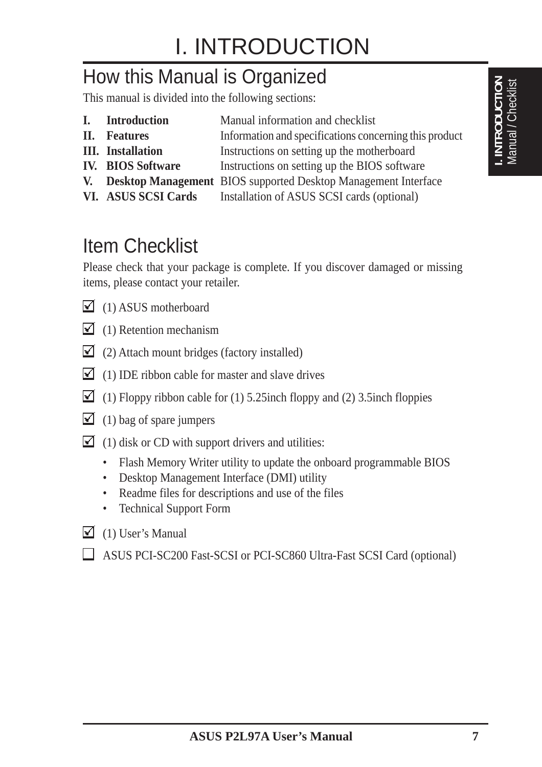# I. INTRODUCTION

## How this Manual is Organized

This manual is divided into the following sections:

| | | |
|---|---|---|
| **I.** | **Introduction** | Manual information and checklist |
| **II.** | **Features** | Information and specifications concerning this product |
| **III.** | **Installation** | Instructions on setting up the motherboard |
| **IV.** | **BIOS Software** | Instructions on setting up the BIOS software |
| **V.** | **Desktop Management** | BIOS supported Desktop Management Interface |
| **VI.** | **ASUS SCSI Cards** | Installation of ASUS SCSI cards (optional) |

## Item Checklist

Please check that your package is complete. If you discover damaged or missing items, please contact your retailer.

- [x] (1) ASUS motherboard
- [x] (1) Retention mechanism
- [x] (2) Attach mount bridges (factory installed)
- [x] (1) IDE ribbon cable for master and slave drives
- [x] (1) Floppy ribbon cable for (1) 5.25inch floppy and (2) 3.5inch floppies
- [x] (1) bag of spare jumpers
- [x] (1) disk or CD with support drivers and utilities:
  - Flash Memory Writer utility to update the onboard programmable BIOS
  - Desktop Management Interface (DMI) utility
  - Readme files for descriptions and use of the files
  - Technical Support Form
- [x] (1) User's Manual
- [ ] ASUS PCI-SC200 Fast-SCSI or PCI-SC860 Ultra-Fast SCSI Card (optional)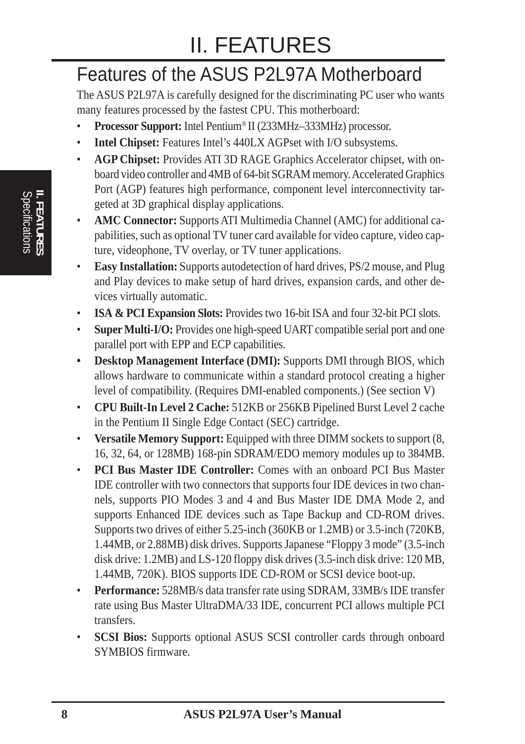# II. FEATURES

## Features of the ASUS P2L97A Motherboard

The ASUS P2L97A is carefully designed for the discriminating PC user who wants many features processed by the fastest CPU. This motherboard:

- **Processor Support:** Intel Pentium® II (233MHz–333MHz) processor.
- **Intel Chipset:** Features Intel's 440LX AGPset with I/O subsystems.
- **AGP Chipset:** Provides ATI 3D RAGE Graphics Accelerator chipset, with onboard video controller and 4MB of 64-bit SGRAM memory. Accelerated Graphics Port (AGP) features high performance, component level interconnectivity targeted at 3D graphical display applications.
- **AMC Connector:** Supports ATI Multimedia Channel (AMC) for additional capabilities, such as optional TV tuner card available for video capture, video capture, videophone, TV overlay, or TV tuner applications.
- **Easy Installation:** Supports autodetection of hard drives, PS/2 mouse, and Plug and Play devices to make setup of hard drives, expansion cards, and other devices virtually automatic.
- **ISA & PCI Expansion Slots:** Provides two 16-bit ISA and four 32-bit PCI slots.
- **Super Multi-I/O:** Provides one high-speed UART compatible serial port and one parallel port with EPP and ECP capabilities.
- **Desktop Management Interface (DMI):** Supports DMI through BIOS, which allows hardware to communicate within a standard protocol creating a higher level of compatibility. (Requires DMI-enabled components.) (See section V)
- **CPU Built-In Level 2 Cache:** 512KB or 256KB Pipelined Burst Level 2 cache in the Pentium II Single Edge Contact (SEC) cartridge.
- **Versatile Memory Support:** Equipped with three DIMM sockets to support (8, 16, 32, 64, or 128MB) 168-pin SDRAM/EDO memory modules up to 384MB.
- **PCI Bus Master IDE Controller:** Comes with an onboard PCI Bus Master IDE controller with two connectors that supports four IDE devices in two channels, supports PIO Modes 3 and 4 and Bus Master IDE DMA Mode 2, and supports Enhanced IDE devices such as Tape Backup and CD-ROM drives. Supports two drives of either 5.25-inch (360KB or 1.2MB) or 3.5-inch (720KB, 1.44MB, or 2.88MB) disk drives. Supports Japanese "Floppy 3 mode" (3.5-inch disk drive: 1.2MB) and LS-120 floppy disk drives (3.5-inch disk drive: 120 MB, 1.44MB, 720K). BIOS supports IDE CD-ROM or SCSI device boot-up.
- **Performance:** 528MB/s data transfer rate using SDRAM, 33MB/s IDE transfer rate using Bus Master UltraDMA/33 IDE, concurrent PCI allows multiple PCI transfers.
- **SCSI Bios:** Supports optional ASUS SCSI controller cards through onboard SYMBIOS firmware.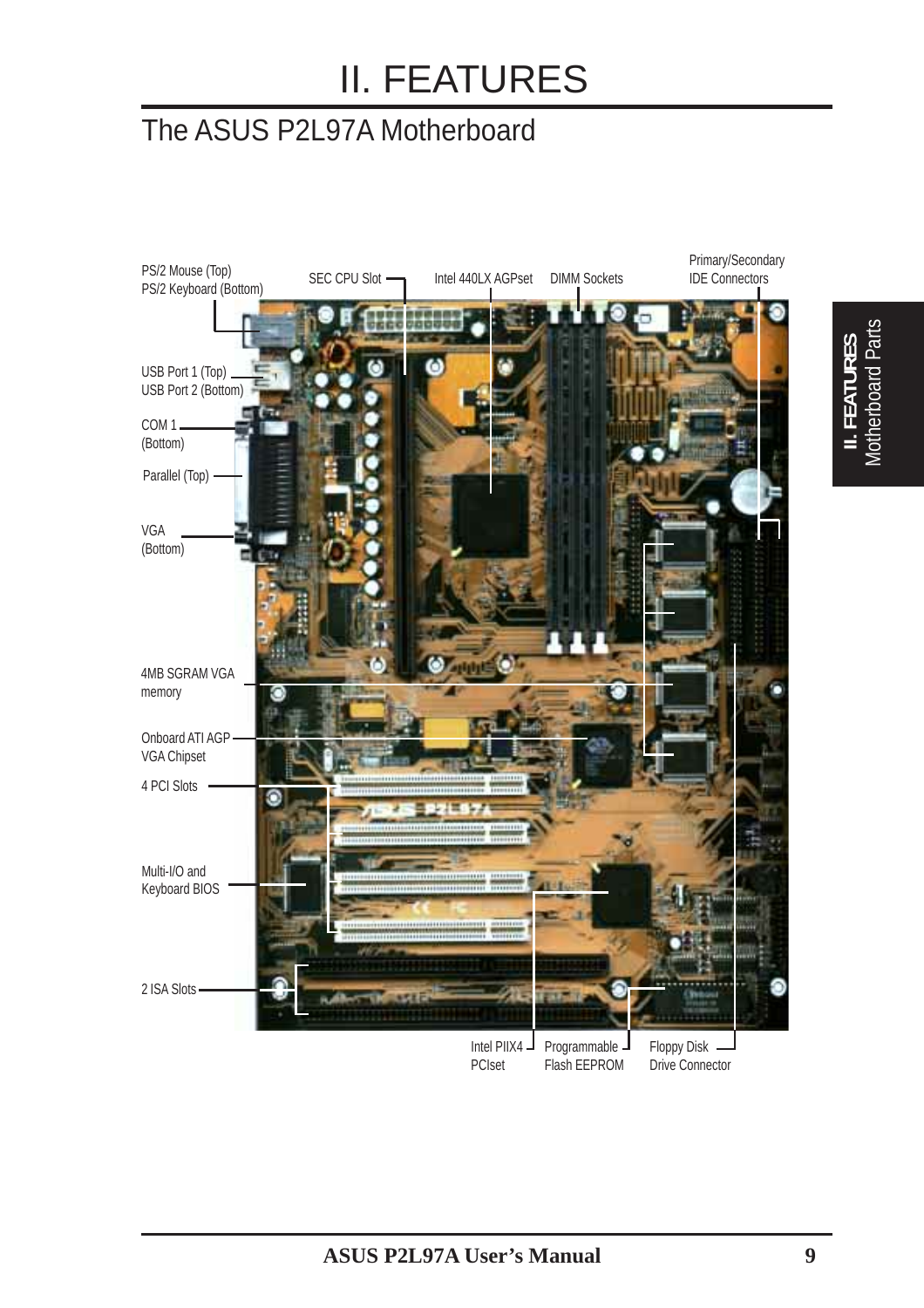# II. FEATURES

## The ASUS P2L97A Motherboard

PS/2 Mouse (Top)
PS/2 Keyboard (Bottom)

SEC CPU Slot

Intel 440LX AGPset

DIMM Sockets

Primary/Secondary
IDE Connectors

USB Port 1 (Top)
USB Port 2 (Bottom)

COM 1
(Bottom)

Parallel (Top)

VGA
(Bottom)

4MB SGRAM VGA
memory

Onboard ATI AGP
VGA Chipset

4 PCI Slots

Multi-I/O and
Keyboard BIOS

2 ISA Slots

Intel PIIX4
PCIset

Programmable
Flash EEPROM

Floppy Disk
Drive Connector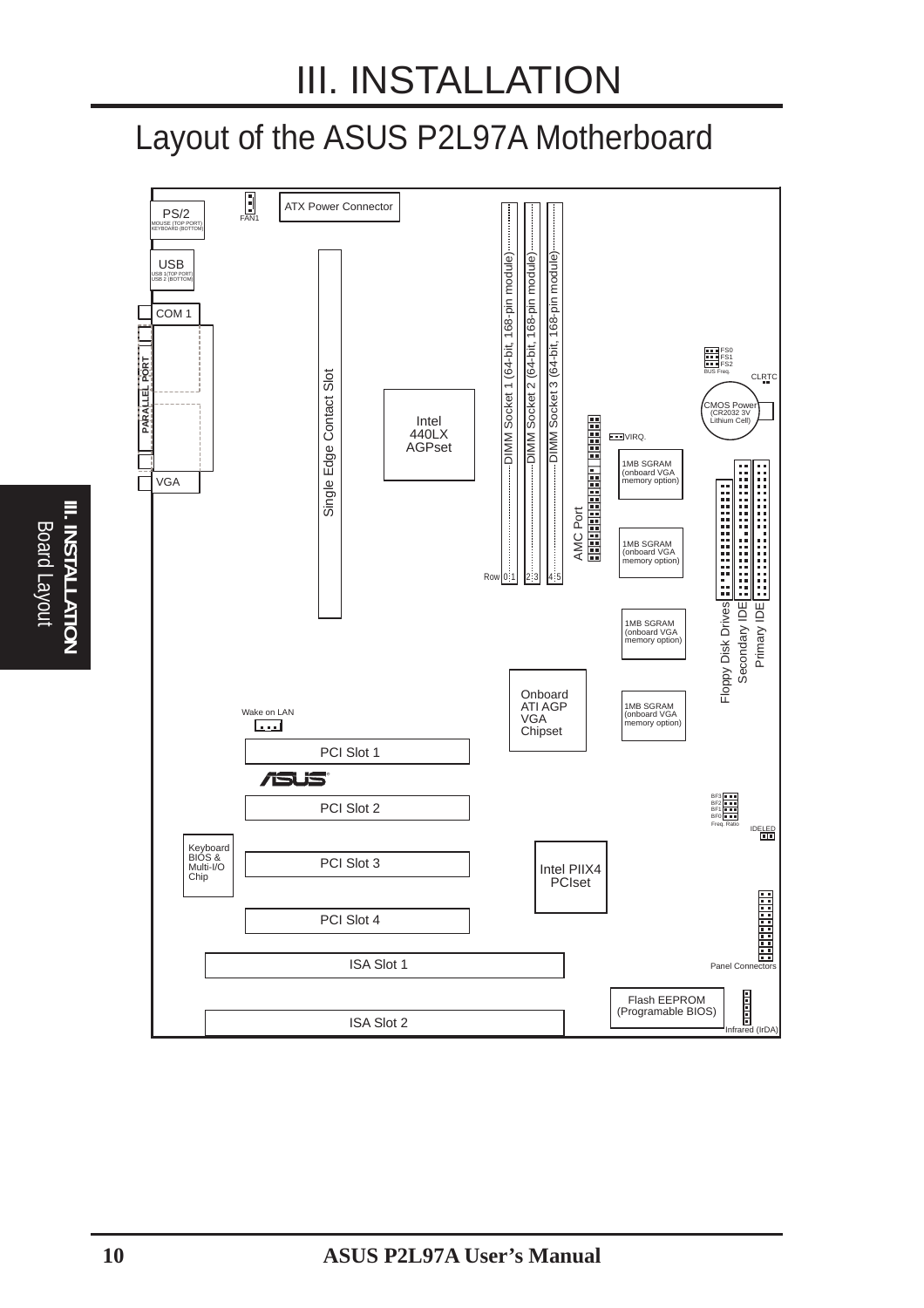# III. INSTALLATION

## Layout of the ASUS P2L97A Motherboard

PS/2
MOUSE (TOP PORT)
KEYBOARD (BOTTOM)

FAN1

ATX Power Connector

USB
USB 1(TOP PORT)
USB 2 (BOTTOM)

COM 1

PARALLEL PORT

VGA

Single Edge Contact Slot

Intel 440LX AGPset

DIMM Socket 1 (64-bit, 168-pin module)
DIMM Socket 2 (64-bit, 168-pin module)
DIMM Socket 3 (64-bit, 168-pin module)

Row 0:1 2:3 4:5

AMC Port

VIRQ.

FS0
FS1
FS2
BUS Freq.

CLRTC

CMOS Power (CR2032 3V Lithium Cell)

1MB SGRAM (onboard VGA memory option)

1MB SGRAM (onboard VGA memory option)

1MB SGRAM (onboard VGA memory option)

1MB SGRAM (onboard VGA memory option)

Floppy Disk Drives

Secondary IDE

Primary IDE

Onboard ATI AGP VGA Chipset

Wake on LAN

PCI Slot 1

ASUS

PCI Slot 2

BF3
BF2
BF1
BF0
Freq. Ratio

IDELED

Keyboard BIOS & Multi-I/O Chip

PCI Slot 3

Intel PIIX4 PCIset

PCI Slot 4

ISA Slot 1

Panel Connectors

Flash EEPROM (Programable BIOS)

ISA Slot 2

Infrared (IrDA)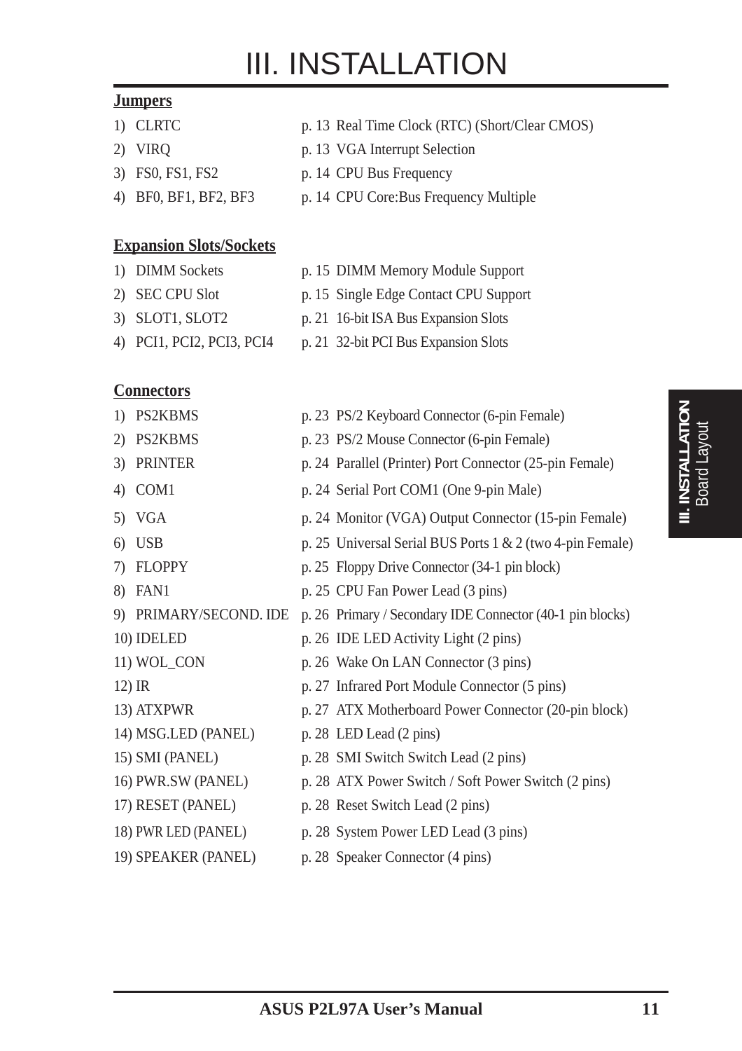# III. INSTALLATION

**Jumpers**

1) CLRTC p. 13 Real Time Clock (RTC) (Short/Clear CMOS)
2) VIRQ p. 13 VGA Interrupt Selection
3) FS0, FS1, FS2 p. 14 CPU Bus Frequency
4) BF0, BF1, BF2, BF3 p. 14 CPU Core:Bus Frequency Multiple

**Expansion Slots/Sockets**

1) DIMM Sockets p. 15 DIMM Memory Module Support
2) SEC CPU Slot p. 15 Single Edge Contact CPU Support
3) SLOT1, SLOT2 p. 21 16-bit ISA Bus Expansion Slots
4) PCI1, PCI2, PCI3, PCI4 p. 21 32-bit PCI Bus Expansion Slots

**Connectors**

1) PS2KBMS p. 23 PS/2 Keyboard Connector (6-pin Female)
2) PS2KBMS p. 23 PS/2 Mouse Connector (6-pin Female)
3) PRINTER p. 24 Parallel (Printer) Port Connector (25-pin Female)
4) COM1 p. 24 Serial Port COM1 (One 9-pin Male)
5) VGA p. 24 Monitor (VGA) Output Connector (15-pin Female)
6) USB p. 25 Universal Serial BUS Ports 1 & 2 (two 4-pin Female)
7) FLOPPY p. 25 Floppy Drive Connector (34-1 pin block)
8) FAN1 p. 25 CPU Fan Power Lead (3 pins)
9) PRIMARY/SECOND. IDE p. 26 Primary / Secondary IDE Connector (40-1 pin blocks)
10) IDELED p. 26 IDE LED Activity Light (2 pins)
11) WOL_CON p. 26 Wake On LAN Connector (3 pins)
12) IR p. 27 Infrared Port Module Connector (5 pins)
13) ATXPWR p. 27 ATX Motherboard Power Connector (20-pin block)
14) MSG.LED (PANEL) p. 28 LED Lead (2 pins)
15) SMI (PANEL) p. 28 SMI Switch Switch Lead (2 pins)
16) PWR.SW (PANEL) p. 28 ATX Power Switch / Soft Power Switch (2 pins)
17) RESET (PANEL) p. 28 Reset Switch Lead (2 pins)
18) PWR LED (PANEL) p. 28 System Power LED Lead (3 pins)
19) SPEAKER (PANEL) p. 28 Speaker Connector (4 pins)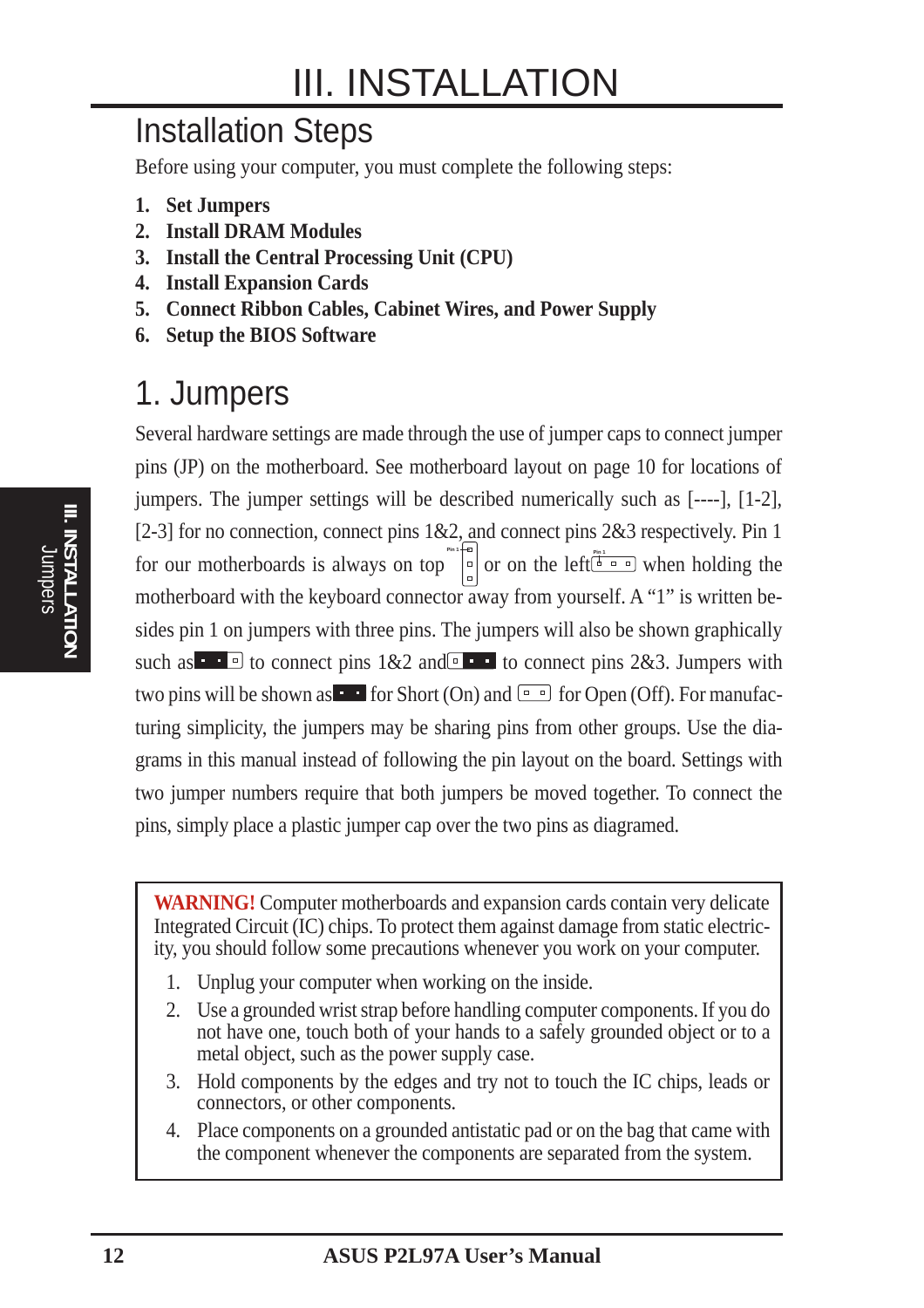# III. INSTALLATION

## Installation Steps

Before using your computer, you must complete the following steps:

1. **Set Jumpers**
2. **Install DRAM Modules**
3. **Install the Central Processing Unit (CPU)**
4. **Install Expansion Cards**
5. **Connect Ribbon Cables, Cabinet Wires, and Power Supply**
6. **Setup the BIOS Software**

## 1. Jumpers

Several hardware settings are made through the use of jumper caps to connect jumper pins (JP) on the motherboard. See motherboard layout on page 10 for locations of jumpers. The jumper settings will be described numerically such as [----], [1-2], [2-3] for no connection, connect pins 1&2, and connect pins 2&3 respectively. Pin 1 for our motherboards is always on top or on the left when holding the motherboard with the keyboard connector away from yourself. A "1" is written besides pin 1 on jumpers with three pins. The jumpers will also be shown graphically such as to connect pins 1&2 and to connect pins 2&3. Jumpers with two pins will be shown as for Short (On) and for Open (Off). For manufacturing simplicity, the jumpers may be sharing pins from other groups. Use the diagrams in this manual instead of following the pin layout on the board. Settings with two jumper numbers require that both jumpers be moved together. To connect the pins, simply place a plastic jumper cap over the two pins as diagramed.

**WARNING!** Computer motherboards and expansion cards contain very delicate Integrated Circuit (IC) chips. To protect them against damage from static electricity, you should follow some precautions whenever you work on your computer.

1. Unplug your computer when working on the inside.
2. Use a grounded wrist strap before handling computer components. If you do not have one, touch both of your hands to a safely grounded object or to a metal object, such as the power supply case.
3. Hold components by the edges and try not to touch the IC chips, leads or connectors, or other components.
4. Place components on a grounded antistatic pad or on the bag that came with the component whenever the components are separated from the system.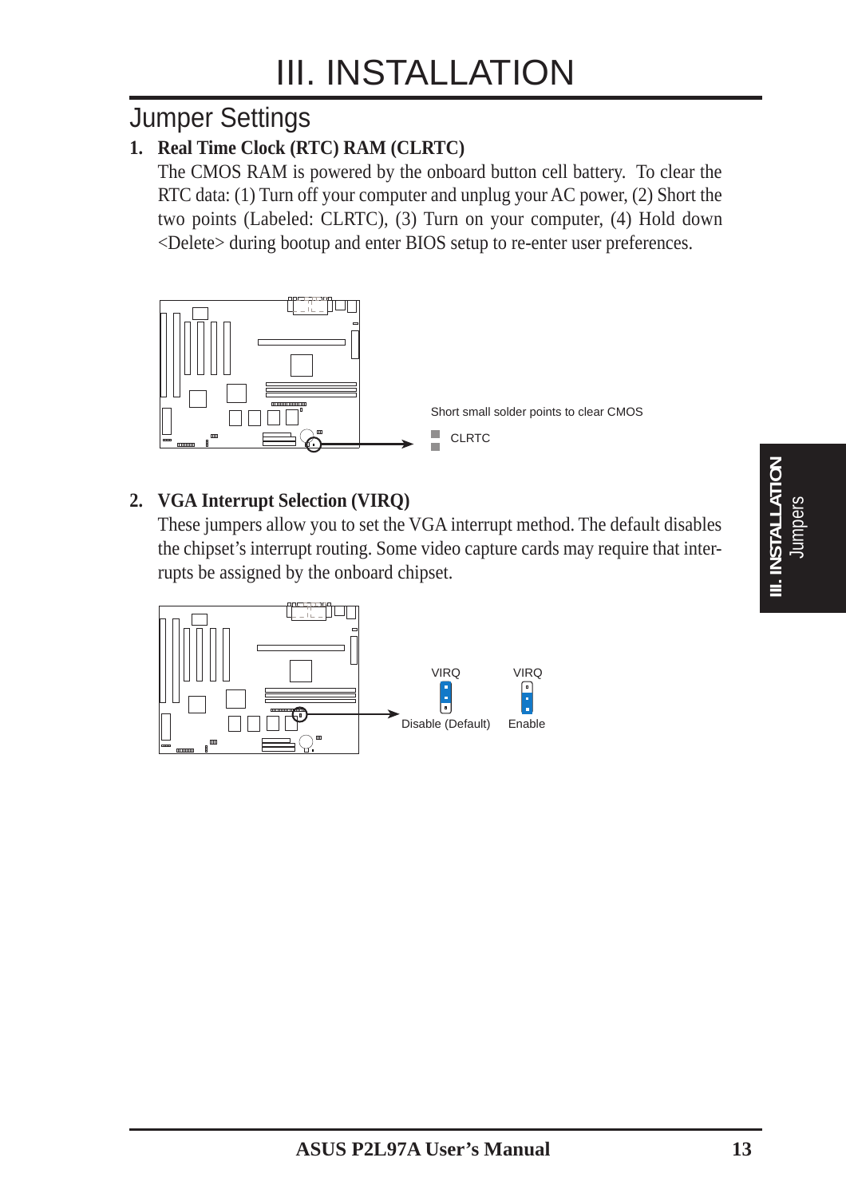# III. INSTALLATION

## Jumper Settings

**1. Real Time Clock (RTC) RAM (CLRTC)**

The CMOS RAM is powered by the onboard button cell battery. To clear the RTC data: (1) Turn off your computer and unplug your AC power, (2) Short the two points (Labeled: CLRTC), (3) Turn on your computer, (4) Hold down <Delete> during bootup and enter BIOS setup to re-enter user preferences.

Short small solder points to clear CMOS

CLRTC

**2. VGA Interrupt Selection (VIRQ)**

These jumpers allow you to set the VGA interrupt method. The default disables the chipset's interrupt routing. Some video capture cards may require that interrupts be assigned by the onboard chipset.

| VIRQ | VIRQ |
|---|---|
| Disable (Default) | Enable |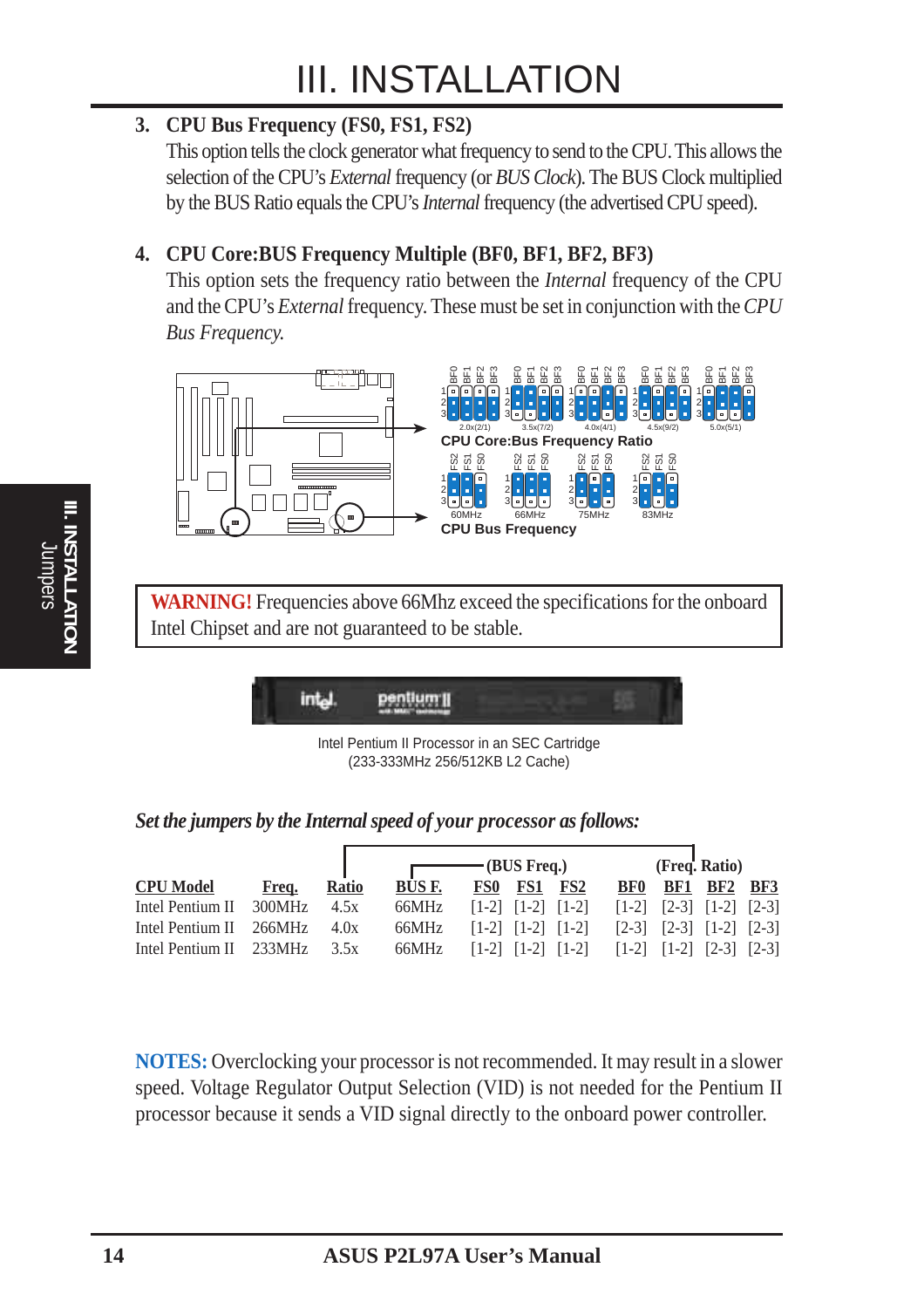# III. INSTALLATION

### 3. CPU Bus Frequency (FS0, FS1, FS2)

This option tells the clock generator what frequency to send to the CPU. This allows the selection of the CPU's *External* frequency (or *BUS Clock*). The BUS Clock multiplied by the BUS Ratio equals the CPU's *Internal* frequency (the advertised CPU speed).

### 4. CPU Core:BUS Frequency Multiple (BF0, BF1, BF2, BF3)

This option sets the frequency ratio between the *Internal* frequency of the CPU and the CPU's *External* frequency. These must be set in conjunction with the *CPU Bus Frequency.*

2.0x(2/1) 3.5x(7/2) 4.0x(4/1) 4.5x(9/2) 5.0x(5/1)

**CPU Core:Bus Frequency Ratio**

60MHz 66MHz 75MHz 83MHz

**CPU Bus Frequency**

**WARNING!** Frequencies above 66Mhz exceed the specifications for the onboard Intel Chipset and are not guaranteed to be stable.

Intel Pentium II Processor in an SEC Cartridge
(233-333MHz 256/512KB L2 Cache)

*Set the jumpers by the Internal speed of your processor as follows:*

| | | | (BUS Freq.) | | | | (Freq. Ratio) | | | |
|---|---|---|---|---|---|---|---|---|---|---|
| **CPU Model** | **Freq.** | **Ratio** | **BUS F.** | **FS0** | **FS1** | **FS2** | **BF0** | **BF1** | **BF2** | **BF3** |
| Intel Pentium II | 300MHz | 4.5x | 66MHz | [1-2] | [1-2] | [1-2] | [1-2] | [2-3] | [1-2] | [2-3] |
| Intel Pentium II | 266MHz | 4.0x | 66MHz | [1-2] | [1-2] | [1-2] | [2-3] | [2-3] | [1-2] | [2-3] |
| Intel Pentium II | 233MHz | 3.5x | 66MHz | [1-2] | [1-2] | [1-2] | [1-2] | [1-2] | [2-3] | [2-3] |

**NOTES:** Overclocking your processor is not recommended. It may result in a slower speed. Voltage Regulator Output Selection (VID) is not needed for the Pentium II processor because it sends a VID signal directly to the onboard power controller.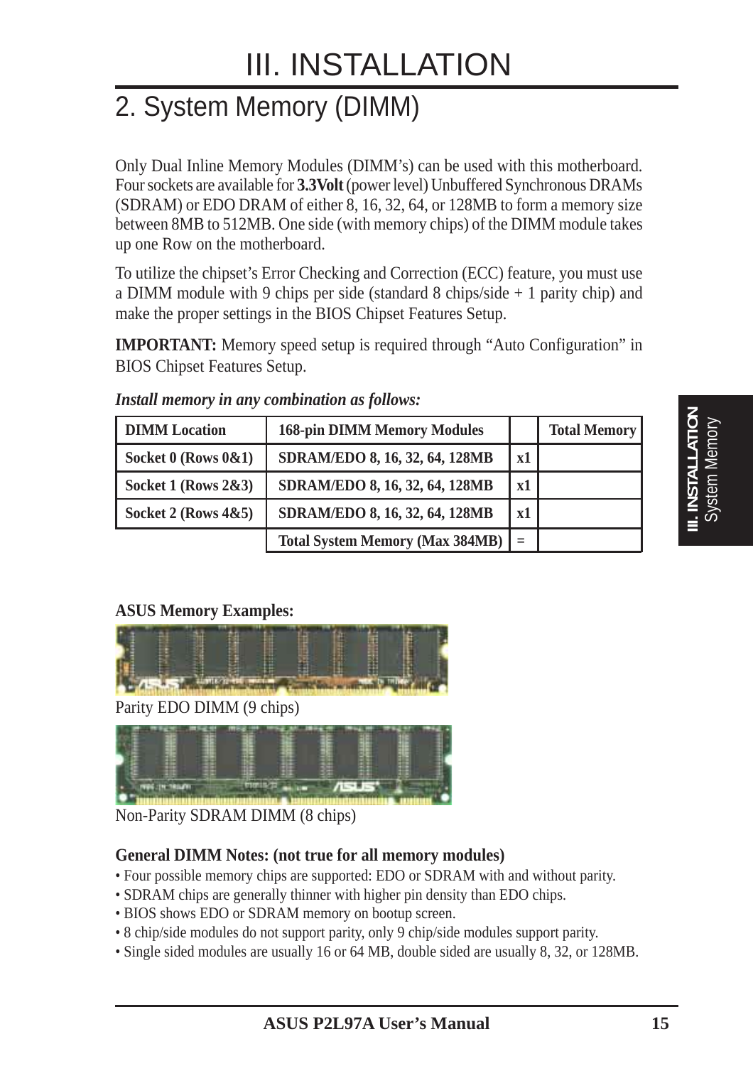# III. INSTALLATION

## 2. System Memory (DIMM)

Only Dual Inline Memory Modules (DIMM's) can be used with this motherboard. Four sockets are available for **3.3Volt** (power level) Unbuffered Synchronous DRAMs (SDRAM) or EDO DRAM of either 8, 16, 32, 64, or 128MB to form a memory size between 8MB to 512MB. One side (with memory chips) of the DIMM module takes up one Row on the motherboard.

To utilize the chipset's Error Checking and Correction (ECC) feature, you must use a DIMM module with 9 chips per side (standard 8 chips/side + 1 parity chip) and make the proper settings in the BIOS Chipset Features Setup.

**IMPORTANT:** Memory speed setup is required through "Auto Configuration" in BIOS Chipset Features Setup.

***Install memory in any combination as follows:***

| DIMM Location | 168-pin DIMM Memory Modules | | Total Memory |
|---|---|---|---|
| Socket 0 (Rows 0&1) | SDRAM/EDO 8, 16, 32, 64, 128MB | x1 | |
| Socket 1 (Rows 2&3) | SDRAM/EDO 8, 16, 32, 64, 128MB | x1 | |
| Socket 2 (Rows 4&5) | SDRAM/EDO 8, 16, 32, 64, 128MB | x1 | |
| | Total System Memory (Max 384MB) | = | |

**ASUS Memory Examples:**

Parity EDO DIMM (9 chips)

Non-Parity SDRAM DIMM (8 chips)

**General DIMM Notes: (not true for all memory modules)**

- Four possible memory chips are supported: EDO or SDRAM with and without parity.
- SDRAM chips are generally thinner with higher pin density than EDO chips.
- BIOS shows EDO or SDRAM memory on bootup screen.
- 8 chip/side modules do not support parity, only 9 chip/side modules support parity.
- Single sided modules are usually 16 or 64 MB, double sided are usually 8, 32, or 128MB.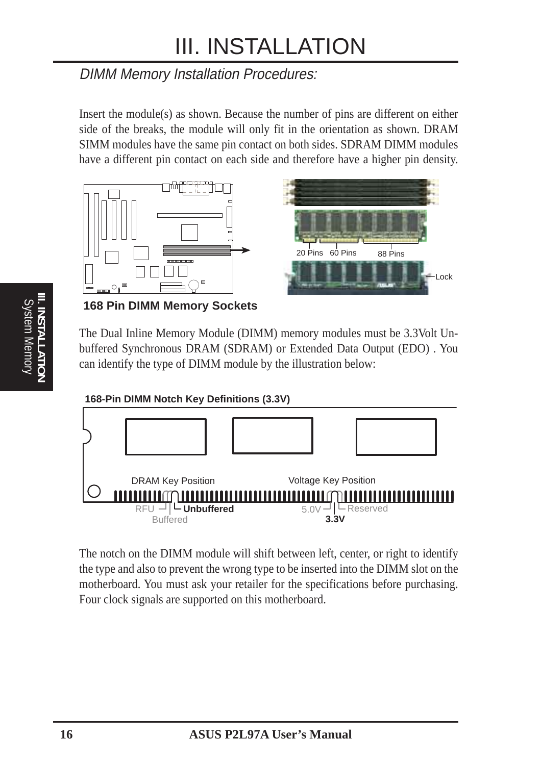## DIMM Memory Installation Procedures:

Insert the module(s) as shown. Because the number of pins are different on either side of the breaks, the module will only fit in the orientation as shown. DRAM SIMM modules have the same pin contact on both sides. SDRAM DIMM modules have a different pin contact on each side and therefore have a higher pin density.

20 Pins 60 Pins 88 Pins

Lock

**168 Pin DIMM Memory Sockets**

The Dual Inline Memory Module (DIMM) memory modules must be 3.3Volt Unbuffered Synchronous DRAM (SDRAM) or Extended Data Output (EDO) . You can identify the type of DIMM module by the illustration below:

**168-Pin DIMM Notch Key Definitions (3.3V)**

DRAM Key Position: RFU, **Unbuffered**, Buffered

Voltage Key Position: 5.0V, Reserved, **3.3V**

The notch on the DIMM module will shift between left, center, or right to identify the type and also to prevent the wrong type to be inserted into the DIMM slot on the motherboard. You must ask your retailer for the specifications before purchasing. Four clock signals are supported on this motherboard.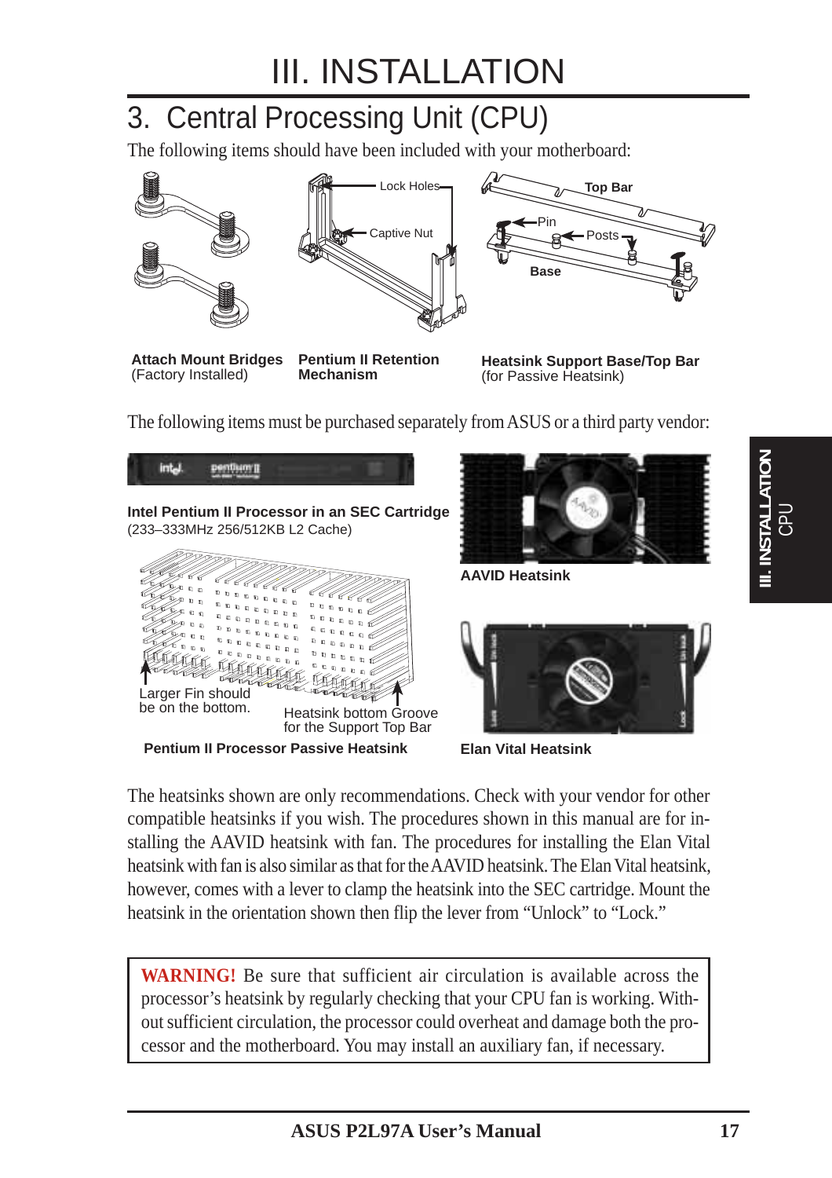# III. INSTALLATION

## 3. Central Processing Unit (CPU)

The following items should have been included with your motherboard:

Lock Holes

Captive Nut

Top Bar

Pin

Posts

Base

**Attach Mount Bridges**
(Factory Installed)

**Pentium II Retention Mechanism**

**Heatsink Support Base/Top Bar**
(for Passive Heatsink)

The following items must be purchased separately from ASUS or a third party vendor:

**Intel Pentium II Processor in an SEC Cartridge**
(233–333MHz 256/512KB L2 Cache)

**AAVID Heatsink**

Larger Fin should be on the bottom.

Heatsink bottom Groove for the Support Top Bar

**Pentium II Processor Passive Heatsink**

**Elan Vital Heatsink**

The heatsinks shown are only recommendations. Check with your vendor for other compatible heatsinks if you wish. The procedures shown in this manual are for installing the AAVID heatsink with fan. The procedures for installing the Elan Vital heatsink with fan is also similar as that for the AAVID heatsink. The Elan Vital heatsink, however, comes with a lever to clamp the heatsink into the SEC cartridge. Mount the heatsink in the orientation shown then flip the lever from "Unlock" to "Lock."

> **WARNING!** Be sure that sufficient air circulation is available across the processor's heatsink by regularly checking that your CPU fan is working. Without sufficient circulation, the processor could overheat and damage both the processor and the motherboard. You may install an auxiliary fan, if necessary.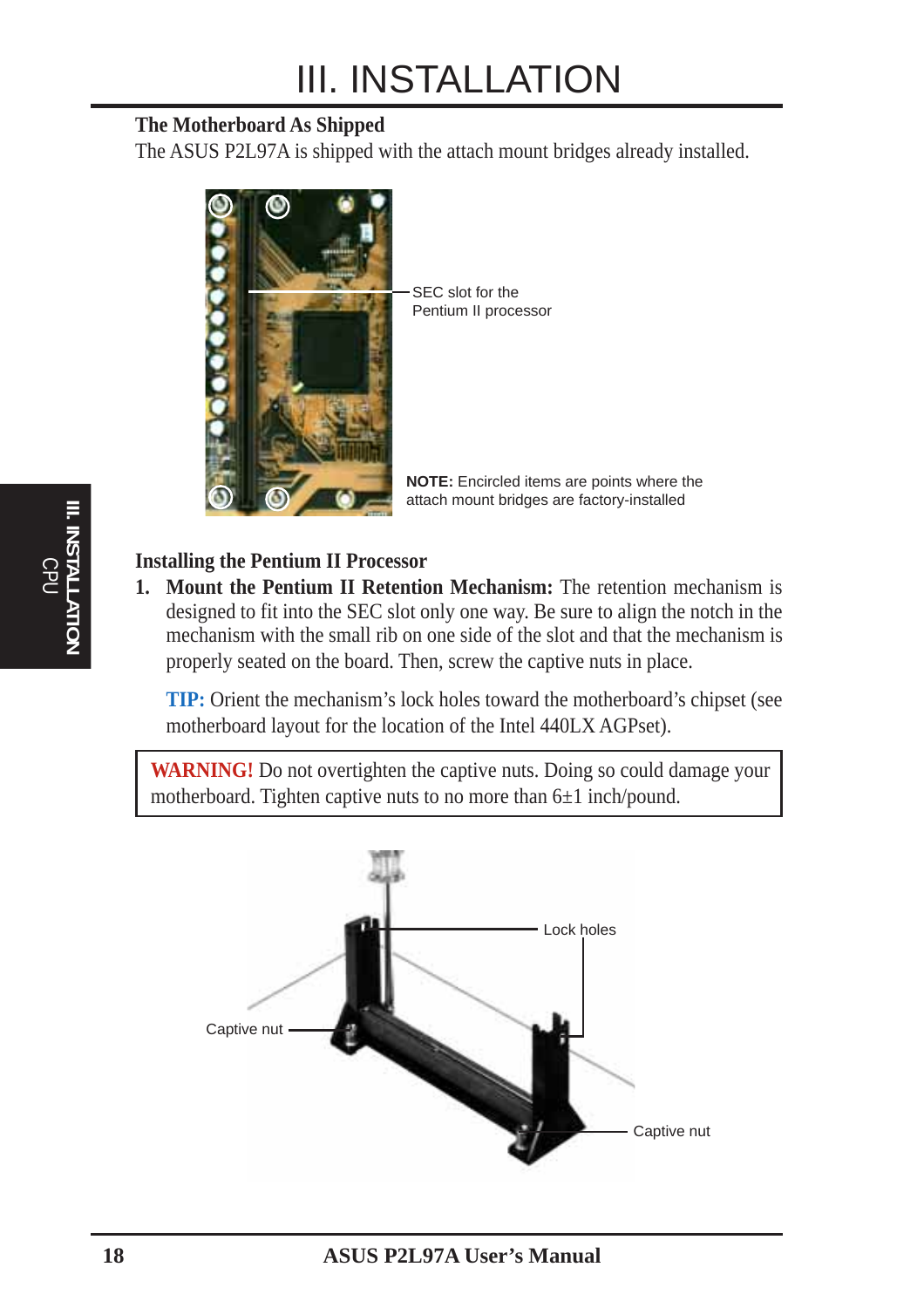# III. INSTALLATION

### The Motherboard As Shipped

The ASUS P2L97A is shipped with the attach mount bridges already installed.

SEC slot for the Pentium II processor

**NOTE:** Encircled items are points where the attach mount bridges are factory-installed

### Installing the Pentium II Processor

1. **Mount the Pentium II Retention Mechanism:** The retention mechanism is designed to fit into the SEC slot only one way. Be sure to align the notch in the mechanism with the small rib on one side of the slot and that the mechanism is properly seated on the board. Then, screw the captive nuts in place.

   **TIP:** Orient the mechanism's lock holes toward the motherboard's chipset (see motherboard layout for the location of the Intel 440LX AGPset).

**WARNING!** Do not overtighten the captive nuts. Doing so could damage your motherboard. Tighten captive nuts to no more than 6±1 inch/pound.

Lock holes

Captive nut

Captive nut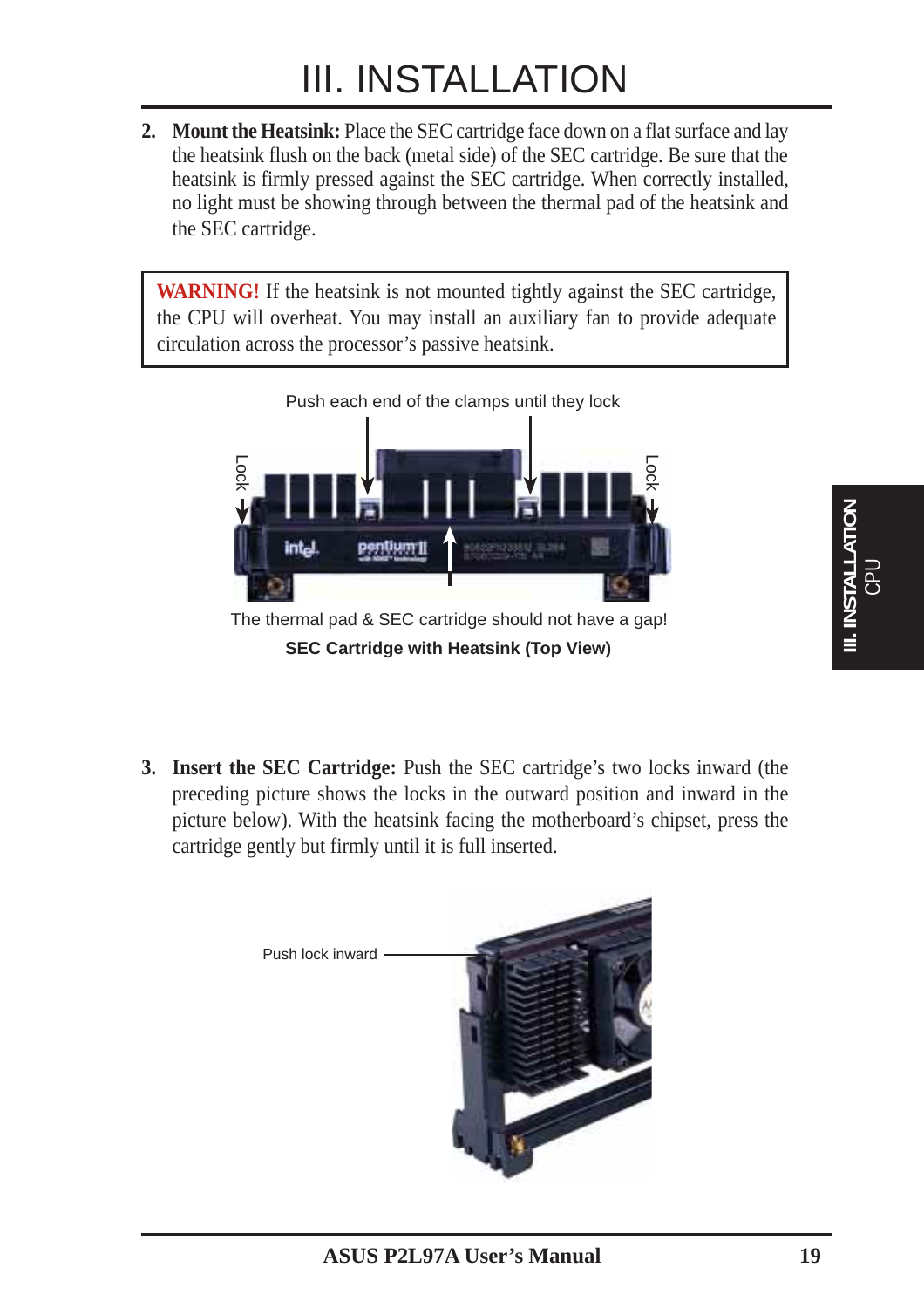# III. INSTALLATION

2. **Mount the Heatsink:** Place the SEC cartridge face down on a flat surface and lay the heatsink flush on the back (metal side) of the SEC cartridge. Be sure that the heatsink is firmly pressed against the SEC cartridge. When correctly installed, no light must be showing through between the thermal pad of the heatsink and the SEC cartridge.

> **WARNING!** If the heatsink is not mounted tightly against the SEC cartridge, the CPU will overheat. You may install an auxiliary fan to provide adequate circulation across the processor's passive heatsink.

Push each end of the clamps until they lock

Lock

Lock

The thermal pad & SEC cartridge should not have a gap!

**SEC Cartridge with Heatsink (Top View)**

3. **Insert the SEC Cartridge:** Push the SEC cartridge's two locks inward (the preceding picture shows the locks in the outward position and inward in the picture below). With the heatsink facing the motherboard's chipset, press the cartridge gently but firmly until it is full inserted.

Push lock inward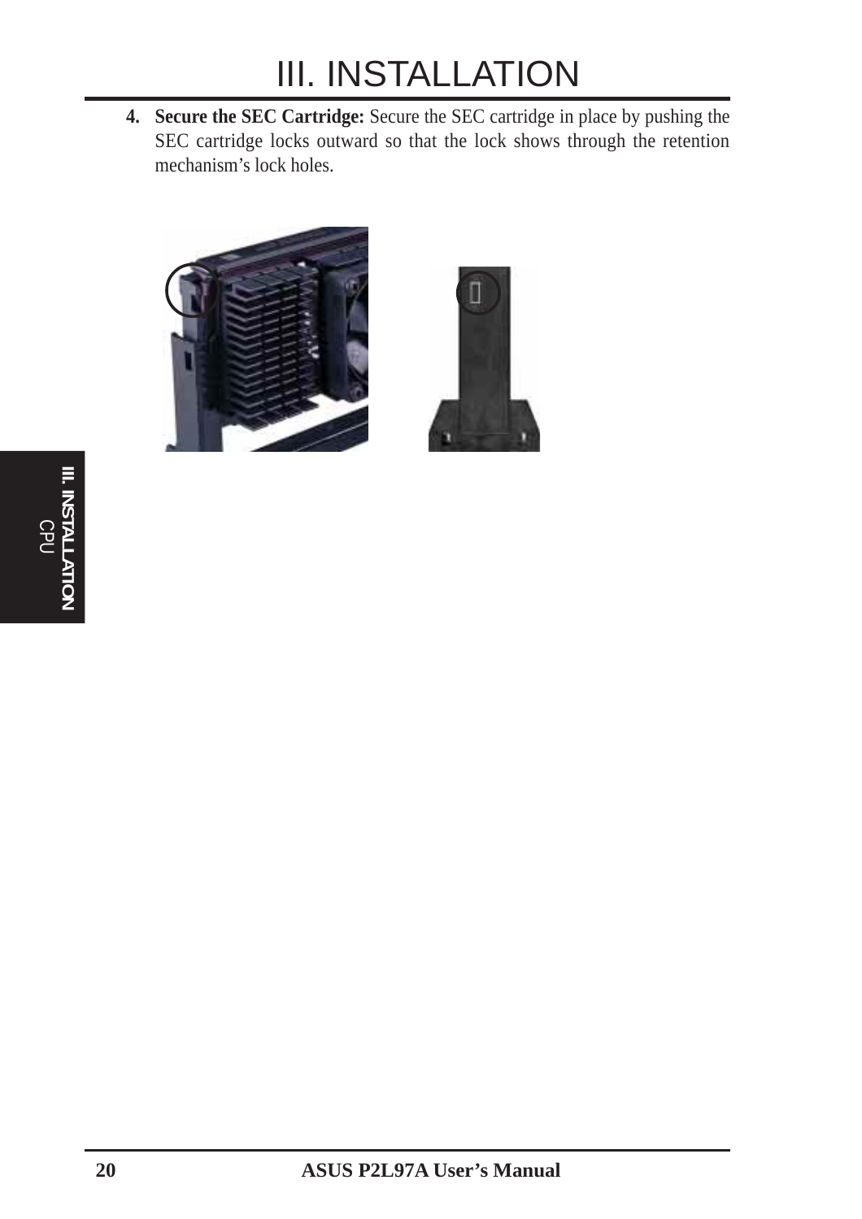4. **Secure the SEC Cartridge:** Secure the SEC cartridge in place by pushing the SEC cartridge locks outward so that the lock shows through the retention mechanism's lock holes.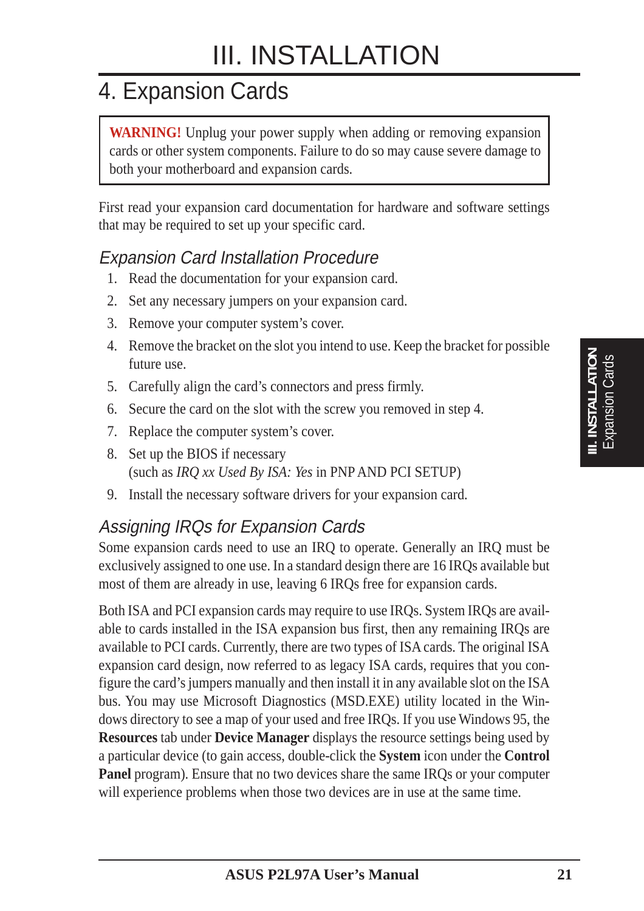# III. INSTALLATION

## 4. Expansion Cards

> **WARNING!** Unplug your power supply when adding or removing expansion cards or other system components. Failure to do so may cause severe damage to both your motherboard and expansion cards.

First read your expansion card documentation for hardware and software settings that may be required to set up your specific card.

### *Expansion Card Installation Procedure*

1. Read the documentation for your expansion card.
2. Set any necessary jumpers on your expansion card.
3. Remove your computer system's cover.
4. Remove the bracket on the slot you intend to use. Keep the bracket for possible future use.
5. Carefully align the card's connectors and press firmly.
6. Secure the card on the slot with the screw you removed in step 4.
7. Replace the computer system's cover.
8. Set up the BIOS if necessary
   (such as *IRQ xx Used By ISA: Yes* in PNP AND PCI SETUP)
9. Install the necessary software drivers for your expansion card.

### *Assigning IRQs for Expansion Cards*

Some expansion cards need to use an IRQ to operate. Generally an IRQ must be exclusively assigned to one use. In a standard design there are 16 IRQs available but most of them are already in use, leaving 6 IRQs free for expansion cards.

Both ISA and PCI expansion cards may require to use IRQs. System IRQs are available to cards installed in the ISA expansion bus first, then any remaining IRQs are available to PCI cards. Currently, there are two types of ISA cards. The original ISA expansion card design, now referred to as legacy ISA cards, requires that you configure the card's jumpers manually and then install it in any available slot on the ISA bus. You may use Microsoft Diagnostics (MSD.EXE) utility located in the Windows directory to see a map of your used and free IRQs. If you use Windows 95, the **Resources** tab under **Device Manager** displays the resource settings being used by a particular device (to gain access, double-click the **System** icon under the **Control Panel** program). Ensure that no two devices share the same IRQs or your computer will experience problems when those two devices are in use at the same time.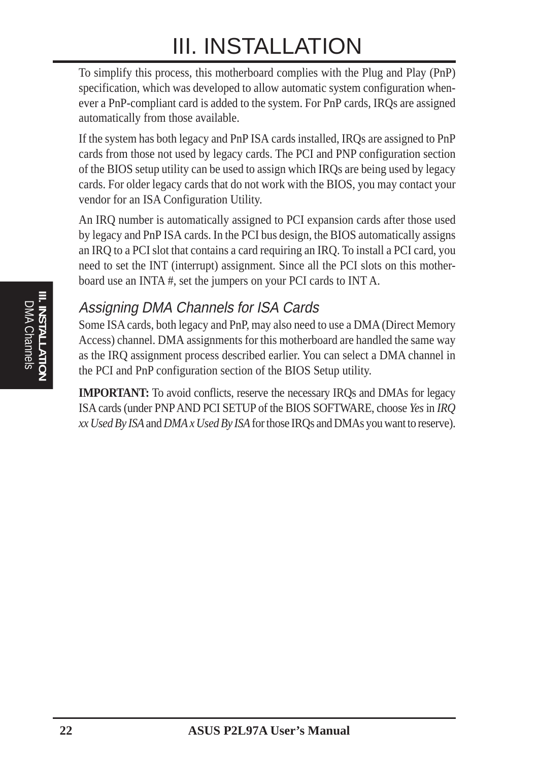To simplify this process, this motherboard complies with the Plug and Play (PnP) specification, which was developed to allow automatic system configuration whenever a PnP-compliant card is added to the system. For PnP cards, IRQs are assigned automatically from those available.

If the system has both legacy and PnP ISA cards installed, IRQs are assigned to PnP cards from those not used by legacy cards. The PCI and PNP configuration section of the BIOS setup utility can be used to assign which IRQs are being used by legacy cards. For older legacy cards that do not work with the BIOS, you may contact your vendor for an ISA Configuration Utility.

An IRQ number is automatically assigned to PCI expansion cards after those used by legacy and PnP ISA cards. In the PCI bus design, the BIOS automatically assigns an IRQ to a PCI slot that contains a card requiring an IRQ. To install a PCI card, you need to set the INT (interrupt) assignment. Since all the PCI slots on this motherboard use an INTA #, set the jumpers on your PCI cards to INT A.

### *Assigning DMA Channels for ISA Cards*

Some ISA cards, both legacy and PnP, may also need to use a DMA (Direct Memory Access) channel. DMA assignments for this motherboard are handled the same way as the IRQ assignment process described earlier. You can select a DMA channel in the PCI and PnP configuration section of the BIOS Setup utility.

**IMPORTANT:** To avoid conflicts, reserve the necessary IRQs and DMAs for legacy ISA cards (under PNP AND PCI SETUP of the BIOS SOFTWARE, choose *Yes* in *IRQ xx Used By ISA* and *DMA x Used By ISA* for those IRQs and DMAs you want to reserve).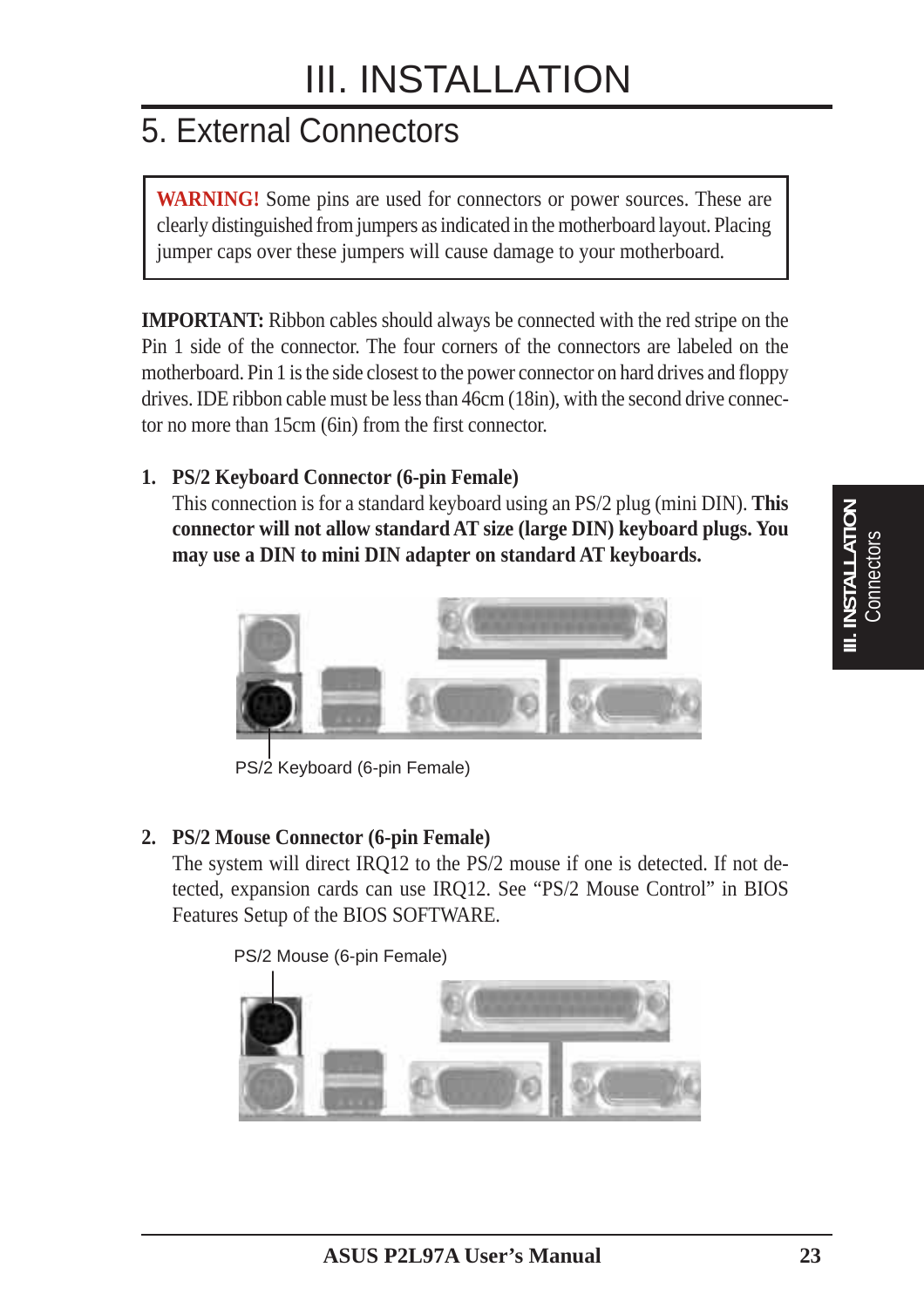# III. INSTALLATION

## 5. External Connectors

**WARNING!** Some pins are used for connectors or power sources. These are clearly distinguished from jumpers as indicated in the motherboard layout. Placing jumper caps over these jumpers will cause damage to your motherboard.

**IMPORTANT:** Ribbon cables should always be connected with the red stripe on the Pin 1 side of the connector. The four corners of the connectors are labeled on the motherboard. Pin 1 is the side closest to the power connector on hard drives and floppy drives. IDE ribbon cable must be less than 46cm (18in), with the second drive connector no more than 15cm (6in) from the first connector.

1. **PS/2 Keyboard Connector (6-pin Female)**
   This connection is for a standard keyboard using an PS/2 plug (mini DIN). **This connector will not allow standard AT size (large DIN) keyboard plugs. You may use a DIN to mini DIN adapter on standard AT keyboards.**

PS/2 Keyboard (6-pin Female)

2. **PS/2 Mouse Connector (6-pin Female)**
   The system will direct IRQ12 to the PS/2 mouse if one is detected. If not detected, expansion cards can use IRQ12. See "PS/2 Mouse Control" in BIOS Features Setup of the BIOS SOFTWARE.

PS/2 Mouse (6-pin Female)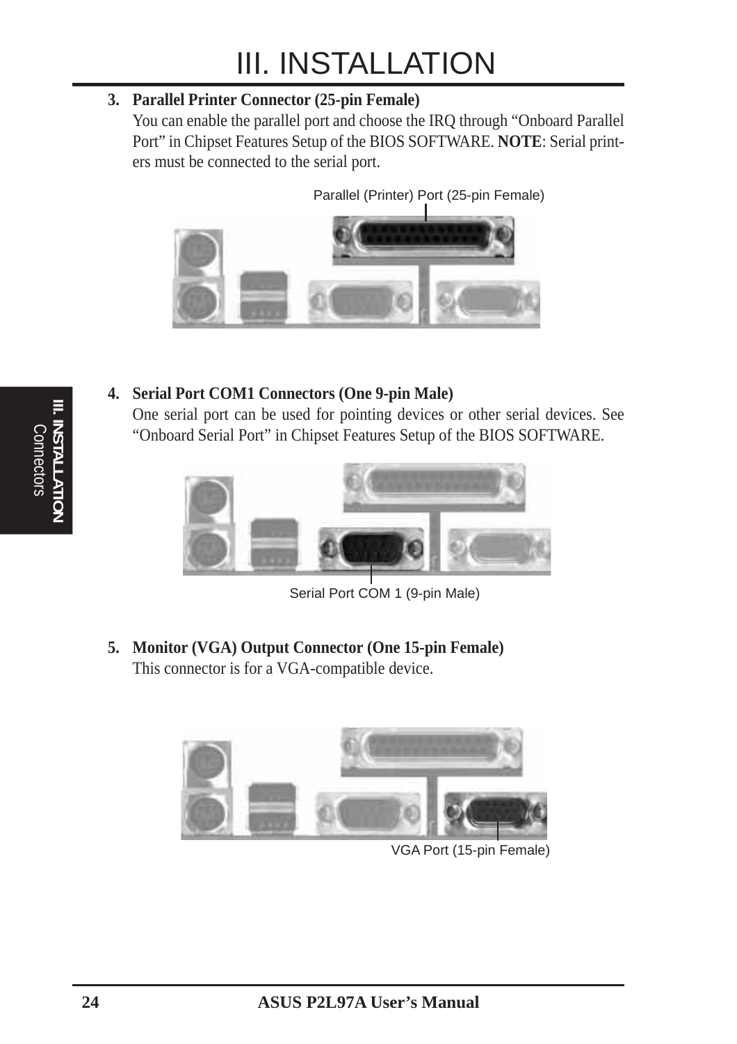3. **Parallel Printer Connector (25-pin Female)**
   You can enable the parallel port and choose the IRQ through "Onboard Parallel Port" in Chipset Features Setup of the BIOS SOFTWARE. **NOTE**: Serial printers must be connected to the serial port.

Parallel (Printer) Port (25-pin Female)

4. **Serial Port COM1 Connectors (One 9-pin Male)**
   One serial port can be used for pointing devices or other serial devices. See "Onboard Serial Port" in Chipset Features Setup of the BIOS SOFTWARE.

Serial Port COM 1 (9-pin Male)

5. **Monitor (VGA) Output Connector (One 15-pin Female)**
   This connector is for a VGA-compatible device.

VGA Port (15-pin Female)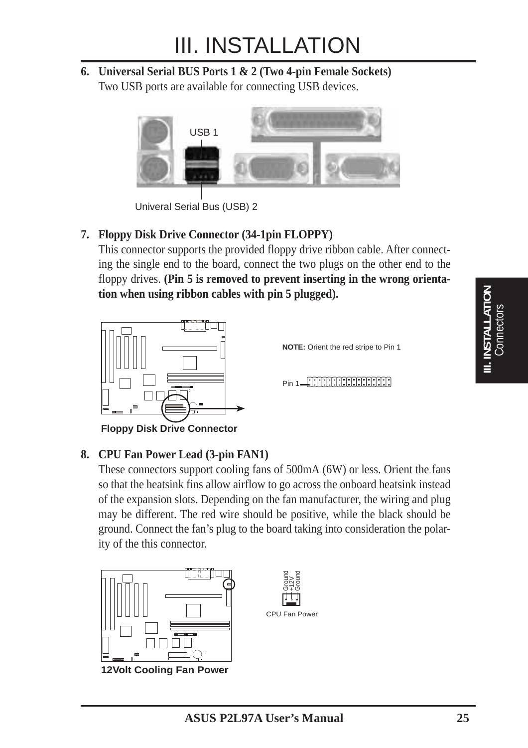6. **Universal Serial BUS Ports 1 & 2 (Two 4-pin Female Sockets)**
   Two USB ports are available for connecting USB devices.

USB 1

Univeral Serial Bus (USB) 2

7. **Floppy Disk Drive Connector (34-1pin FLOPPY)**
   This connector supports the provided floppy drive ribbon cable. After connecting the single end to the board, connect the two plugs on the other end to the floppy drives. **(Pin 5 is removed to prevent inserting in the wrong orientation when using ribbon cables with pin 5 plugged).**

**NOTE:** Orient the red stripe to Pin 1

Pin 1

**Floppy Disk Drive Connector**

8. **CPU Fan Power Lead (3-pin FAN1)**
   These connectors support cooling fans of 500mA (6W) or less. Orient the fans so that the heatsink fins allow airflow to go across the onboard heatsink instead of the expansion slots. Depending on the fan manufacturer, the wiring and plug may be different. The red wire should be positive, while the black should be ground. Connect the fan's plug to the board taking into consideration the polarity of the this connector.

Ground
+12V
Ground

CPU Fan Power

**12Volt Cooling Fan Power**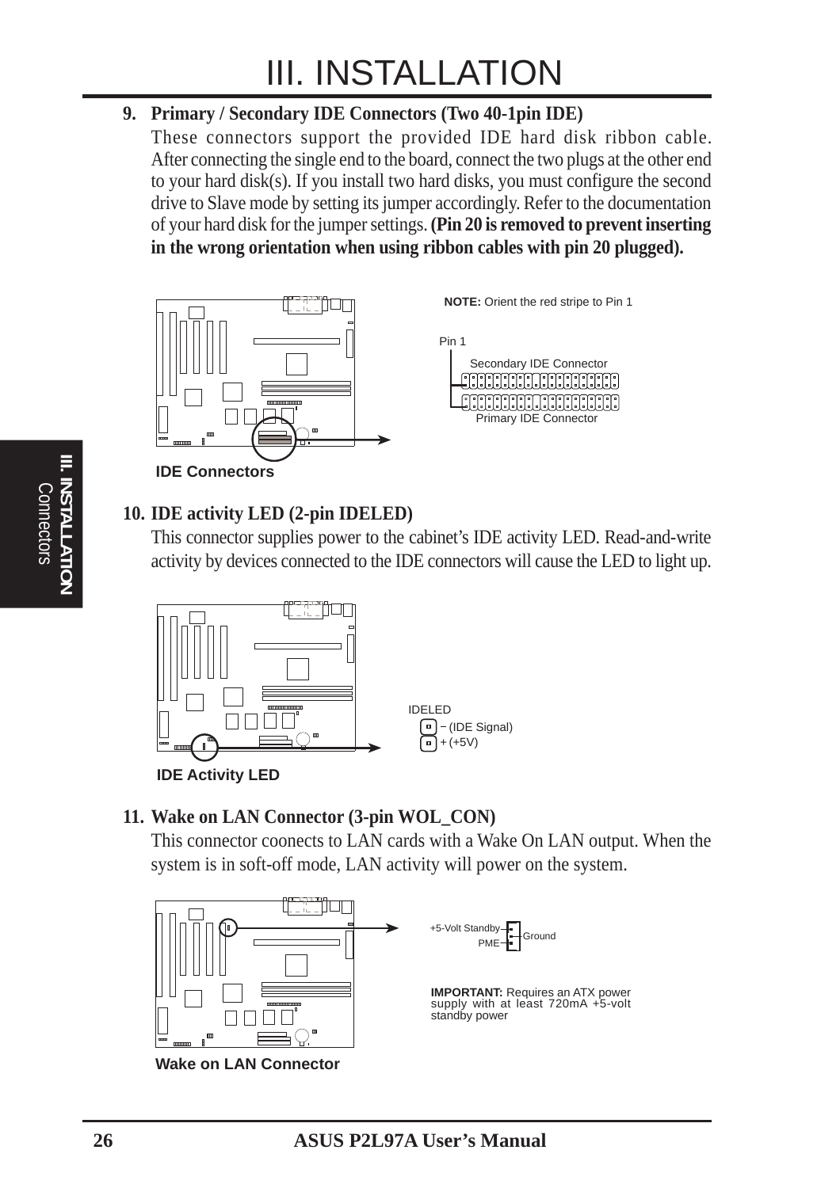# III. INSTALLATION

**9. Primary / Secondary IDE Connectors (Two 40-1pin IDE)**

These connectors support the provided IDE hard disk ribbon cable. After connecting the single end to the board, connect the two plugs at the other end to your hard disk(s). If you install two hard disks, you must configure the second drive to Slave mode by setting its jumper accordingly. Refer to the documentation of your hard disk for the jumper settings. **(Pin 20 is removed to prevent inserting in the wrong orientation when using ribbon cables with pin 20 plugged).**

**NOTE:** Orient the red stripe to Pin 1

Pin 1

Secondary IDE Connector

Primary IDE Connector

**IDE Connectors**

**10. IDE activity LED (2-pin IDELED)**

This connector supplies power to the cabinet's IDE activity LED. Read-and-write activity by devices connected to the IDE connectors will cause the LED to light up.

IDELED

− (IDE Signal)

+ (+5V)

**IDE Activity LED**

**11. Wake on LAN Connector (3-pin WOL_CON)**

This connector coonects to LAN cards with a Wake On LAN output. When the system is in soft-off mode, LAN activity will power on the system.

+5-Volt Standby

PME

Ground

**IMPORTANT:** Requires an ATX power supply with at least 720mA +5-volt standby power

**Wake on LAN Connector**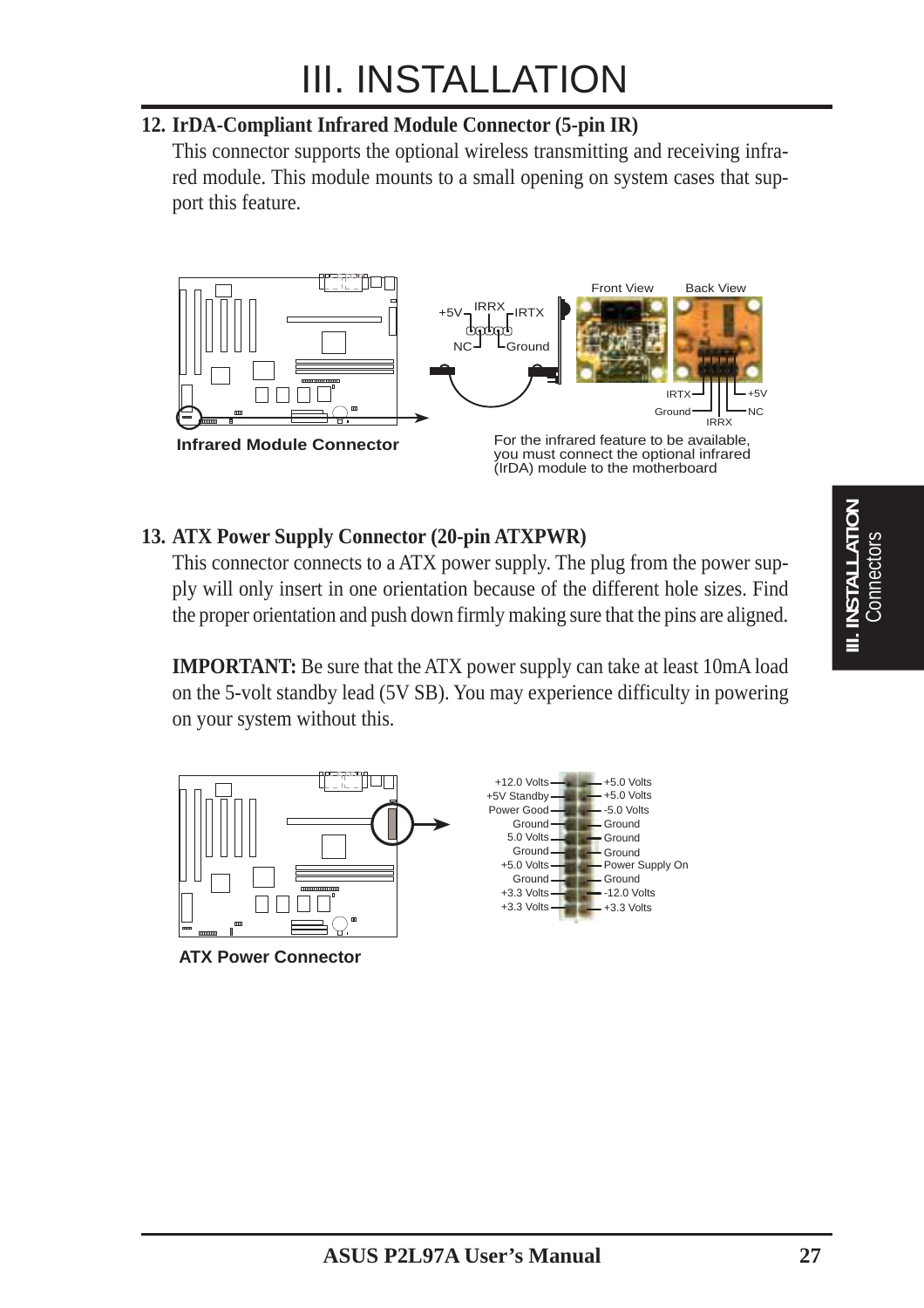# III. INSTALLATION

### 12. IrDA-Compliant Infrared Module Connector (5-pin IR)

This connector supports the optional wireless transmitting and receiving infrared module. This module mounts to a small opening on system cases that support this feature.

+5V IRRX IRTX
NC Ground

Front View Back View

IRTX +5V
Ground NC
IRRX

**Infrared Module Connector**

For the infrared feature to be available, you must connect the optional infrared (IrDA) module to the motherboard

### 13. ATX Power Supply Connector (20-pin ATXPWR)

This connector connects to a ATX power supply. The plug from the power supply will only insert in one orientation because of the different hole sizes. Find the proper orientation and push down firmly making sure that the pins are aligned.

**IMPORTANT:** Be sure that the ATX power supply can take at least 10mA load on the 5-volt standby lead (5V SB). You may experience difficulty in powering on your system without this.

| | |
|---|---|
| +12.0 Volts | +5.0 Volts |
| +5V Standby | +5.0 Volts |
| Power Good | -5.0 Volts |
| Ground | Ground |
| 5.0 Volts | Ground |
| Ground | Ground |
| +5.0 Volts | Power Supply On |
| Ground | Ground |
| +3.3 Volts | -12.0 Volts |
| +3.3 Volts | +3.3 Volts |

**ATX Power Connector**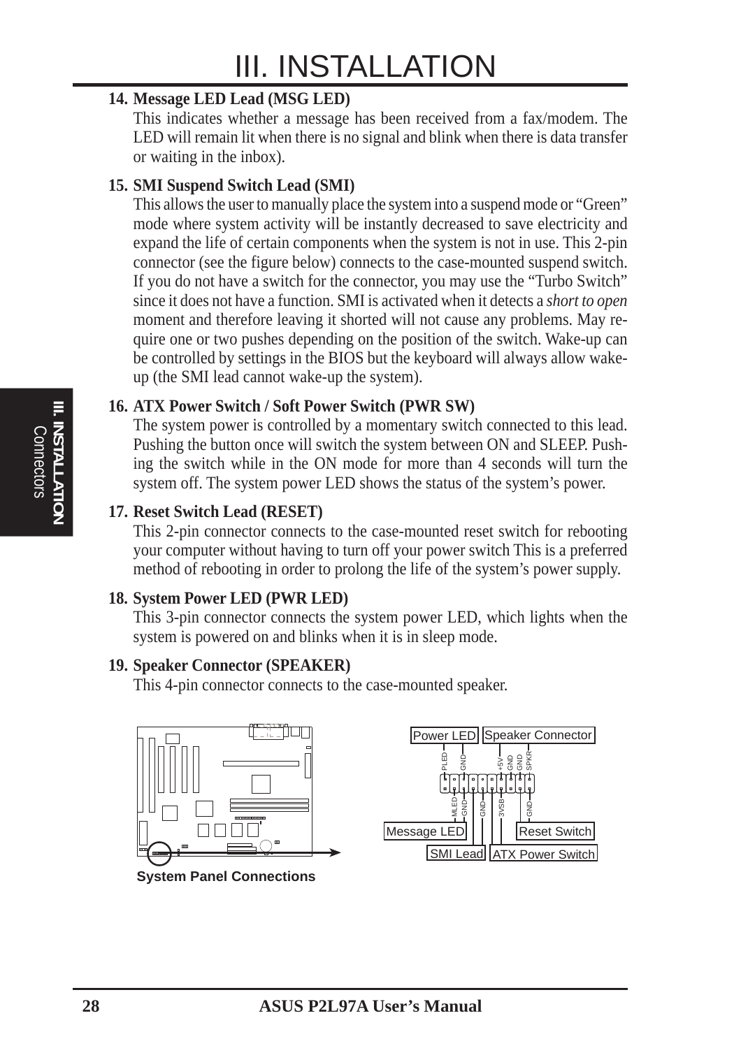**14. Message LED Lead (MSG LED)**

This indicates whether a message has been received from a fax/modem. The LED will remain lit when there is no signal and blink when there is data transfer or waiting in the inbox).

**15. SMI Suspend Switch Lead (SMI)**

This allows the user to manually place the system into a suspend mode or "Green" mode where system activity will be instantly decreased to save electricity and expand the life of certain components when the system is not in use. This 2-pin connector (see the figure below) connects to the case-mounted suspend switch. If you do not have a switch for the connector, you may use the "Turbo Switch" since it does not have a function. SMI is activated when it detects a *short to open* moment and therefore leaving it shorted will not cause any problems. May require one or two pushes depending on the position of the switch. Wake-up can be controlled by settings in the BIOS but the keyboard will always allow wake-up (the SMI lead cannot wake-up the system).

**16. ATX Power Switch / Soft Power Switch (PWR SW)**

The system power is controlled by a momentary switch connected to this lead. Pushing the button once will switch the system between ON and SLEEP. Pushing the switch while in the ON mode for more than 4 seconds will turn the system off. The system power LED shows the status of the system's power.

**17. Reset Switch Lead (RESET)**

This 2-pin connector connects to the case-mounted reset switch for rebooting your computer without having to turn off your power switch This is a preferred method of rebooting in order to prolong the life of the system's power supply.

**18. System Power LED (PWR LED)**

This 3-pin connector connects the system power LED, which lights when the system is powered on and blinks when it is in sleep mode.

**19. Speaker Connector (SPEAKER)**

This 4-pin connector connects to the case-mounted speaker.

System Panel Connections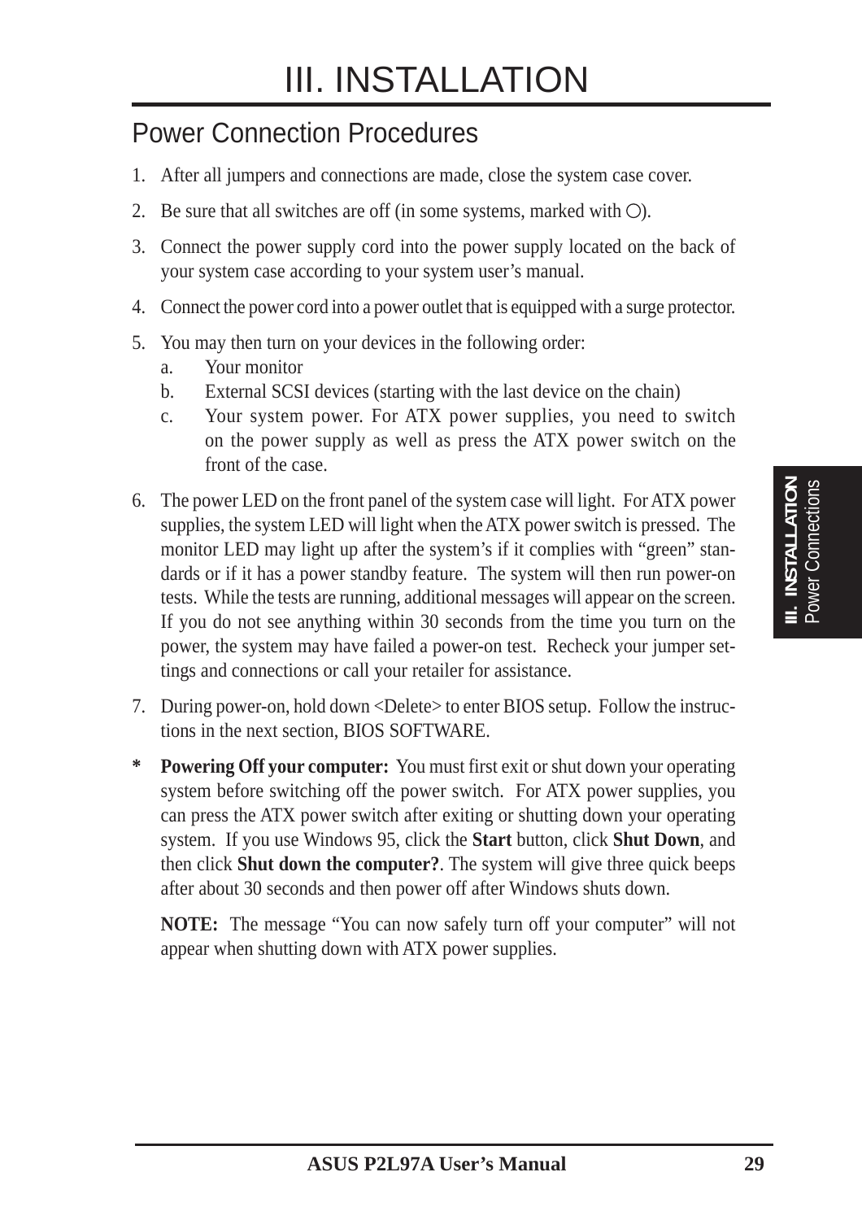# III. INSTALLATION

## Power Connection Procedures

1. After all jumpers and connections are made, close the system case cover.
2. Be sure that all switches are off (in some systems, marked with ○).
3. Connect the power supply cord into the power supply located on the back of your system case according to your system user's manual.
4. Connect the power cord into a power outlet that is equipped with a surge protector.
5. You may then turn on your devices in the following order:
   a. Your monitor
   b. External SCSI devices (starting with the last device on the chain)
   c. Your system power. For ATX power supplies, you need to switch on the power supply as well as press the ATX power switch on the front of the case.
6. The power LED on the front panel of the system case will light. For ATX power supplies, the system LED will light when the ATX power switch is pressed. The monitor LED may light up after the system's if it complies with "green" standards or if it has a power standby feature. The system will then run power-on tests. While the tests are running, additional messages will appear on the screen. If you do not see anything within 30 seconds from the time you turn on the power, the system may have failed a power-on test. Recheck your jumper settings and connections or call your retailer for assistance.
7. During power-on, hold down <Delete> to enter BIOS setup. Follow the instructions in the next section, BIOS SOFTWARE.

\* **Powering Off your computer:** You must first exit or shut down your operating system before switching off the power switch. For ATX power supplies, you can press the ATX power switch after exiting or shutting down your operating system. If you use Windows 95, click the **Start** button, click **Shut Down**, and then click **Shut down the computer?**. The system will give three quick beeps after about 30 seconds and then power off after Windows shuts down.

**NOTE:** The message "You can now safely turn off your computer" will not appear when shutting down with ATX power supplies.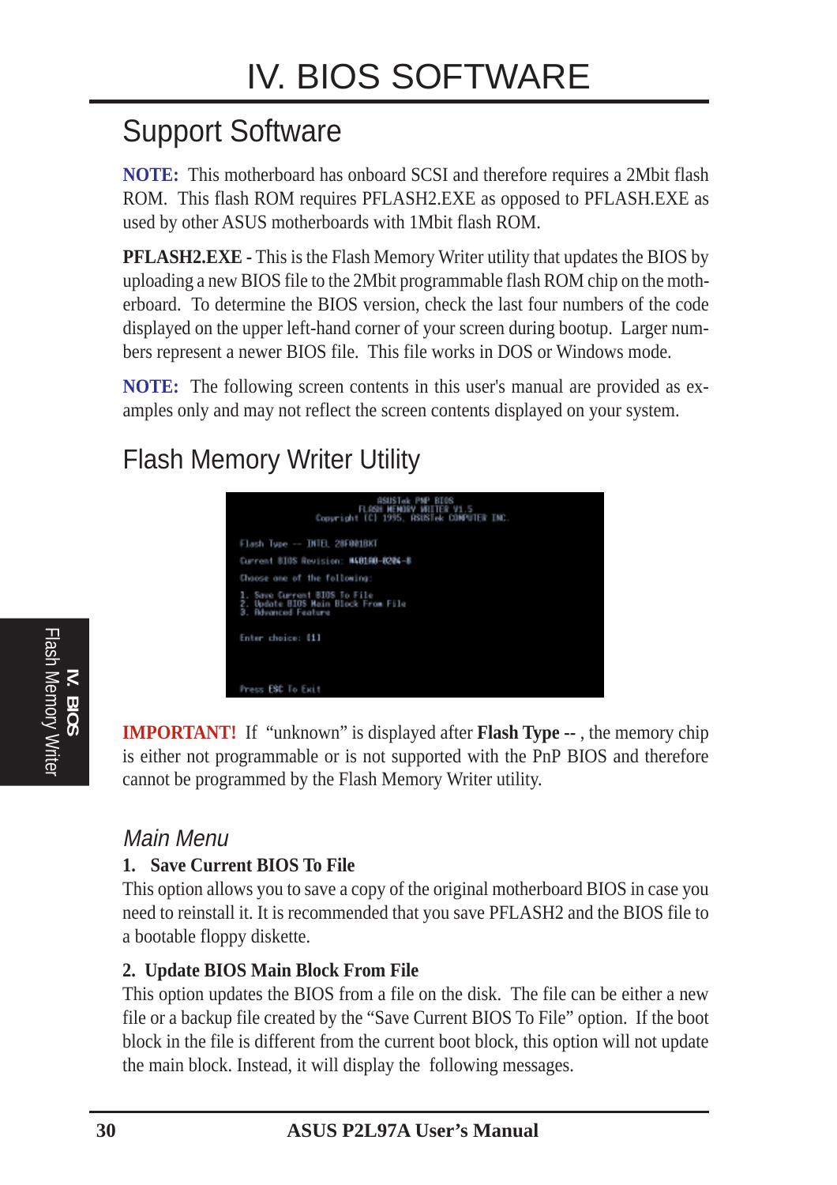// IV. BIOS SOFTWARE

## Support Software

**NOTE:** This motherboard has onboard SCSI and therefore requires a 2Mbit flash ROM. This flash ROM requires PFLASH2.EXE as opposed to PFLASH.EXE as used by other ASUS motherboards with 1Mbit flash ROM.

**PFLASH2.EXE -** This is the Flash Memory Writer utility that updates the BIOS by uploading a new BIOS file to the 2Mbit programmable flash ROM chip on the motherboard. To determine the BIOS version, check the last four numbers of the code displayed on the upper left-hand corner of your screen during bootup. Larger numbers represent a newer BIOS file. This file works in DOS or Windows mode.

**NOTE:** The following screen contents in this user's manual are provided as examples only and may not reflect the screen contents displayed on your system.

## Flash Memory Writer Utility

```
                    ASUSTek PNP BIOS
                 FLASH MEMORY WRITER V1.5
        Copyright (C) 1995, ASUSTek COMPUTER INC.

Flash Type -- INTEL 28F001BXT

Current BIOS Revision: #401A0-0204-8

Choose one of the following:

1. Save Current BIOS To File
2. Update BIOS Main Block From File
3. Advanced Feature

Enter choice: [1]



Press ESC To Exit
```

**IMPORTANT!** If "unknown" is displayed after **Flash Type --** , the memory chip is either not programmable or is not supported with the PnP BIOS and therefore cannot be programmed by the Flash Memory Writer utility.

### *Main Menu*

**1. Save Current BIOS To File**

This option allows you to save a copy of the original motherboard BIOS in case you need to reinstall it. It is recommended that you save PFLASH2 and the BIOS file to a bootable floppy diskette.

**2. Update BIOS Main Block From File**

This option updates the BIOS from a file on the disk. The file can be either a new file or a backup file created by the "Save Current BIOS To File" option. If the boot block in the file is different from the current boot block, this option will not update the main block. Instead, it will display the following messages.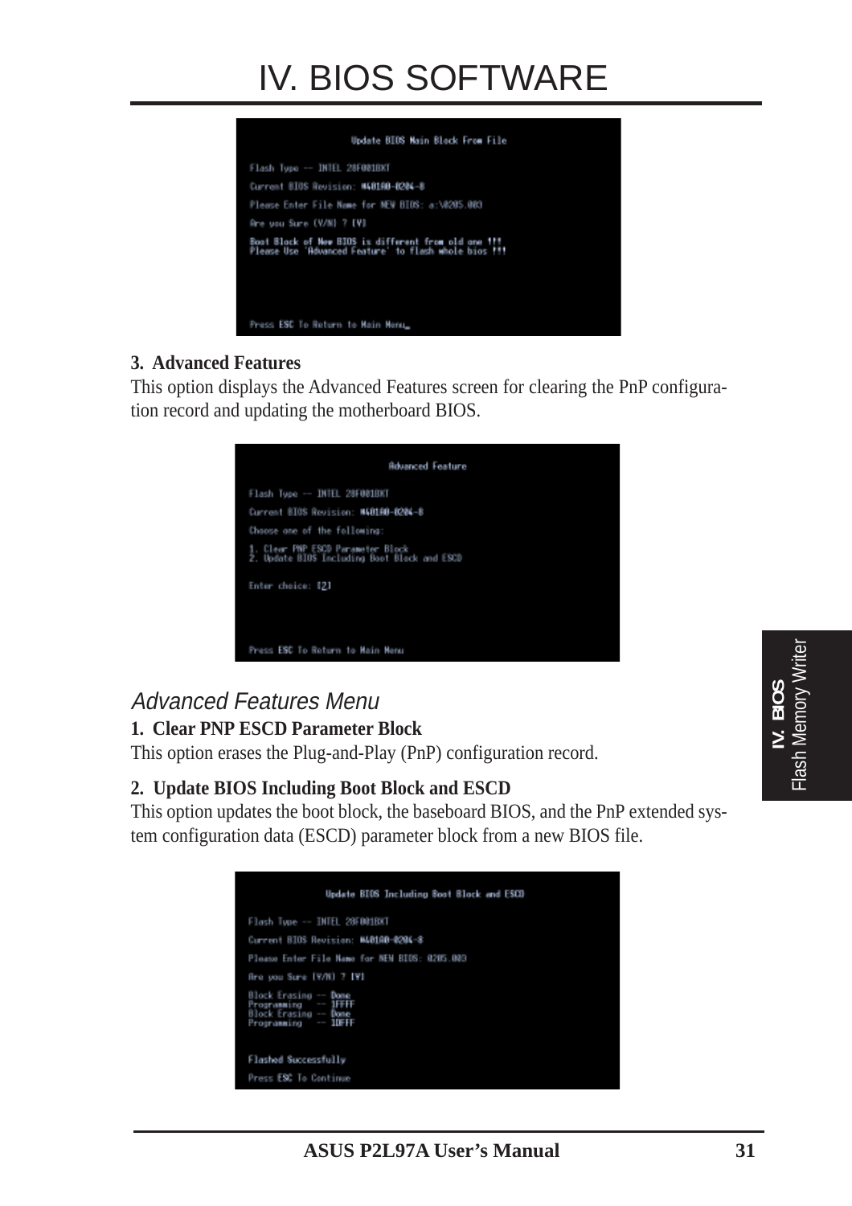# IV. BIOS SOFTWARE

```
Update BIOS Main Block From File

Flash Type -- INTEL 28F001BXT

Current BIOS Revision: #401A0-0204-8

Please Enter File Name for NEW BIOS: a:\0205.003

Are you Sure (Y/N) ? [Y]

Boot Block of New BIOS is different from old one !!!
Please Use 'Advanced Feature' to flash whole bios !!!

Press ESC To Return to Main Menu
```

**3. Advanced Features**

This option displays the Advanced Features screen for clearing the PnP configuration record and updating the motherboard BIOS.

```
Advanced Feature

Flash Type -- INTEL 28F001BXT

Current BIOS Revision: #401A0-0204-8

Choose one of the following:

1. Clear PNP ESCD Parameter Block
2. Update BIOS Including Boot Block and ESCD

Enter choice: [2]

Press ESC To Return to Main Menu
```

## *Advanced Features Menu*

**1. Clear PNP ESCD Parameter Block**

This option erases the Plug-and-Play (PnP) configuration record.

**2. Update BIOS Including Boot Block and ESCD**

This option updates the boot block, the baseboard BIOS, and the PnP extended system configuration data (ESCD) parameter block from a new BIOS file.

```
Update BIOS Including Boot Block and ESCD

Flash Type -- INTEL 28F001BXT

Current BIOS Revision: #401A0-0204-8

Please Enter File Name for NEW BIOS: 0205.003

Are you Sure (Y/N) ? [Y]

Block Erasing -- Done
Programming   -- 1FFFF
Block Erasing -- Done
Programming   -- 1DFFF

Flashed Successfully

Press ESC To Continue
```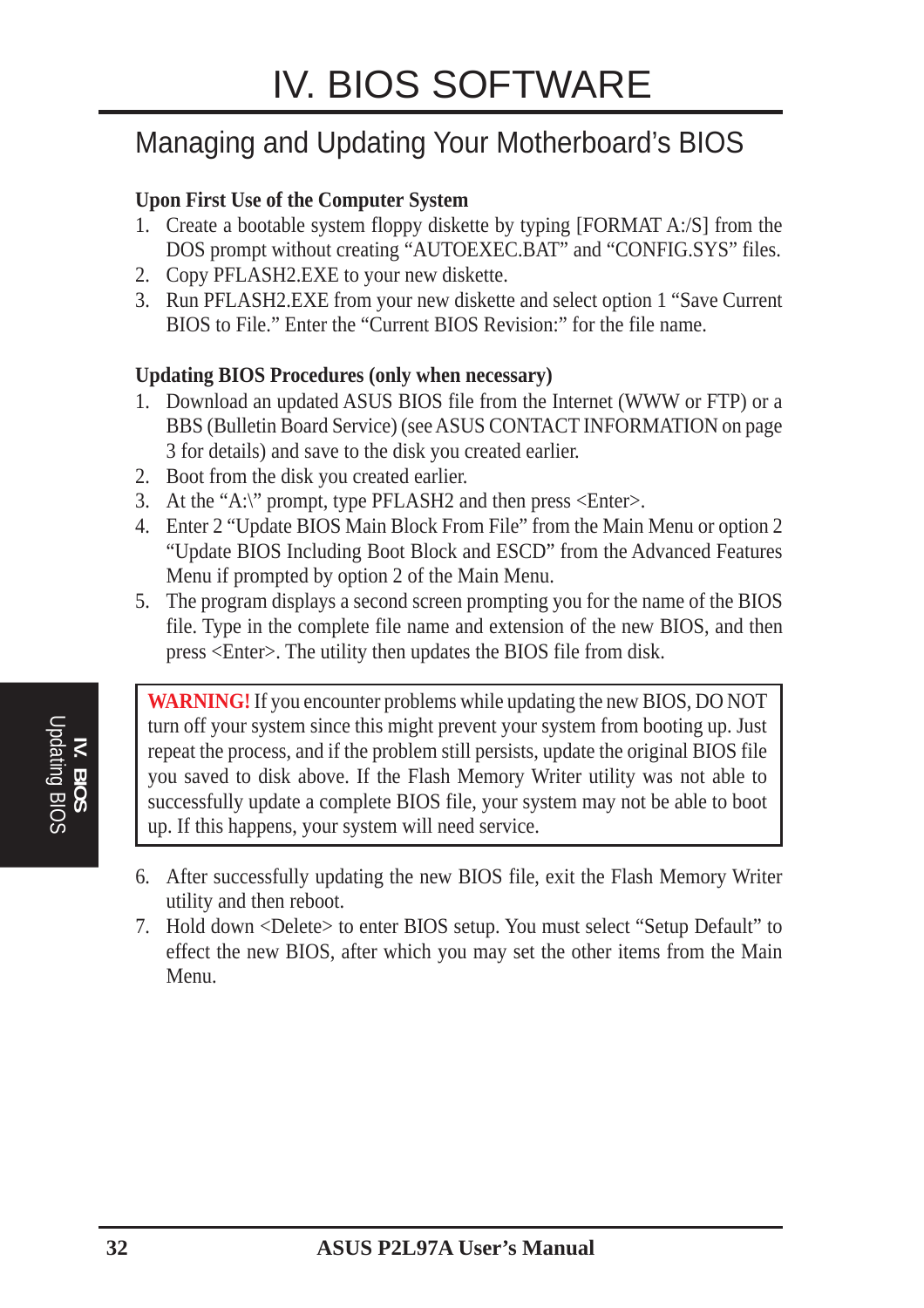# IV. BIOS SOFTWARE

## Managing and Updating Your Motherboard's BIOS

**Upon First Use of the Computer System**

1. Create a bootable system floppy diskette by typing [FORMAT A:/S] from the DOS prompt without creating "AUTOEXEC.BAT" and "CONFIG.SYS" files.
2. Copy PFLASH2.EXE to your new diskette.
3. Run PFLASH2.EXE from your new diskette and select option 1 "Save Current BIOS to File." Enter the "Current BIOS Revision:" for the file name.

**Updating BIOS Procedures (only when necessary)**

1. Download an updated ASUS BIOS file from the Internet (WWW or FTP) or a BBS (Bulletin Board Service) (see ASUS CONTACT INFORMATION on page 3 for details) and save to the disk you created earlier.
2. Boot from the disk you created earlier.
3. At the "A:\" prompt, type PFLASH2 and then press <Enter>.
4. Enter 2 "Update BIOS Main Block From File" from the Main Menu or option 2 "Update BIOS Including Boot Block and ESCD" from the Advanced Features Menu if prompted by option 2 of the Main Menu.
5. The program displays a second screen prompting you for the name of the BIOS file. Type in the complete file name and extension of the new BIOS, and then press <Enter>. The utility then updates the BIOS file from disk.

> **WARNING!** If you encounter problems while updating the new BIOS, DO NOT turn off your system since this might prevent your system from booting up. Just repeat the process, and if the problem still persists, update the original BIOS file you saved to disk above. If the Flash Memory Writer utility was not able to successfully update a complete BIOS file, your system may not be able to boot up. If this happens, your system will need service.

6. After successfully updating the new BIOS file, exit the Flash Memory Writer utility and then reboot.
7. Hold down <Delete> to enter BIOS setup. You must select "Setup Default" to effect the new BIOS, after which you may set the other items from the Main Menu.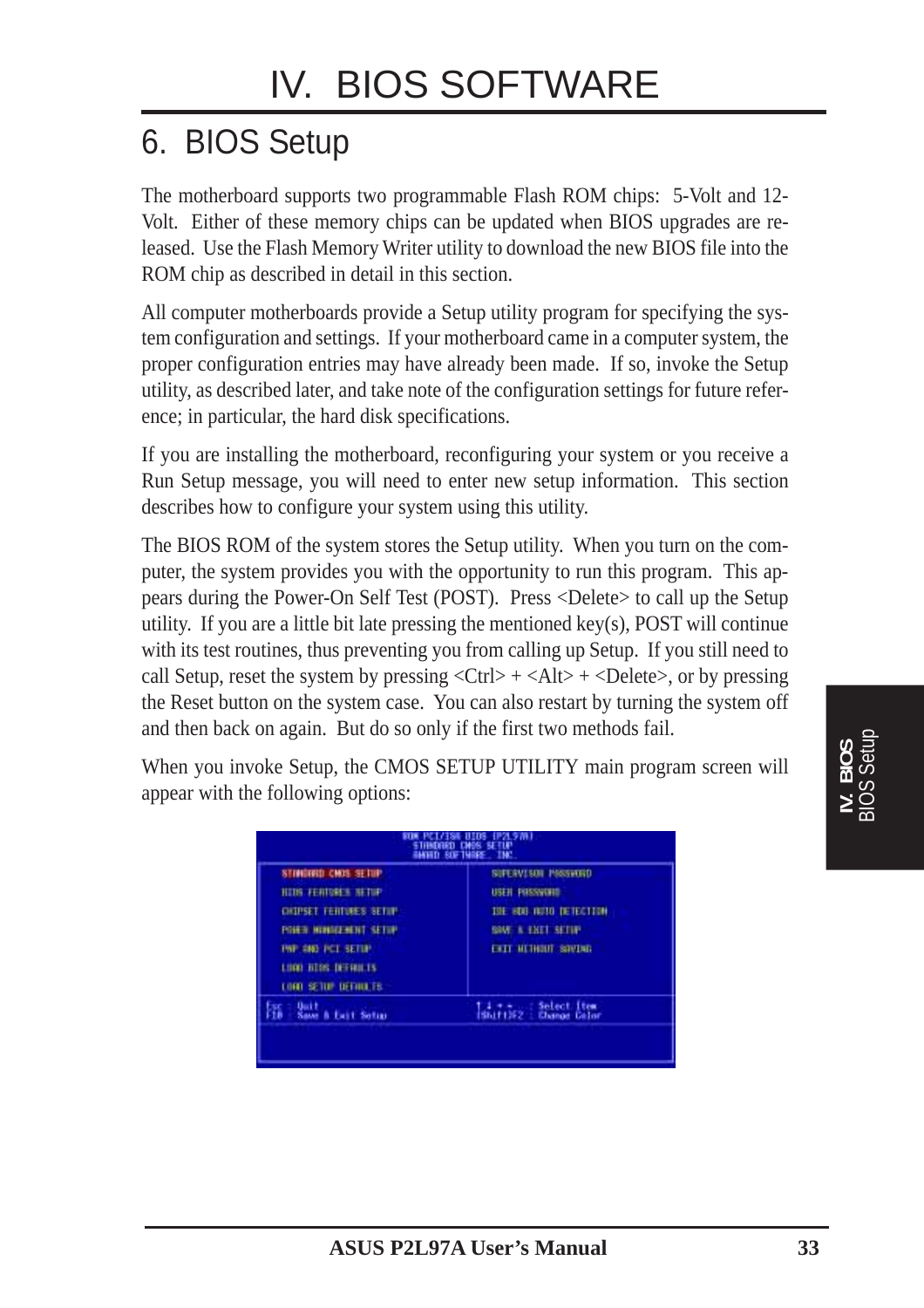# IV. BIOS SOFTWARE

## 6. BIOS Setup

The motherboard supports two programmable Flash ROM chips: 5-Volt and 12-Volt. Either of these memory chips can be updated when BIOS upgrades are released. Use the Flash Memory Writer utility to download the new BIOS file into the ROM chip as described in detail in this section.

All computer motherboards provide a Setup utility program for specifying the system configuration and settings. If your motherboard came in a computer system, the proper configuration entries may have already been made. If so, invoke the Setup utility, as described later, and take note of the configuration settings for future reference; in particular, the hard disk specifications.

If you are installing the motherboard, reconfiguring your system or you receive a Run Setup message, you will need to enter new setup information. This section describes how to configure your system using this utility.

The BIOS ROM of the system stores the Setup utility. When you turn on the computer, the system provides you with the opportunity to run this program. This appears during the Power-On Self Test (POST). Press <Delete> to call up the Setup utility. If you are a little bit late pressing the mentioned key(s), POST will continue with its test routines, thus preventing you from calling up Setup. If you still need to call Setup, reset the system by pressing <Ctrl> + <Alt> + <Delete>, or by pressing the Reset button on the system case. You can also restart by turning the system off and then back on again. But do so only if the first two methods fail.

When you invoke Setup, the CMOS SETUP UTILITY main program screen will appear with the following options:

```
              ROM PCI/ISA BIOS (P2L97A)
                 STANDARD CMOS SETUP
                  AWARD SOFTWARE, INC.

STANDARD CMOS SETUP          SUPERVISOR PASSWORD
BIOS FEATURES SETUP          USER PASSWORD
CHIPSET FEATURES SETUP       IDE HDD AUTO DETECTION
POWER MANAGEMENT SETUP       SAVE & EXIT SETUP
PNP AND PCI SETUP            EXIT WITHOUT SAVING
LOAD BIOS DEFAULTS
LOAD SETUP DEFAULTS

Esc : Quit                   ↑ ↓ → ←   : Select Item
F10 : Save & Exit Setup      (Shift)F2 : Change Color
```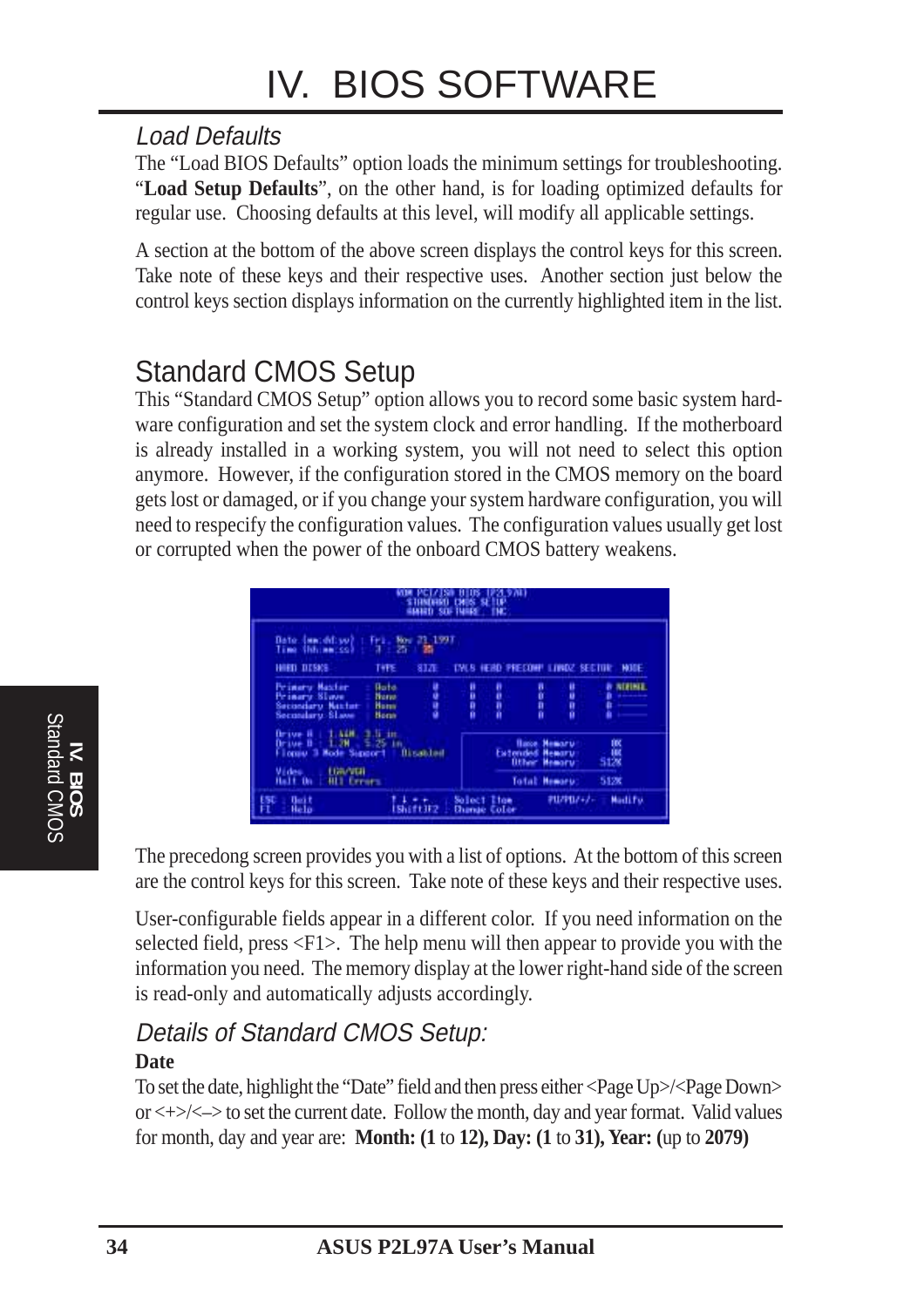## Load Defaults

The "Load BIOS Defaults" option loads the minimum settings for troubleshooting. "**Load Setup Defaults**", on the other hand, is for loading optimized defaults for regular use. Choosing defaults at this level, will modify all applicable settings.

A section at the bottom of the above screen displays the control keys for this screen. Take note of these keys and their respective uses. Another section just below the control keys section displays information on the currently highlighted item in the list.

# Standard CMOS Setup

This "Standard CMOS Setup" option allows you to record some basic system hardware configuration and set the system clock and error handling. If the motherboard is already installed in a working system, you will not need to select this option anymore. However, if the configuration stored in the CMOS memory on the board gets lost or damaged, or if you change your system hardware configuration, you will need to respecify the configuration values. The configuration values usually get lost or corrupted when the power of the onboard CMOS battery weakens.

The precedong screen provides you with a list of options. At the bottom of this screen are the control keys for this screen. Take note of these keys and their respective uses.

User-configurable fields appear in a different color. If you need information on the selected field, press <F1>. The help menu will then appear to provide you with the information you need. The memory display at the lower right-hand side of the screen is read-only and automatically adjusts accordingly.

## Details of Standard CMOS Setup:

**Date**

To set the date, highlight the "Date" field and then press either <Page Up>/<Page Down> or <+>/<–> to set the current date. Follow the month, day and year format. Valid values for month, day and year are: **Month: (1** to **12), Day: (1** to **31), Year: (**up to **2079)**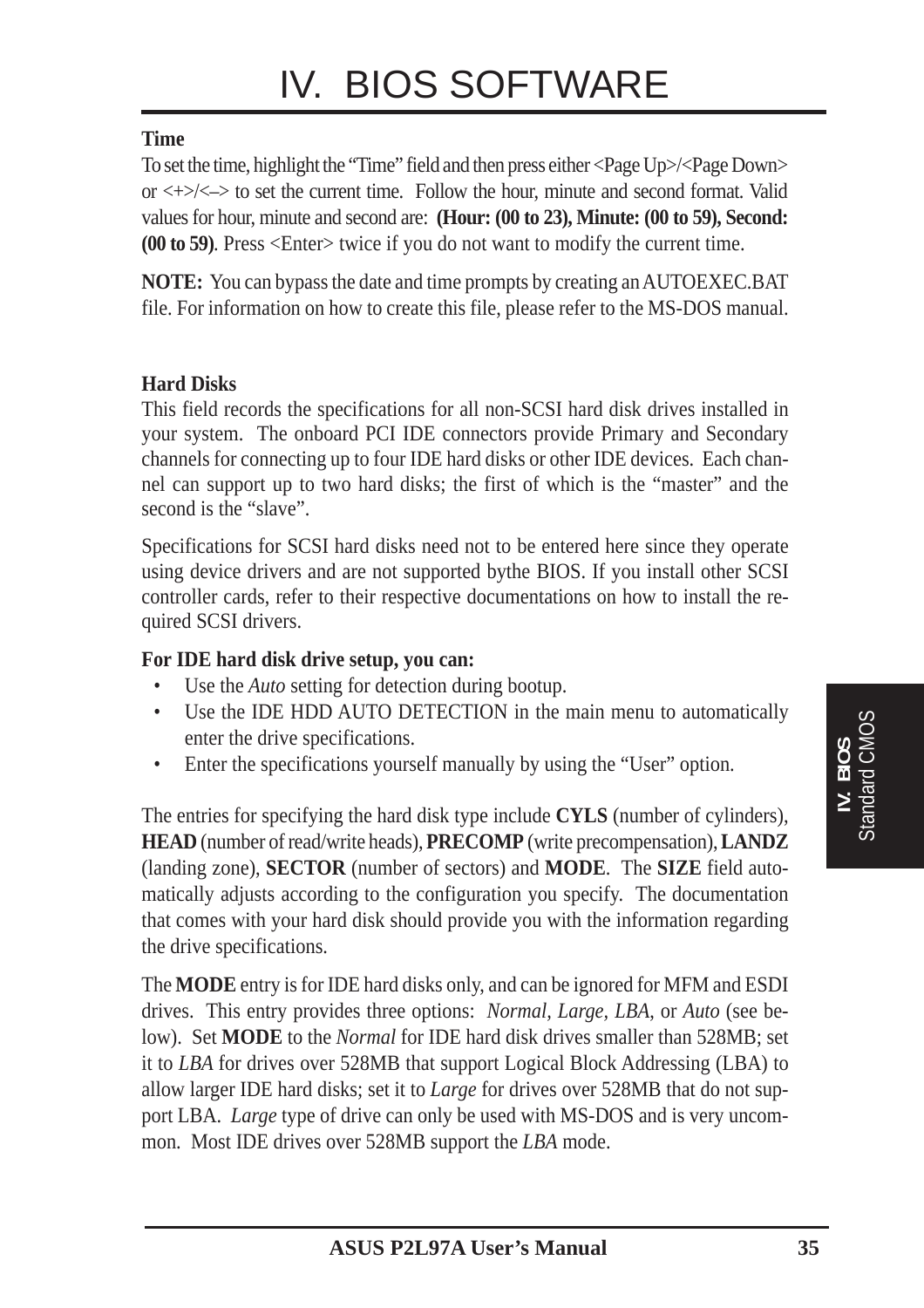**Time**

To set the time, highlight the "Time" field and then press either <Page Up>/<Page Down> or <+>/<–> to set the current time. Follow the hour, minute and second format. Valid values for hour, minute and second are: **(Hour: (00 to 23), Minute: (00 to 59), Second: (00 to 59)**. Press <Enter> twice if you do not want to modify the current time.

**NOTE:** You can bypass the date and time prompts by creating an AUTOEXEC.BAT file. For information on how to create this file, please refer to the MS-DOS manual.

**Hard Disks**

This field records the specifications for all non-SCSI hard disk drives installed in your system. The onboard PCI IDE connectors provide Primary and Secondary channels for connecting up to four IDE hard disks or other IDE devices. Each channel can support up to two hard disks; the first of which is the "master" and the second is the "slave".

Specifications for SCSI hard disks need not to be entered here since they operate using device drivers and are not supported bythe BIOS. If you install other SCSI controller cards, refer to their respective documentations on how to install the required SCSI drivers.

**For IDE hard disk drive setup, you can:**

- Use the *Auto* setting for detection during bootup.
- Use the IDE HDD AUTO DETECTION in the main menu to automatically enter the drive specifications.
- Enter the specifications yourself manually by using the "User" option.

The entries for specifying the hard disk type include **CYLS** (number of cylinders), **HEAD** (number of read/write heads), **PRECOMP** (write precompensation), **LANDZ** (landing zone), **SECTOR** (number of sectors) and **MODE**. The **SIZE** field automatically adjusts according to the configuration you specify. The documentation that comes with your hard disk should provide you with the information regarding the drive specifications.

The **MODE** entry is for IDE hard disks only, and can be ignored for MFM and ESDI drives. This entry provides three options: *Normal, Large, LBA,* or *Auto* (see below). Set **MODE** to the *Normal* for IDE hard disk drives smaller than 528MB; set it to *LBA* for drives over 528MB that support Logical Block Addressing (LBA) to allow larger IDE hard disks; set it to *Large* for drives over 528MB that do not support LBA. *Large* type of drive can only be used with MS-DOS and is very uncommon. Most IDE drives over 528MB support the *LBA* mode.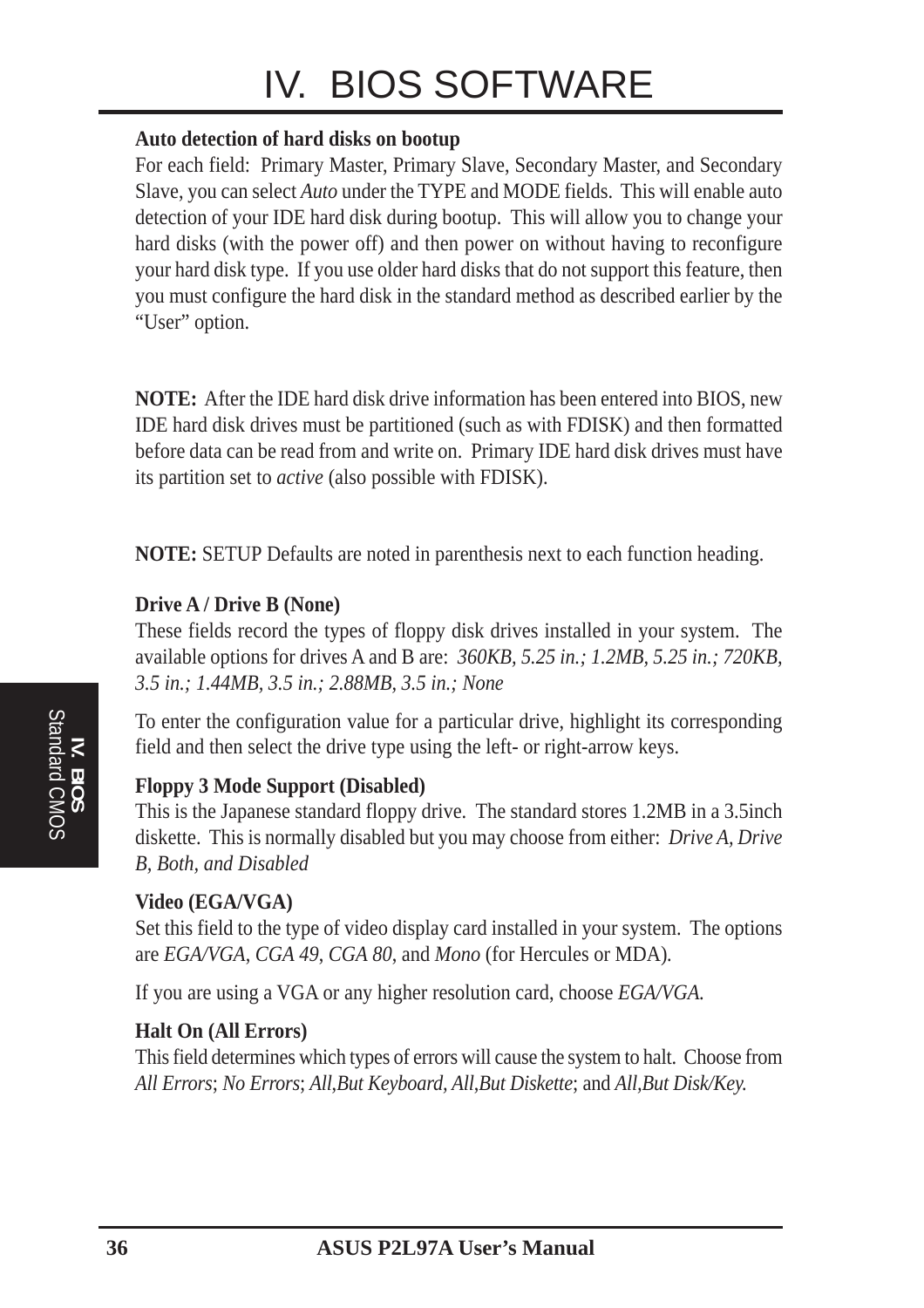**Auto detection of hard disks on bootup**

For each field: Primary Master, Primary Slave, Secondary Master, and Secondary Slave, you can select *Auto* under the TYPE and MODE fields. This will enable auto detection of your IDE hard disk during bootup. This will allow you to change your hard disks (with the power off) and then power on without having to reconfigure your hard disk type. If you use older hard disks that do not support this feature, then you must configure the hard disk in the standard method as described earlier by the "User" option.

**NOTE:** After the IDE hard disk drive information has been entered into BIOS, new IDE hard disk drives must be partitioned (such as with FDISK) and then formatted before data can be read from and write on. Primary IDE hard disk drives must have its partition set to *active* (also possible with FDISK).

**NOTE:** SETUP Defaults are noted in parenthesis next to each function heading.

**Drive A / Drive B (None)**

These fields record the types of floppy disk drives installed in your system. The available options for drives A and B are: *360KB, 5.25 in.; 1.2MB, 5.25 in.; 720KB, 3.5 in.; 1.44MB, 3.5 in.; 2.88MB, 3.5 in.; None*

To enter the configuration value for a particular drive, highlight its corresponding field and then select the drive type using the left- or right-arrow keys.

**Floppy 3 Mode Support (Disabled)**

This is the Japanese standard floppy drive. The standard stores 1.2MB in a 3.5inch diskette. This is normally disabled but you may choose from either: *Drive A, Drive B, Both, and Disabled*

**Video (EGA/VGA)**

Set this field to the type of video display card installed in your system. The options are *EGA/VGA*, *CGA 49*, *CGA 80*, and *Mono* (for Hercules or MDA).

If you are using a VGA or any higher resolution card, choose *EGA/VGA.*

**Halt On (All Errors)**

This field determines which types of errors will cause the system to halt. Choose from *All Errors*; *No Errors*; *All,But Keyboard, All,But Diskette*; and *All,But Disk/Key.*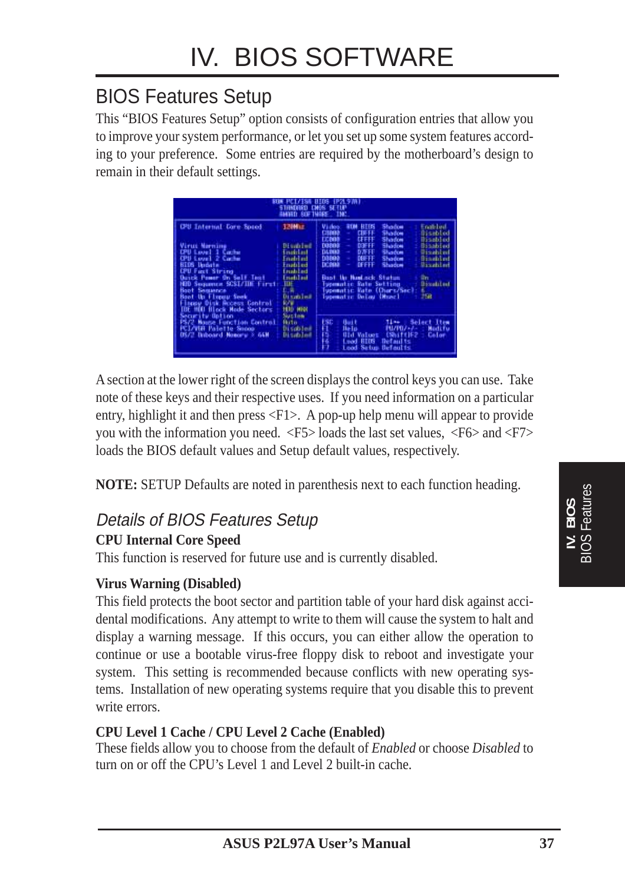# IV. BIOS SOFTWARE

## BIOS Features Setup

This "BIOS Features Setup" option consists of configuration entries that allow you to improve your system performance, or let you set up some system features according to your preference. Some entries are required by the motherboard's design to remain in their default settings.

A section at the lower right of the screen displays the control keys you can use. Take note of these keys and their respective uses. If you need information on a particular entry, highlight it and then press <F1>. A pop-up help menu will appear to provide you with the information you need. <F5> loads the last set values, <F6> and <F7> loads the BIOS default values and Setup default values, respectively.

**NOTE:** SETUP Defaults are noted in parenthesis next to each function heading.

### *Details of BIOS Features Setup*

**CPU Internal Core Speed**

This function is reserved for future use and is currently disabled.

**Virus Warning (Disabled)**

This field protects the boot sector and partition table of your hard disk against accidental modifications. Any attempt to write to them will cause the system to halt and display a warning message. If this occurs, you can either allow the operation to continue or use a bootable virus-free floppy disk to reboot and investigate your system. This setting is recommended because conflicts with new operating systems. Installation of new operating systems require that you disable this to prevent write errors.

**CPU Level 1 Cache / CPU Level 2 Cache (Enabled)**

These fields allow you to choose from the default of *Enabled* or choose *Disabled* to turn on or off the CPU's Level 1 and Level 2 built-in cache.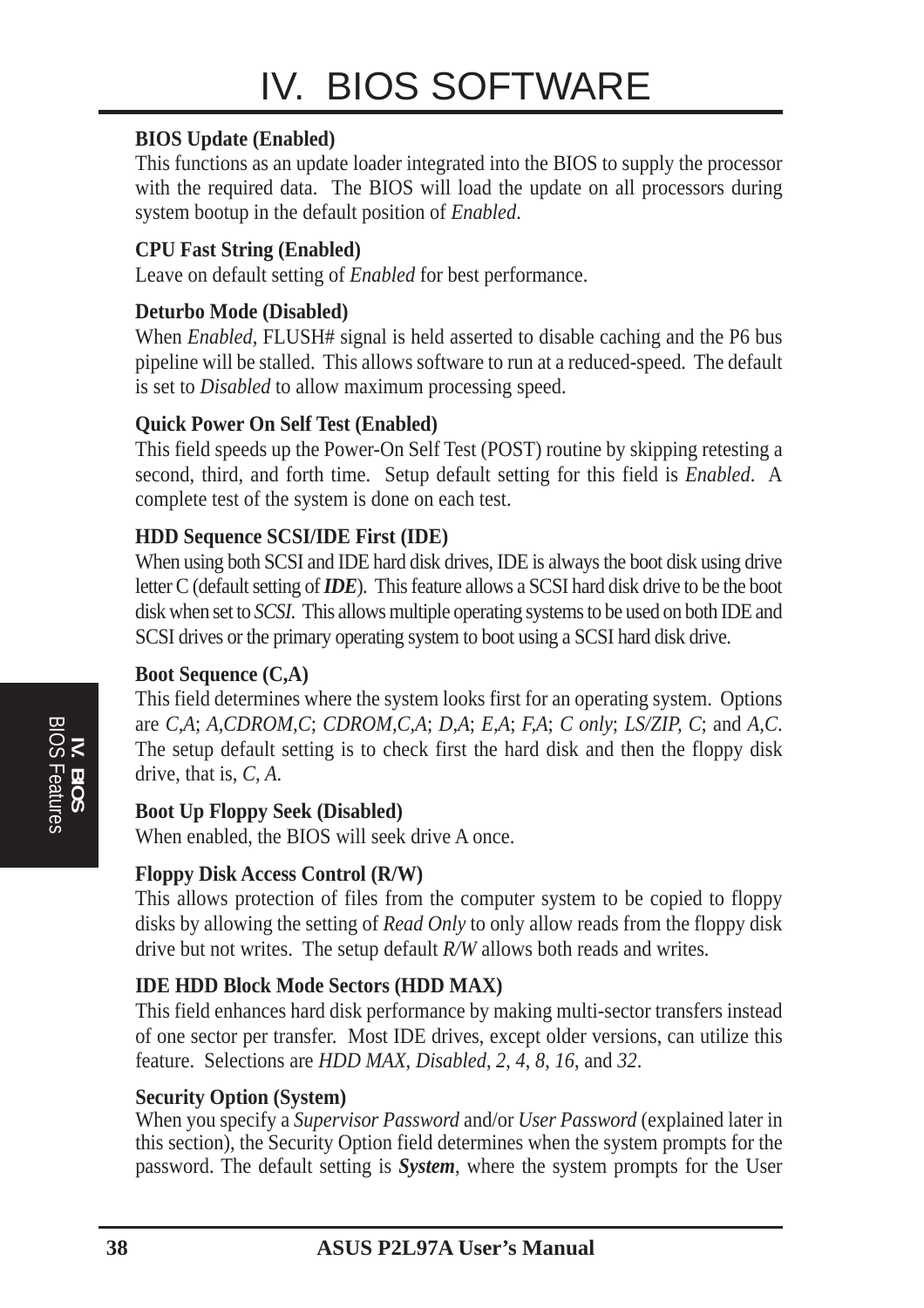**BIOS Update (Enabled)**
This functions as an update loader integrated into the BIOS to supply the processor with the required data. The BIOS will load the update on all processors during system bootup in the default position of *Enabled*.

**CPU Fast String (Enabled)**
Leave on default setting of *Enabled* for best performance.

**Deturbo Mode (Disabled)**
When *Enabled*, FLUSH# signal is held asserted to disable caching and the P6 bus pipeline will be stalled. This allows software to run at a reduced-speed. The default is set to *Disabled* to allow maximum processing speed.

**Quick Power On Self Test (Enabled)**
This field speeds up the Power-On Self Test (POST) routine by skipping retesting a second, third, and forth time. Setup default setting for this field is *Enabled*. A complete test of the system is done on each test.

**HDD Sequence SCSI/IDE First (IDE)**
When using both SCSI and IDE hard disk drives, IDE is always the boot disk using drive letter C (default setting of ***IDE***). This feature allows a SCSI hard disk drive to be the boot disk when set to *SCSI*. This allows multiple operating systems to be used on both IDE and SCSI drives or the primary operating system to boot using a SCSI hard disk drive.

**Boot Sequence (C,A)**
This field determines where the system looks first for an operating system. Options are *C,A*; *A,CDROM,C*; *CDROM,C,A*; *D,A*; *E,A*; *F,A*; *C only*; *LS/ZIP, C*; and *A,C*. The setup default setting is to check first the hard disk and then the floppy disk drive, that is, *C, A*.

**Boot Up Floppy Seek (Disabled)**
When enabled, the BIOS will seek drive A once.

**Floppy Disk Access Control (R/W)**
This allows protection of files from the computer system to be copied to floppy disks by allowing the setting of *Read Only* to only allow reads from the floppy disk drive but not writes. The setup default *R/W* allows both reads and writes.

**IDE HDD Block Mode Sectors (HDD MAX)**
This field enhances hard disk performance by making multi-sector transfers instead of one sector per transfer. Most IDE drives, except older versions, can utilize this feature. Selections are *HDD MAX*, *Disabled*, *2*, *4*, *8*, *16*, and *32*.

**Security Option (System)**
When you specify a *Supervisor Password* and/or *User Password* (explained later in this section), the Security Option field determines when the system prompts for the password. The default setting is ***System***, where the system prompts for the User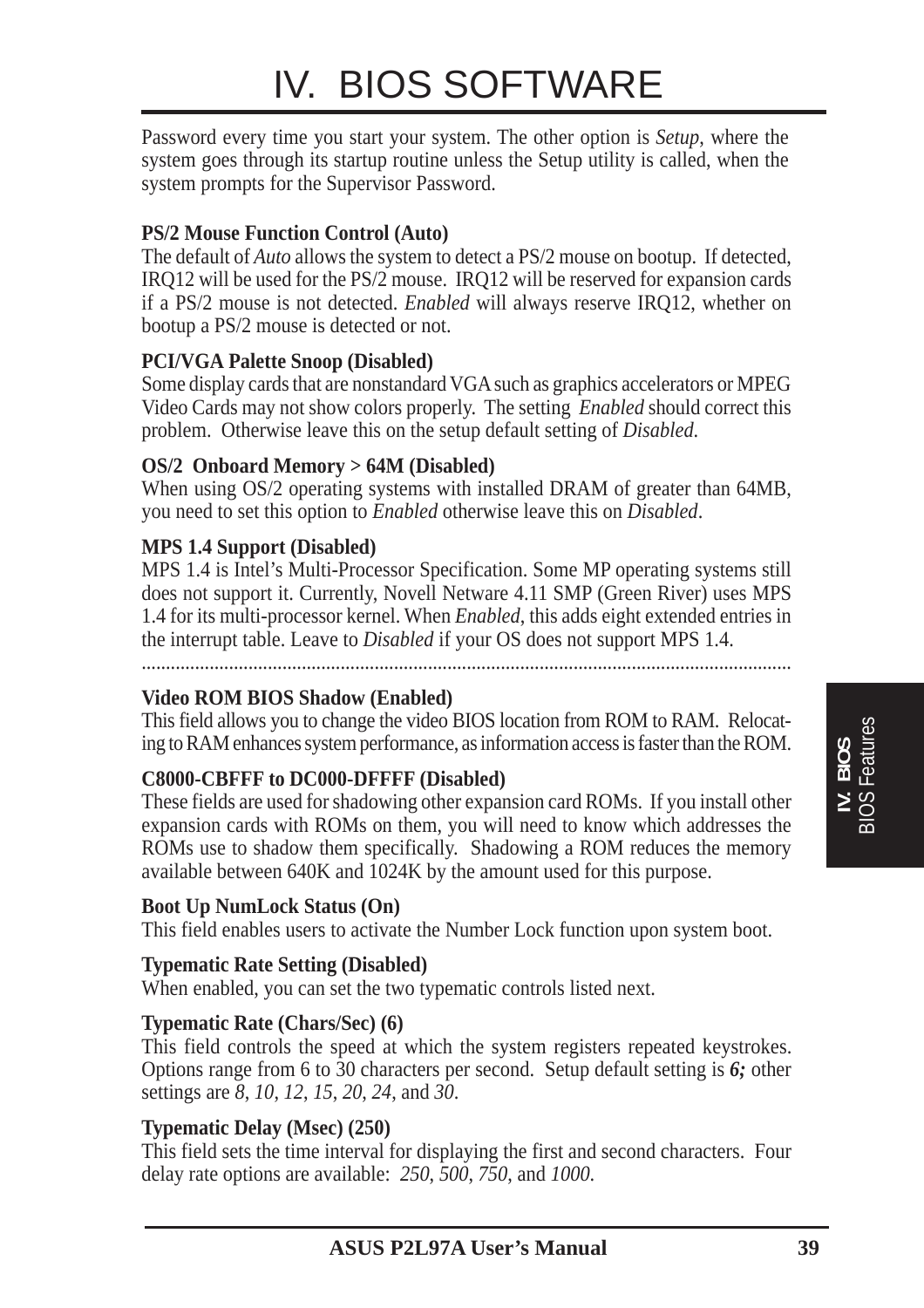Password every time you start your system. The other option is *Setup*, where the system goes through its startup routine unless the Setup utility is called, when the system prompts for the Supervisor Password.

**PS/2 Mouse Function Control (Auto)**
The default of *Auto* allows the system to detect a PS/2 mouse on bootup. If detected, IRQ12 will be used for the PS/2 mouse. IRQ12 will be reserved for expansion cards if a PS/2 mouse is not detected. *Enabled* will always reserve IRQ12, whether on bootup a PS/2 mouse is detected or not.

**PCI/VGA Palette Snoop (Disabled)**
Some display cards that are nonstandard VGA such as graphics accelerators or MPEG Video Cards may not show colors properly. The setting *Enabled* should correct this problem. Otherwise leave this on the setup default setting of *Disabled.*

**OS/2 Onboard Memory > 64M (Disabled)**
When using OS/2 operating systems with installed DRAM of greater than 64MB, you need to set this option to *Enabled* otherwise leave this on *Disabled*.

**MPS 1.4 Support (Disabled)**
MPS 1.4 is Intel's Multi-Processor Specification. Some MP operating systems still does not support it. Currently, Novell Netware 4.11 SMP (Green River) uses MPS 1.4 for its multi-processor kernel. When *Enabled*, this adds eight extended entries in the interrupt table. Leave to *Disabled* if your OS does not support MPS 1.4.

.......................................................................................................................................

**Video ROM BIOS Shadow (Enabled)**
This field allows you to change the video BIOS location from ROM to RAM. Relocating to RAM enhances system performance, as information access is faster than the ROM.

**C8000-CBFFF to DC000-DFFFF (Disabled)**
These fields are used for shadowing other expansion card ROMs. If you install other expansion cards with ROMs on them, you will need to know which addresses the ROMs use to shadow them specifically. Shadowing a ROM reduces the memory available between 640K and 1024K by the amount used for this purpose.

**Boot Up NumLock Status (On)**
This field enables users to activate the Number Lock function upon system boot.

**Typematic Rate Setting (Disabled)**
When enabled, you can set the two typematic controls listed next.

**Typematic Rate (Chars/Sec) (6)**
This field controls the speed at which the system registers repeated keystrokes. Options range from 6 to 30 characters per second. Setup default setting is ***6;*** other settings are *8*, *10*, *12*, *15*, *20*, *24*, and *30*.

**Typematic Delay (Msec) (250)**
This field sets the time interval for displaying the first and second characters. Four delay rate options are available: *250*, *500*, *750*, and *1000*.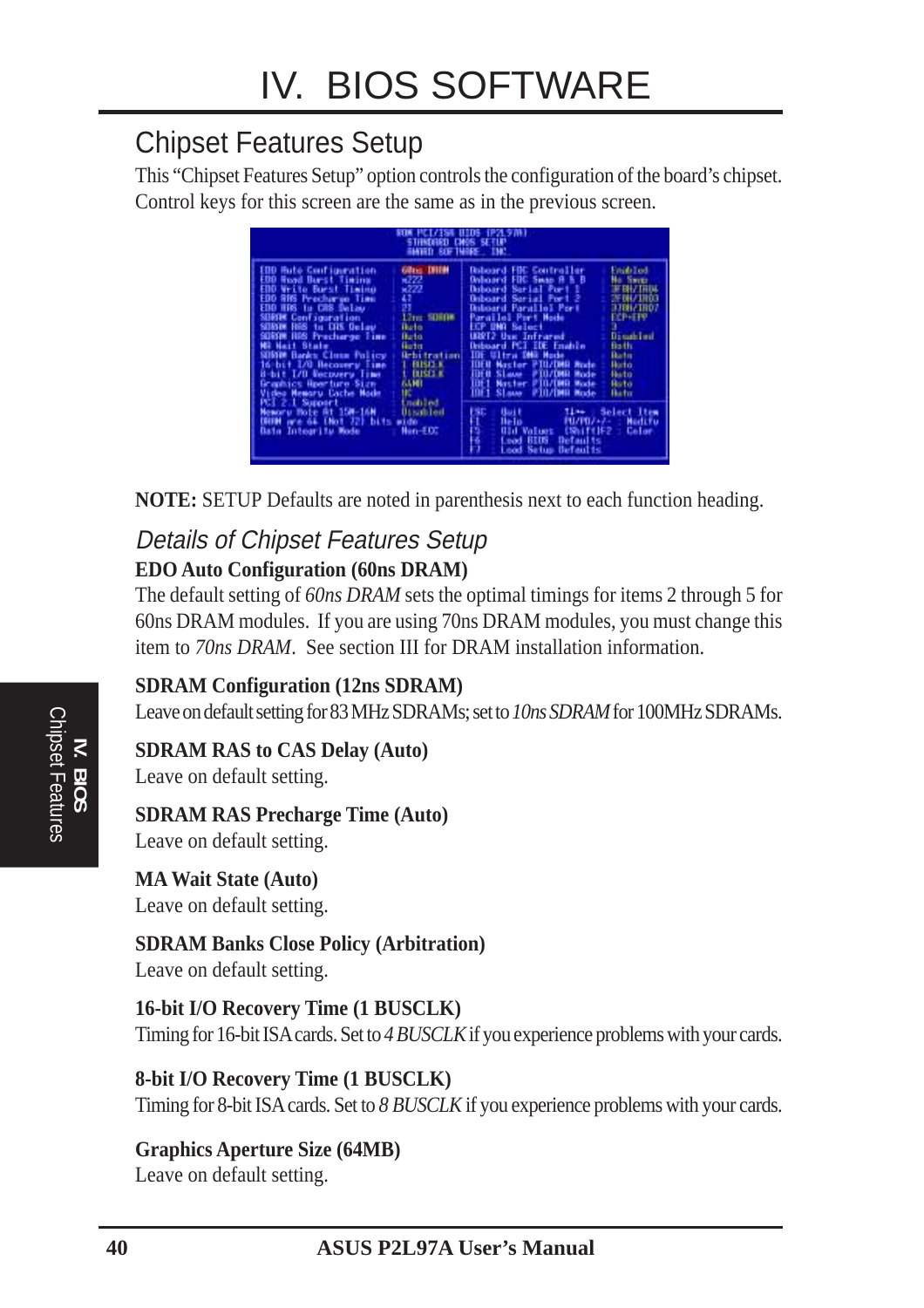# IV. BIOS SOFTWARE

## Chipset Features Setup

This "Chipset Features Setup" option controls the configuration of the board's chipset. Control keys for this screen are the same as in the previous screen.

**NOTE:** SETUP Defaults are noted in parenthesis next to each function heading.

### *Details of Chipset Features Setup*

**EDO Auto Configuration (60ns DRAM)**

The default setting of *60ns DRAM* sets the optimal timings for items 2 through 5 for 60ns DRAM modules. If you are using 70ns DRAM modules, you must change this item to *70ns DRAM*. See section III for DRAM installation information.

**SDRAM Configuration (12ns SDRAM)**

Leave on default setting for 83 MHz SDRAMs; set to *10ns SDRAM* for 100MHz SDRAMs.

**SDRAM RAS to CAS Delay (Auto)**

Leave on default setting.

**SDRAM RAS Precharge Time (Auto)**

Leave on default setting.

**MA Wait State (Auto)**

Leave on default setting.

**SDRAM Banks Close Policy (Arbitration)**

Leave on default setting.

**16-bit I/O Recovery Time (1 BUSCLK)**

Timing for 16-bit ISA cards. Set to *4 BUSCLK* if you experience problems with your cards.

**8-bit I/O Recovery Time (1 BUSCLK)**

Timing for 8-bit ISA cards. Set to *8 BUSCLK* if you experience problems with your cards.

**Graphics Aperture Size (64MB)**

Leave on default setting.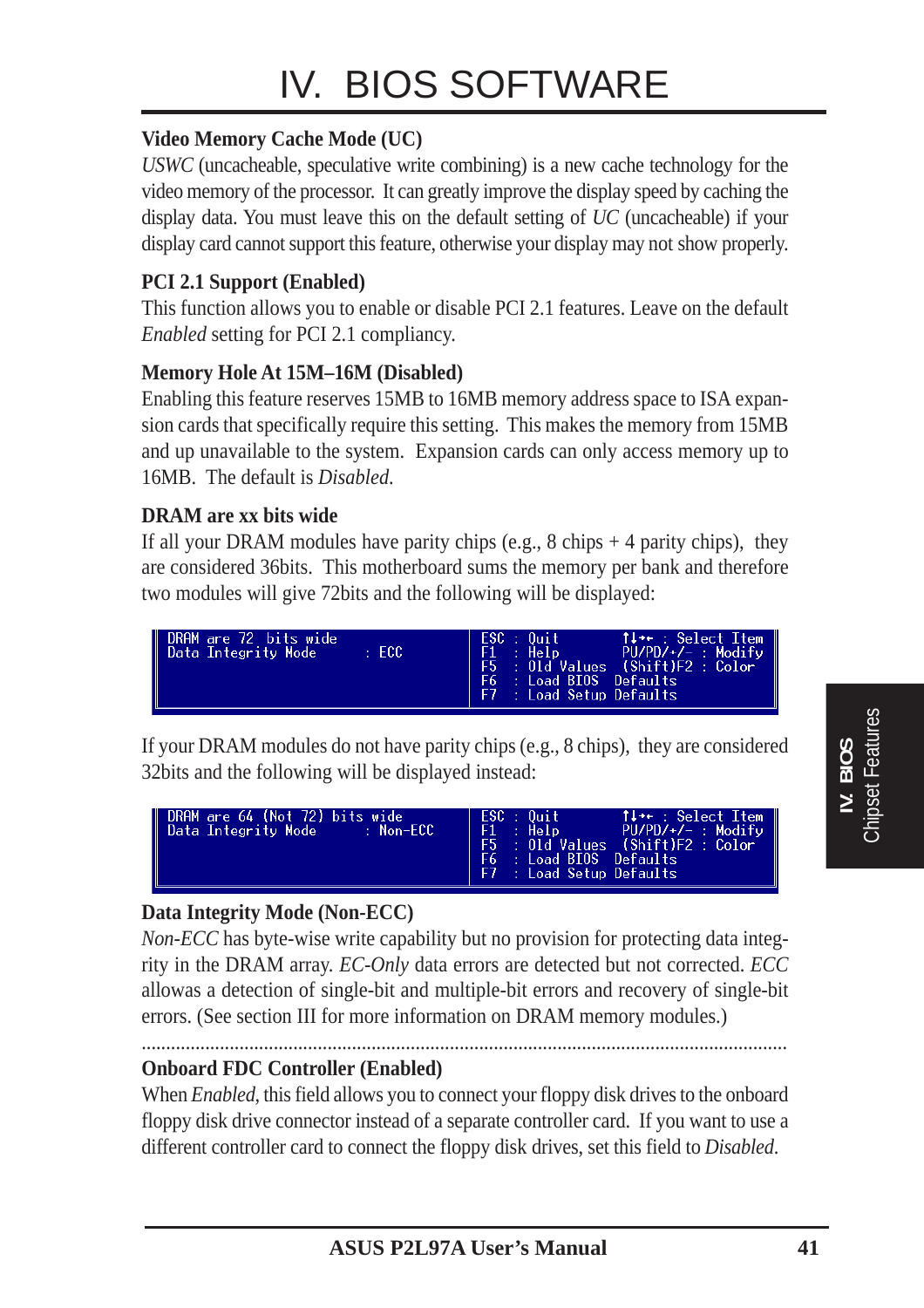# IV. BIOS SOFTWARE

**Video Memory Cache Mode (UC)**

*USWC* (uncacheable, speculative write combining) is a new cache technology for the video memory of the processor. It can greatly improve the display speed by caching the display data. You must leave this on the default setting of *UC* (uncacheable) if your display card cannot support this feature, otherwise your display may not show properly.

**PCI 2.1 Support (Enabled)**

This function allows you to enable or disable PCI 2.1 features. Leave on the default *Enabled* setting for PCI 2.1 compliancy.

**Memory Hole At 15M–16M (Disabled)**

Enabling this feature reserves 15MB to 16MB memory address space to ISA expansion cards that specifically require this setting. This makes the memory from 15MB and up unavailable to the system. Expansion cards can only access memory up to 16MB. The default is *Disabled.*

**DRAM are xx bits wide**

If all your DRAM modules have parity chips (e.g., 8 chips + 4 parity chips), they are considered 36bits. This motherboard sums the memory per bank and therefore two modules will give 72bits and the following will be displayed:

```
DRAM are 72 bits wide                  ESC : Quit          ↑↓→← : Select Item
Data Integrity Mode      : ECC         F1  : Help          PU/PD/+/- : Modify
                                       F5  : Old Values    (Shift)F2 : Color
                                       F6  : Load BIOS  Defaults
                                       F7  : Load Setup Defaults
```

If your DRAM modules do not have parity chips (e.g., 8 chips), they are considered 32bits and the following will be displayed instead:

```
DRAM are 64 (Not 72) bits wide         ESC : Quit          ↑↓→← : Select Item
Data Integrity Mode      : Non-ECC     F1  : Help          PU/PD/+/- : Modify
                                       F5  : Old Values    (Shift)F2 : Color
                                       F6  : Load BIOS  Defaults
                                       F7  : Load Setup Defaults
```

**Data Integrity Mode (Non-ECC)**

*Non-ECC* has byte-wise write capability but no provision for protecting data integrity in the DRAM array. *EC-Only* data errors are detected but not corrected. *ECC* allowas a detection of single-bit and multiple-bit errors and recovery of single-bit errors. (See section III for more information on DRAM memory modules.)

**Onboard FDC Controller (Enabled)**

When *Enabled*, this field allows you to connect your floppy disk drives to the onboard floppy disk drive connector instead of a separate controller card. If you want to use a different controller card to connect the floppy disk drives, set this field to *Disabled*.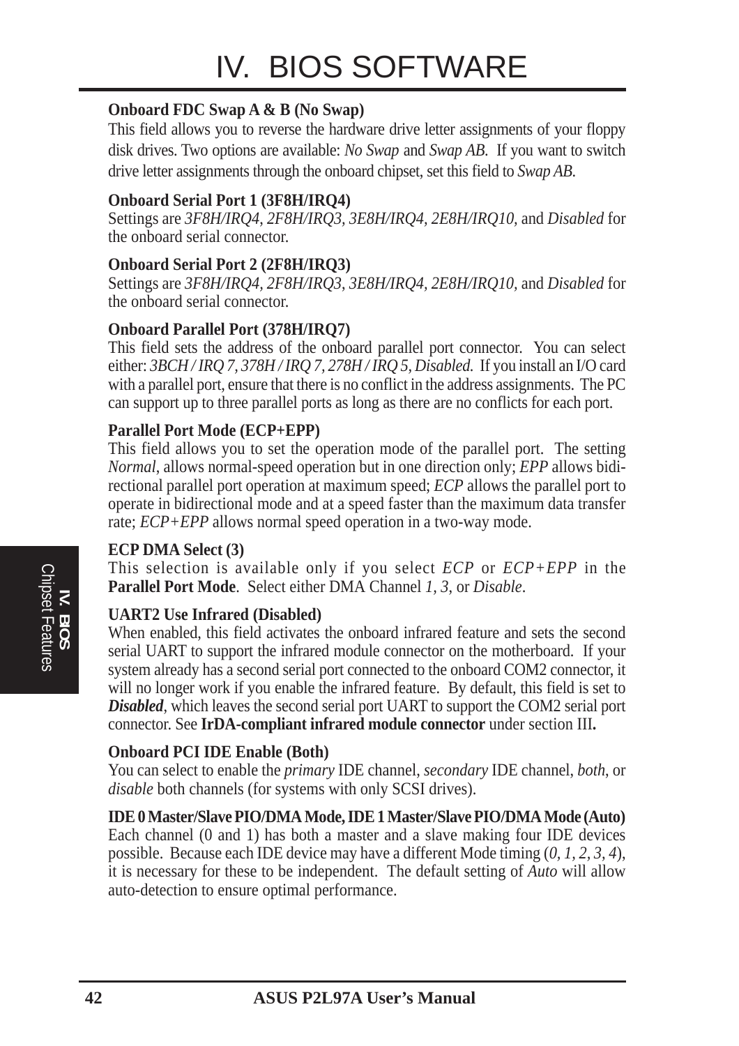**Onboard FDC Swap A & B (No Swap)**
This field allows you to reverse the hardware drive letter assignments of your floppy disk drives. Two options are available: *No Swap* and *Swap AB*. If you want to switch drive letter assignments through the onboard chipset, set this field to *Swap AB*.

**Onboard Serial Port 1 (3F8H/IRQ4)**
Settings are *3F8H/IRQ4*, *2F8H/IRQ3*, *3E8H/IRQ4*, *2E8H/IRQ10*, and *Disabled* for the onboard serial connector.

**Onboard Serial Port 2 (2F8H/IRQ3)**
Settings are *3F8H/IRQ4*, *2F8H/IRQ3*, *3E8H/IRQ4*, *2E8H/IRQ10*, and *Disabled* for the onboard serial connector.

**Onboard Parallel Port (378H/IRQ7)**
This field sets the address of the onboard parallel port connector. You can select either: *3BCH / IRQ 7*, *378H / IRQ 7*, *278H / IRQ 5*, *Disabled*. If you install an I/O card with a parallel port, ensure that there is no conflict in the address assignments. The PC can support up to three parallel ports as long as there are no conflicts for each port.

**Parallel Port Mode (ECP+EPP)**
This field allows you to set the operation mode of the parallel port. The setting *Normal*, allows normal-speed operation but in one direction only; *EPP* allows bidirectional parallel port operation at maximum speed; *ECP* allows the parallel port to operate in bidirectional mode and at a speed faster than the maximum data transfer rate; *ECP+EPP* allows normal speed operation in a two-way mode.

**ECP DMA Select (3)**
This selection is available only if you select *ECP* or *ECP+EPP* in the **Parallel Port Mode**. Select either DMA Channel *1*, *3*, or *Disable*.

**UART2 Use Infrared (Disabled)**
When enabled, this field activates the onboard infrared feature and sets the second serial UART to support the infrared module connector on the motherboard. If your system already has a second serial port connected to the onboard COM2 connector, it will no longer work if you enable the infrared feature. By default, this field is set to ***Disabled***, which leaves the second serial port UART to support the COM2 serial port connector. See **IrDA-compliant infrared module connector** under section III**.**

**Onboard PCI IDE Enable (Both)**
You can select to enable the *primary* IDE channel, *secondary* IDE channel, *both*, or *disable* both channels (for systems with only SCSI drives).

**IDE 0 Master/Slave PIO/DMA Mode, IDE 1 Master/Slave PIO/DMA Mode (Auto)**
Each channel (0 and 1) has both a master and a slave making four IDE devices possible. Because each IDE device may have a different Mode timing (*0*, *1*, *2*, *3*, *4*), it is necessary for these to be independent. The default setting of *Auto* will allow auto-detection to ensure optimal performance.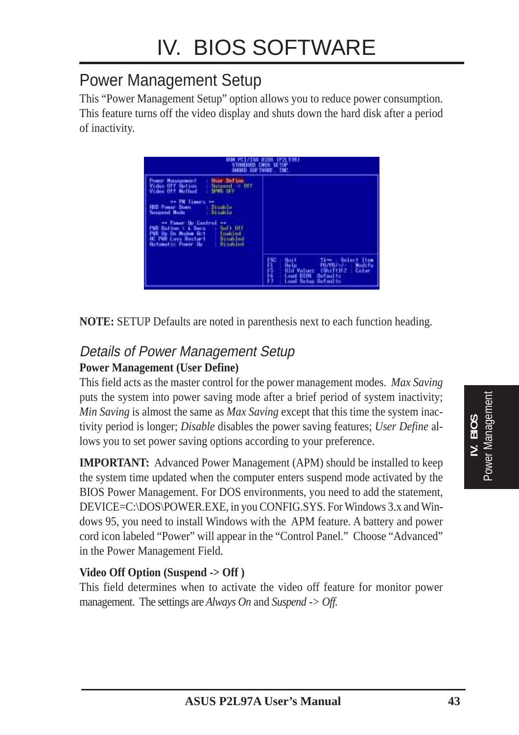# IV. BIOS SOFTWARE

## Power Management Setup

This "Power Management Setup" option allows you to reduce power consumption. This feature turns off the video display and shuts down the hard disk after a period of inactivity.

**NOTE:** SETUP Defaults are noted in parenthesis next to each function heading.

### *Details of Power Management Setup*

**Power Management (User Define)**

This field acts as the master control for the power management modes. *Max Saving* puts the system into power saving mode after a brief period of system inactivity; *Min Saving* is almost the same as *Max Saving* except that this time the system inactivity period is longer; *Disable* disables the power saving features; *User Define* allows you to set power saving options according to your preference.

**IMPORTANT:** Advanced Power Management (APM) should be installed to keep the system time updated when the computer enters suspend mode activated by the BIOS Power Management. For DOS environments, you need to add the statement, DEVICE=C:\DOS\POWER.EXE, in you CONFIG.SYS. For Windows 3.x and Windows 95, you need to install Windows with the APM feature. A battery and power cord icon labeled "Power" will appear in the "Control Panel." Choose "Advanced" in the Power Management Field.

**Video Off Option (Suspend -> Off )**

This field determines when to activate the video off feature for monitor power management. The settings are *Always On* and *Suspend -> Off*.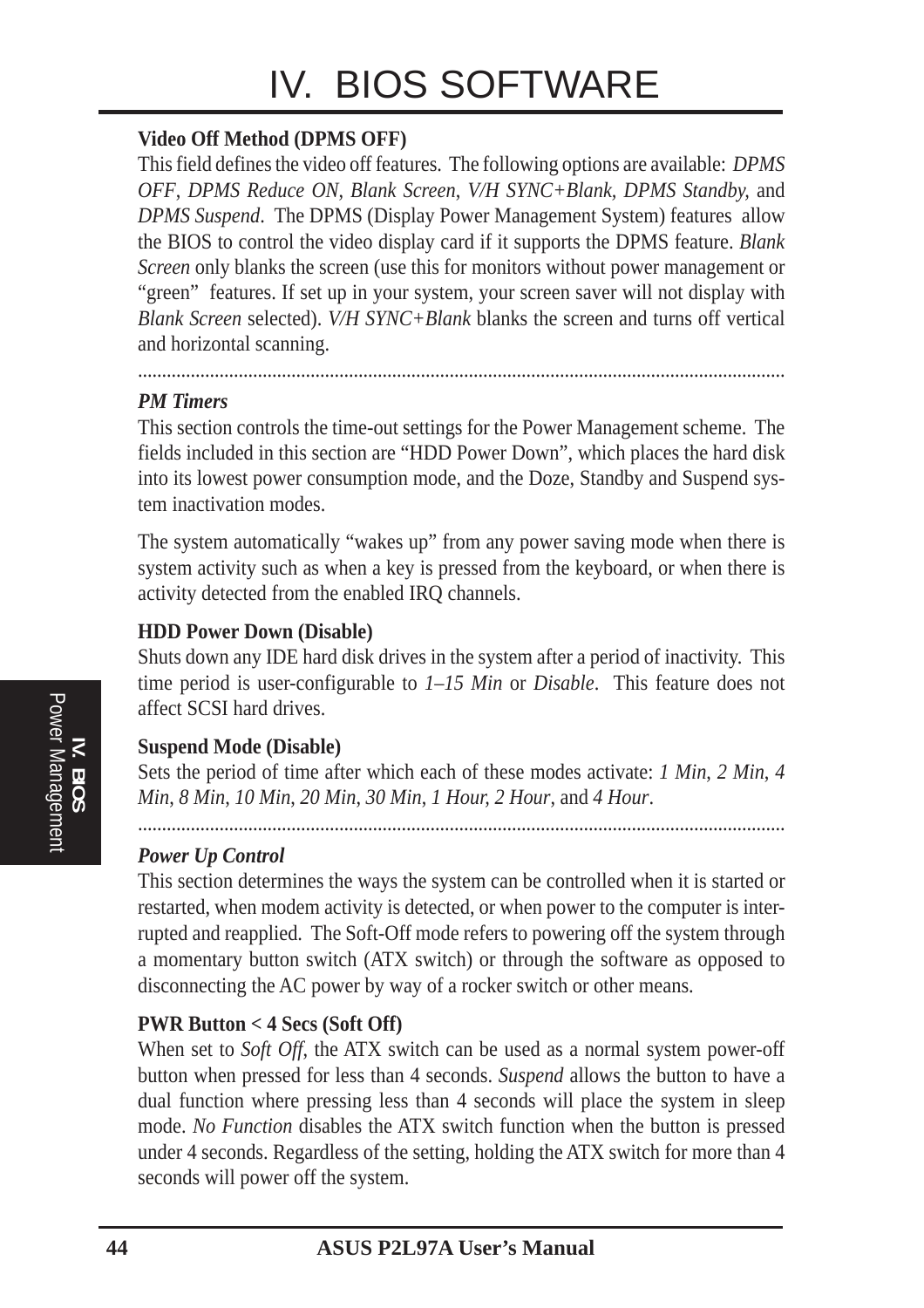**Video Off Method (DPMS OFF)**

This field defines the video off features. The following options are available: *DPMS OFF*, *DPMS Reduce ON*, *Blank Screen*, *V/H SYNC+Blank*, *DPMS Standby,* and *DPMS Suspend*. The DPMS (Display Power Management System) features allow the BIOS to control the video display card if it supports the DPMS feature. *Blank Screen* only blanks the screen (use this for monitors without power management or "green" features. If set up in your system, your screen saver will not display with *Blank Screen* selected). *V/H SYNC+Blank* blanks the screen and turns off vertical and horizontal scanning.

---

***PM Timers***

This section controls the time-out settings for the Power Management scheme. The fields included in this section are "HDD Power Down", which places the hard disk into its lowest power consumption mode, and the Doze, Standby and Suspend system inactivation modes.

The system automatically "wakes up" from any power saving mode when there is system activity such as when a key is pressed from the keyboard, or when there is activity detected from the enabled IRQ channels.

**HDD Power Down (Disable)**

Shuts down any IDE hard disk drives in the system after a period of inactivity. This time period is user-configurable to *1–15 Min* or *Disable*. This feature does not affect SCSI hard drives.

**Suspend Mode (Disable)**

Sets the period of time after which each of these modes activate: *1 Min*, *2 Min*, *4 Min*, *8 Min*, *10 Min*, *20 Min*, *30 Min*, *1 Hour*, *2 Hour*, and *4 Hour*.

---

***Power Up Control***

This section determines the ways the system can be controlled when it is started or restarted, when modem activity is detected, or when power to the computer is interrupted and reapplied. The Soft-Off mode refers to powering off the system through a momentary button switch (ATX switch) or through the software as opposed to disconnecting the AC power by way of a rocker switch or other means.

**PWR Button < 4 Secs (Soft Off)**

When set to *Soft Off*, the ATX switch can be used as a normal system power-off button when pressed for less than 4 seconds. *Suspend* allows the button to have a dual function where pressing less than 4 seconds will place the system in sleep mode. *No Function* disables the ATX switch function when the button is pressed under 4 seconds. Regardless of the setting, holding the ATX switch for more than 4 seconds will power off the system.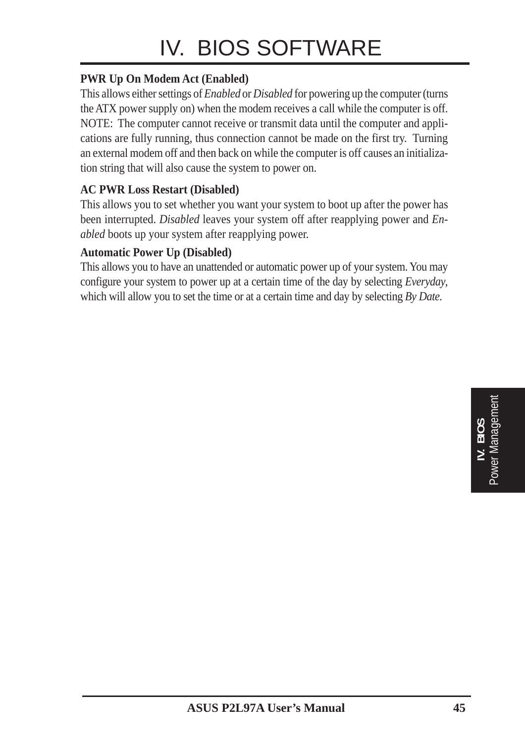**PWR Up On Modem Act (Enabled)**

This allows either settings of *Enabled* or *Disabled* for powering up the computer (turns the ATX power supply on) when the modem receives a call while the computer is off. NOTE: The computer cannot receive or transmit data until the computer and applications are fully running, thus connection cannot be made on the first try. Turning an external modem off and then back on while the computer is off causes an initialization string that will also cause the system to power on.

**AC PWR Loss Restart (Disabled)**

This allows you to set whether you want your system to boot up after the power has been interrupted. *Disabled* leaves your system off after reapplying power and *Enabled* boots up your system after reapplying power.

**Automatic Power Up (Disabled)**

This allows you to have an unattended or automatic power up of your system. You may configure your system to power up at a certain time of the day by selecting *Everyday*, which will allow you to set the time or at a certain time and day by selecting *By Date.*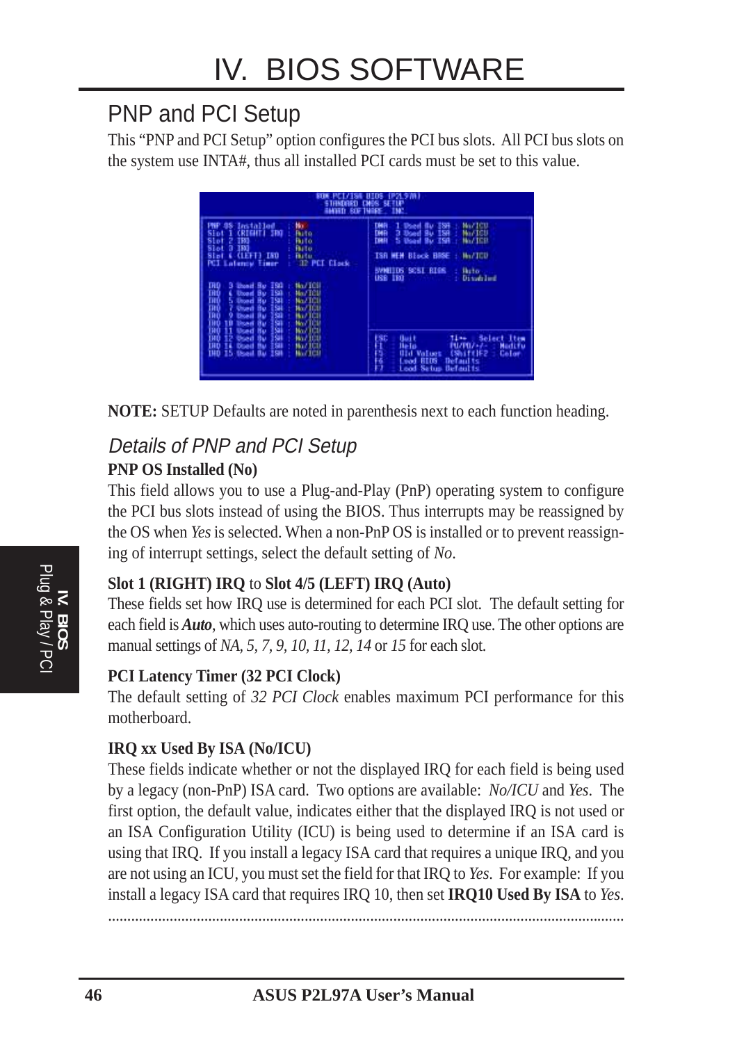# IV. BIOS SOFTWARE

## PNP and PCI Setup

This "PNP and PCI Setup" option configures the PCI bus slots. All PCI bus slots on the system use INTA#, thus all installed PCI cards must be set to this value.

**NOTE:** SETUP Defaults are noted in parenthesis next to each function heading.

### *Details of PNP and PCI Setup*

**PNP OS Installed (No)**

This field allows you to use a Plug-and-Play (PnP) operating system to configure the PCI bus slots instead of using the BIOS. Thus interrupts may be reassigned by the OS when *Yes* is selected. When a non-PnP OS is installed or to prevent reassigning of interrupt settings, select the default setting of *No*.

**Slot 1 (RIGHT) IRQ** to **Slot 4/5 (LEFT) IRQ (Auto)**

These fields set how IRQ use is determined for each PCI slot. The default setting for each field is ***Auto***, which uses auto-routing to determine IRQ use. The other options are manual settings of *NA*, *5*, *7*, *9*, *10*, *11*, *12*, *14* or *15* for each slot.

**PCI Latency Timer (32 PCI Clock)**

The default setting of *32 PCI Clock* enables maximum PCI performance for this motherboard.

**IRQ xx Used By ISA (No/ICU)**

These fields indicate whether or not the displayed IRQ for each field is being used by a legacy (non-PnP) ISA card. Two options are available: *No/ICU* and *Yes*. The first option, the default value, indicates either that the displayed IRQ is not used or an ISA Configuration Utility (ICU) is being used to determine if an ISA card is using that IRQ. If you install a legacy ISA card that requires a unique IRQ, and you are not using an ICU, you must set the field for that IRQ to *Yes*. For example: If you install a legacy ISA card that requires IRQ 10, then set **IRQ10 Used By ISA** to *Yes*.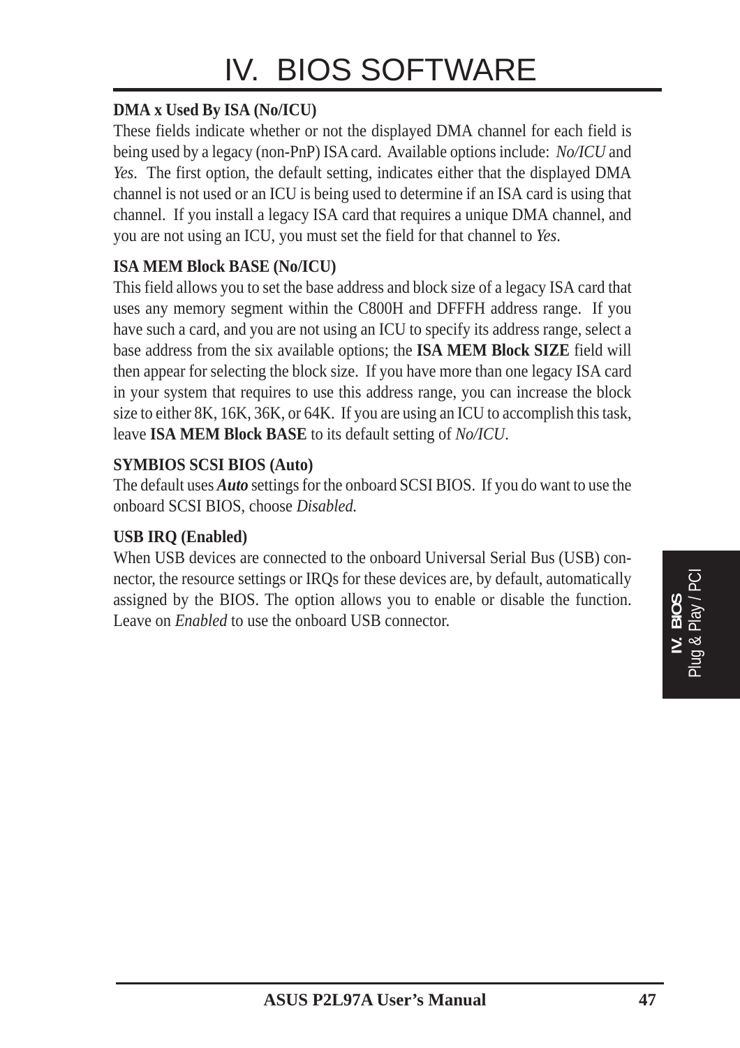**DMA x Used By ISA (No/ICU)**

These fields indicate whether or not the displayed DMA channel for each field is being used by a legacy (non-PnP) ISA card. Available options include: *No/ICU* and *Yes*. The first option, the default setting, indicates either that the displayed DMA channel is not used or an ICU is being used to determine if an ISA card is using that channel. If you install a legacy ISA card that requires a unique DMA channel, and you are not using an ICU, you must set the field for that channel to *Yes*.

**ISA MEM Block BASE (No/ICU)**

This field allows you to set the base address and block size of a legacy ISA card that uses any memory segment within the C800H and DFFFH address range. If you have such a card, and you are not using an ICU to specify its address range, select a base address from the six available options; the **ISA MEM Block SIZE** field will then appear for selecting the block size. If you have more than one legacy ISA card in your system that requires to use this address range, you can increase the block size to either 8K, 16K, 36K, or 64K. If you are using an ICU to accomplish this task, leave **ISA MEM Block BASE** to its default setting of *No/ICU*.

**SYMBIOS SCSI BIOS (Auto)**

The default uses ***Auto*** settings for the onboard SCSI BIOS. If you do want to use the onboard SCSI BIOS, choose *Disabled.*

**USB IRQ (Enabled)**

When USB devices are connected to the onboard Universal Serial Bus (USB) connector, the resource settings or IRQs for these devices are, by default, automatically assigned by the BIOS. The option allows you to enable or disable the function. Leave on *Enabled* to use the onboard USB connector.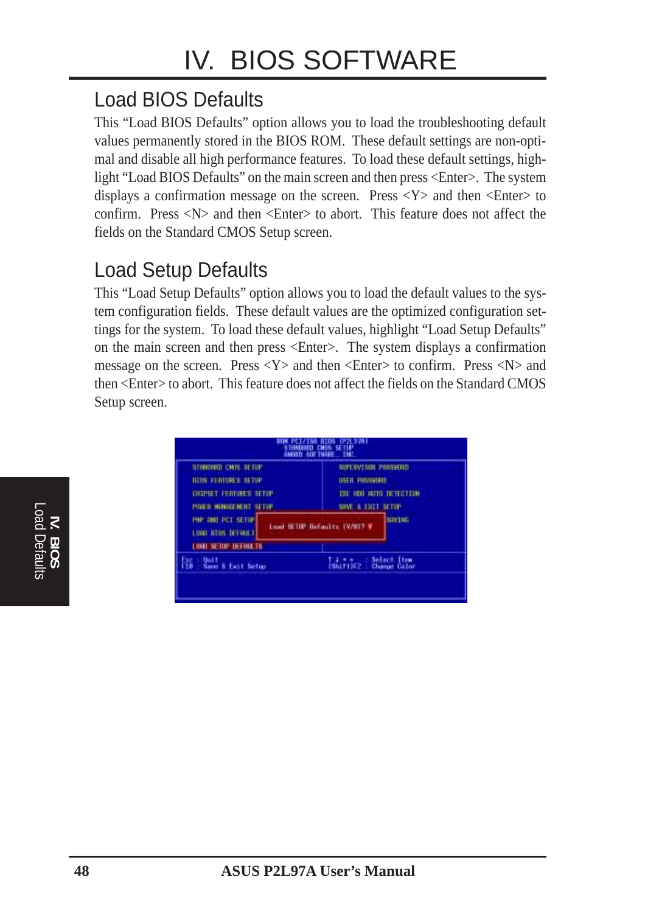## Load BIOS Defaults

This "Load BIOS Defaults" option allows you to load the troubleshooting default values permanently stored in the BIOS ROM. These default settings are non-optimal and disable all high performance features. To load these default settings, highlight "Load BIOS Defaults" on the main screen and then press <Enter>. The system displays a confirmation message on the screen. Press <Y> and then <Enter> to confirm. Press <N> and then <Enter> to abort. This feature does not affect the fields on the Standard CMOS Setup screen.

## Load Setup Defaults

This "Load Setup Defaults" option allows you to load the default values to the system configuration fields. These default values are the optimized configuration settings for the system. To load these default values, highlight "Load Setup Defaults" on the main screen and then press <Enter>. The system displays a confirmation message on the screen. Press <Y> and then <Enter> to confirm. Press <N> and then <Enter> to abort. This feature does not affect the fields on the Standard CMOS Setup screen.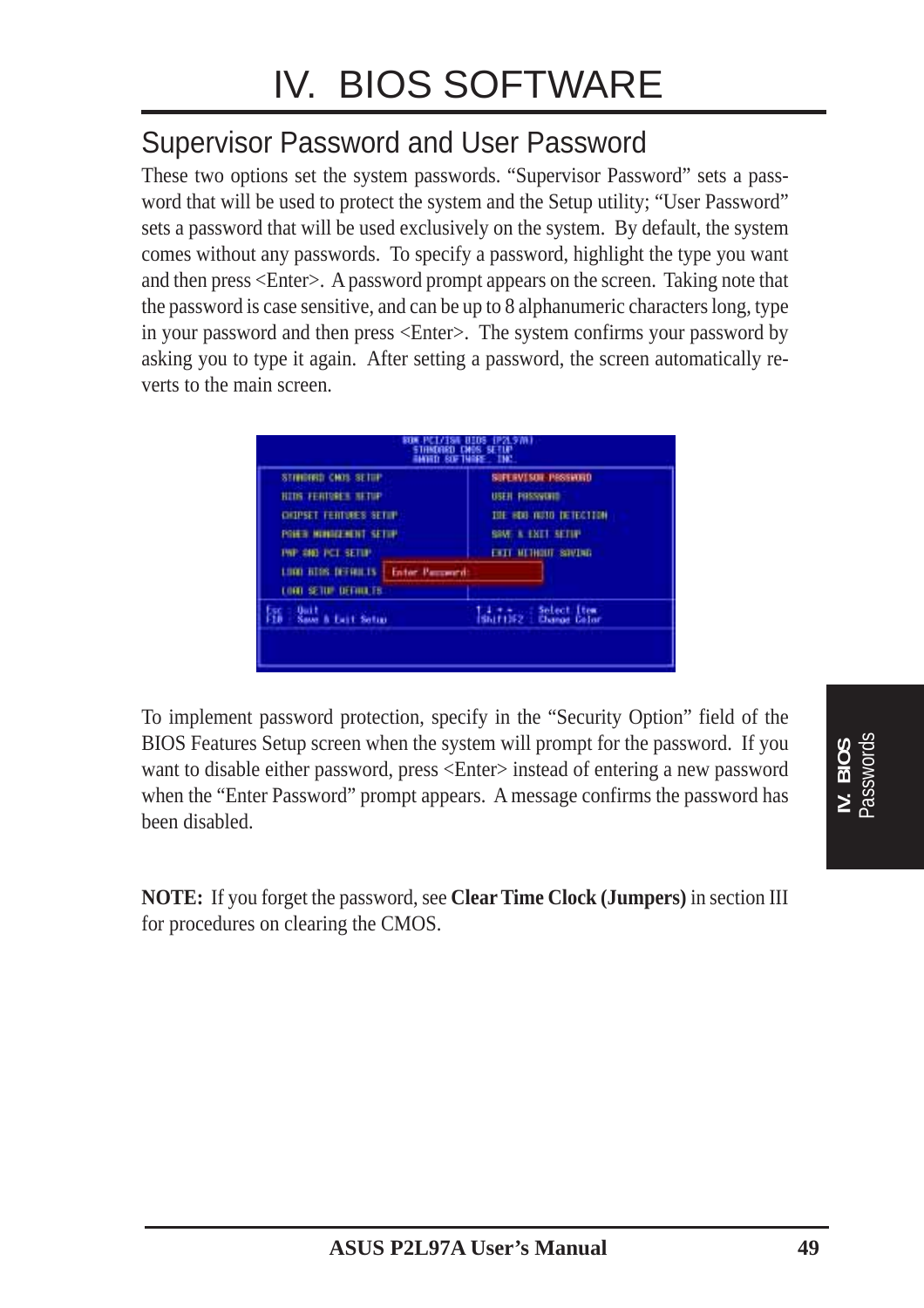## Supervisor Password and User Password

These two options set the system passwords. "Supervisor Password" sets a password that will be used to protect the system and the Setup utility; "User Password" sets a password that will be used exclusively on the system. By default, the system comes without any passwords. To specify a password, highlight the type you want and then press <Enter>. A password prompt appears on the screen. Taking note that the password is case sensitive, and can be up to 8 alphanumeric characters long, type in your password and then press <Enter>. The system confirms your password by asking you to type it again. After setting a password, the screen automatically reverts to the main screen.

To implement password protection, specify in the "Security Option" field of the BIOS Features Setup screen when the system will prompt for the password. If you want to disable either password, press <Enter> instead of entering a new password when the "Enter Password" prompt appears. A message confirms the password has been disabled.

**NOTE:** If you forget the password, see **Clear Time Clock (Jumpers)** in section III for procedures on clearing the CMOS.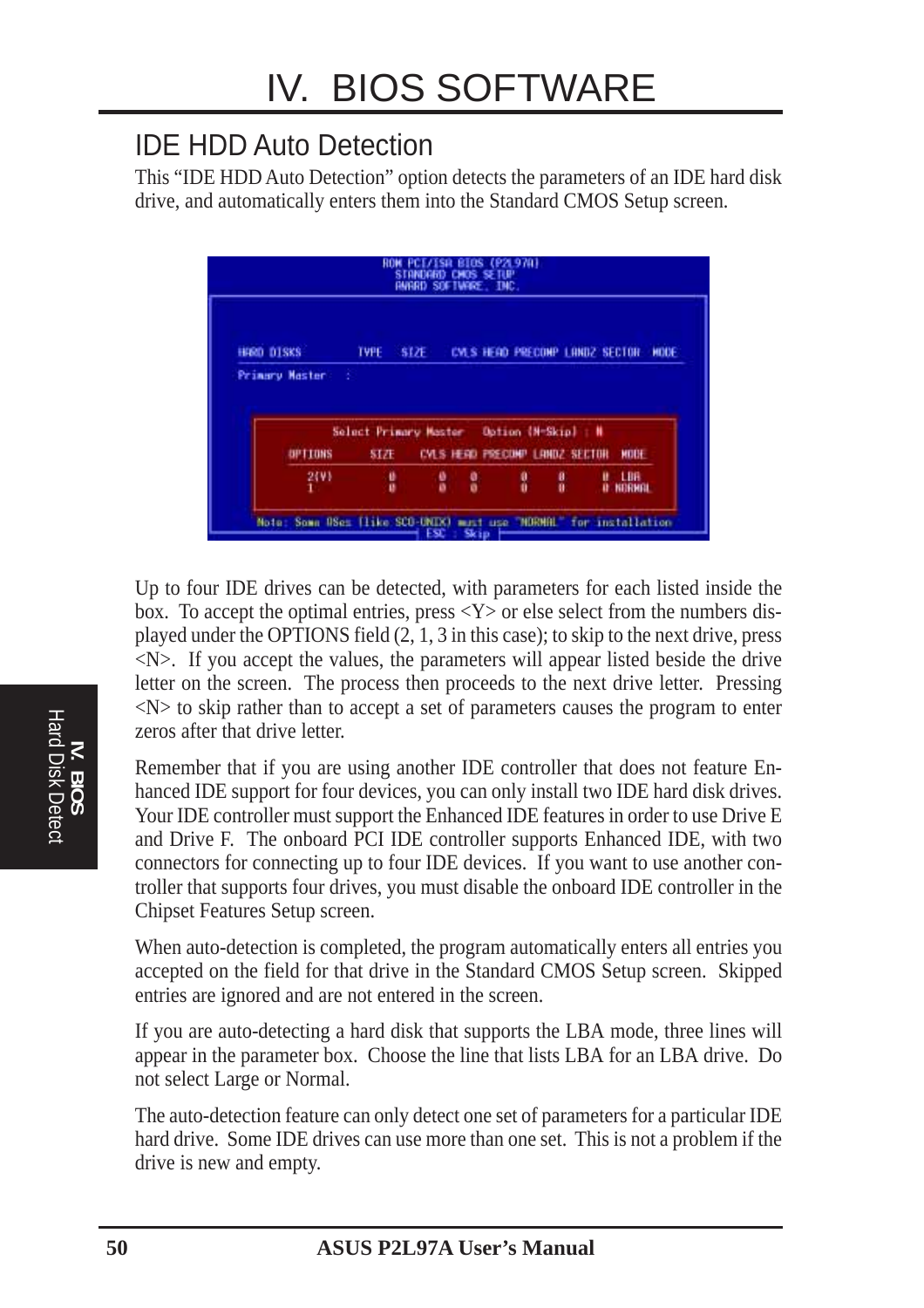## IDE HDD Auto Detection

This “IDE HDD Auto Detection” option detects the parameters of an IDE hard disk drive, and automatically enters them into the Standard CMOS Setup screen.

Up to four IDE drives can be detected, with parameters for each listed inside the box. To accept the optimal entries, press <Y> or else select from the numbers displayed under the OPTIONS field (2, 1, 3 in this case); to skip to the next drive, press <N>. If you accept the values, the parameters will appear listed beside the drive letter on the screen. The process then proceeds to the next drive letter. Pressing <N> to skip rather than to accept a set of parameters causes the program to enter zeros after that drive letter.

Remember that if you are using another IDE controller that does not feature Enhanced IDE support for four devices, you can only install two IDE hard disk drives. Your IDE controller must support the Enhanced IDE features in order to use Drive E and Drive F. The onboard PCI IDE controller supports Enhanced IDE, with two connectors for connecting up to four IDE devices. If you want to use another controller that supports four drives, you must disable the onboard IDE controller in the Chipset Features Setup screen.

When auto-detection is completed, the program automatically enters all entries you accepted on the field for that drive in the Standard CMOS Setup screen. Skipped entries are ignored and are not entered in the screen.

If you are auto-detecting a hard disk that supports the LBA mode, three lines will appear in the parameter box. Choose the line that lists LBA for an LBA drive. Do not select Large or Normal.

The auto-detection feature can only detect one set of parameters for a particular IDE hard drive. Some IDE drives can use more than one set. This is not a problem if the drive is new and empty.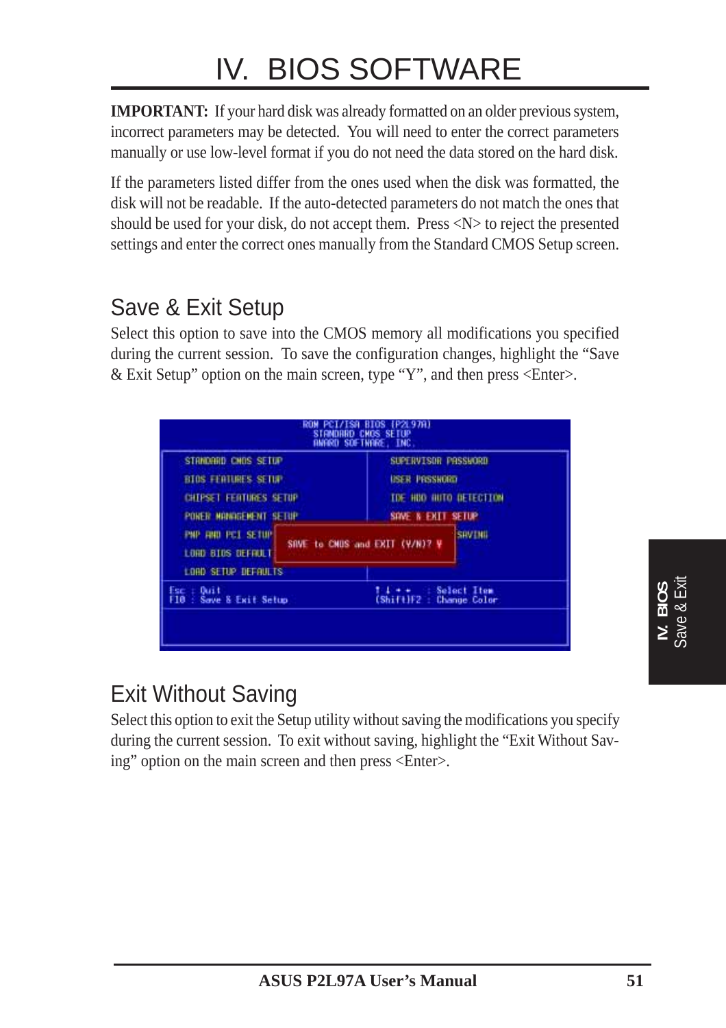# IV. BIOS SOFTWARE

**IMPORTANT:** If your hard disk was already formatted on an older previous system, incorrect parameters may be detected. You will need to enter the correct parameters manually or use low-level format if you do not need the data stored on the hard disk.

If the parameters listed differ from the ones used when the disk was formatted, the disk will not be readable. If the auto-detected parameters do not match the ones that should be used for your disk, do not accept them. Press <N> to reject the presented settings and enter the correct ones manually from the Standard CMOS Setup screen.

## Save & Exit Setup

Select this option to save into the CMOS memory all modifications you specified during the current session. To save the configuration changes, highlight the "Save & Exit Setup" option on the main screen, type "Y", and then press <Enter>.

```
ROM PCI/ISA BIOS (P2L97A)
STANDARD CMOS SETUP
AWARD SOFTWARE, INC.

STANDARD CMOS SETUP          SUPERVISOR PASSWORD
BIOS FEATURES SETUP          USER PASSWORD
CHIPSET FEATURES SETUP       IDE HDD AUTO DETECTION
POWER MANAGEMENT SETUP       SAVE & EXIT SETUP
PNP AND PCI SETUP                                SAVING
LOAD BIOS DEFAULT     SAVE to CMOS and EXIT (Y/N)? Y
LOAD SETUP DEFAULTS

Esc : Quit                   ↑ ↓ → ←   : Select Item
F10 : Save & Exit Setup      (Shift)F2 : Change Color
```

## Exit Without Saving

Select this option to exit the Setup utility without saving the modifications you specify during the current session. To exit without saving, highlight the "Exit Without Saving" option on the main screen and then press <Enter>.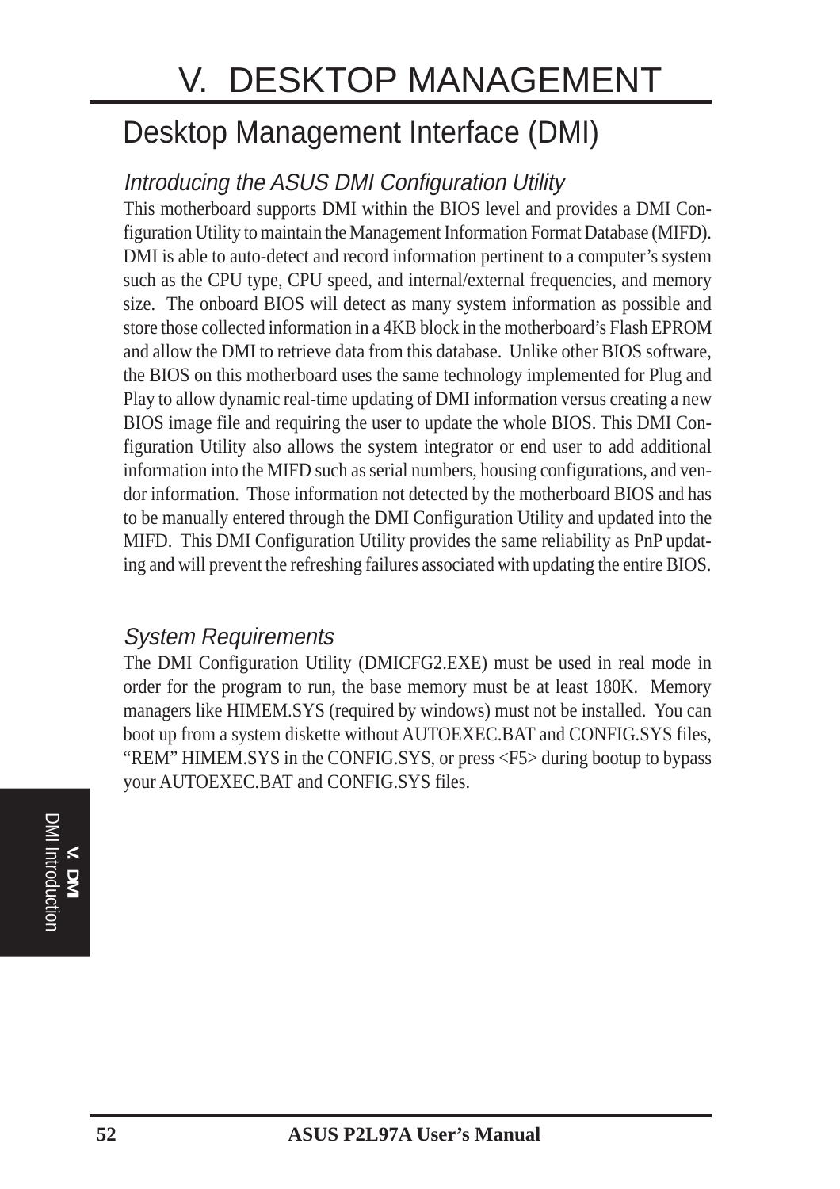# V. DESKTOP MANAGEMENT

## Desktop Management Interface (DMI)

### *Introducing the ASUS DMI Configuration Utility*

This motherboard supports DMI within the BIOS level and provides a DMI Configuration Utility to maintain the Management Information Format Database (MIFD). DMI is able to auto-detect and record information pertinent to a computer's system such as the CPU type, CPU speed, and internal/external frequencies, and memory size. The onboard BIOS will detect as many system information as possible and store those collected information in a 4KB block in the motherboard's Flash EPROM and allow the DMI to retrieve data from this database. Unlike other BIOS software, the BIOS on this motherboard uses the same technology implemented for Plug and Play to allow dynamic real-time updating of DMI information versus creating a new BIOS image file and requiring the user to update the whole BIOS. This DMI Configuration Utility also allows the system integrator or end user to add additional information into the MIFD such as serial numbers, housing configurations, and vendor information. Those information not detected by the motherboard BIOS and has to be manually entered through the DMI Configuration Utility and updated into the MIFD. This DMI Configuration Utility provides the same reliability as PnP updating and will prevent the refreshing failures associated with updating the entire BIOS.

### *System Requirements*

The DMI Configuration Utility (DMICFG2.EXE) must be used in real mode in order for the program to run, the base memory must be at least 180K. Memory managers like HIMEM.SYS (required by windows) must not be installed. You can boot up from a system diskette without AUTOEXEC.BAT and CONFIG.SYS files, "REM" HIMEM.SYS in the CONFIG.SYS, or press <F5> during bootup to bypass your AUTOEXEC.BAT and CONFIG.SYS files.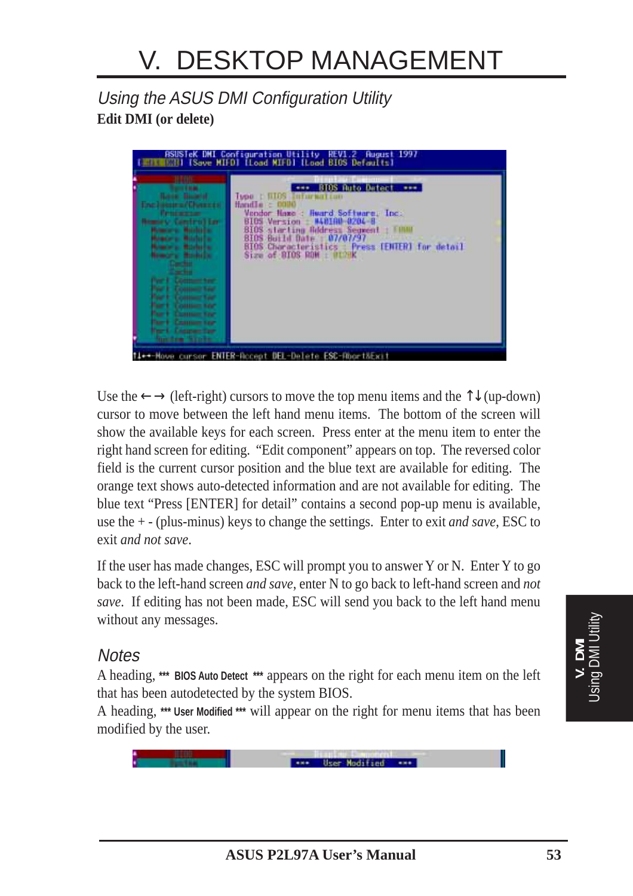# V. DESKTOP MANAGEMENT

## *Using the ASUS DMI Configuration Utility*

**Edit DMI (or delete)**

Use the ← → (left-right) cursors to move the top menu items and the ↑↓ (up-down) cursor to move between the left hand menu items. The bottom of the screen will show the available keys for each screen. Press enter at the menu item to enter the right hand screen for editing. "Edit component" appears on top. The reversed color field is the current cursor position and the blue text are available for editing. The orange text shows auto-detected information and are not available for editing. The blue text "Press [ENTER] for detail" contains a second pop-up menu is available, use the + - (plus-minus) keys to change the settings. Enter to exit *and save*, ESC to exit *and not save*.

If the user has made changes, ESC will prompt you to answer Y or N. Enter Y to go back to the left-hand screen *and save*, enter N to go back to left-hand screen and *not save*. If editing has not been made, ESC will send you back to the left hand menu without any messages.

### *Notes*

A heading, **\*\*\* BIOS Auto Detect \*\*\*** appears on the right for each menu item on the left that has been autodetected by the system BIOS.

A heading, **\*\*\* User Modified \*\*\*** will appear on the right for menu items that has been modified by the user.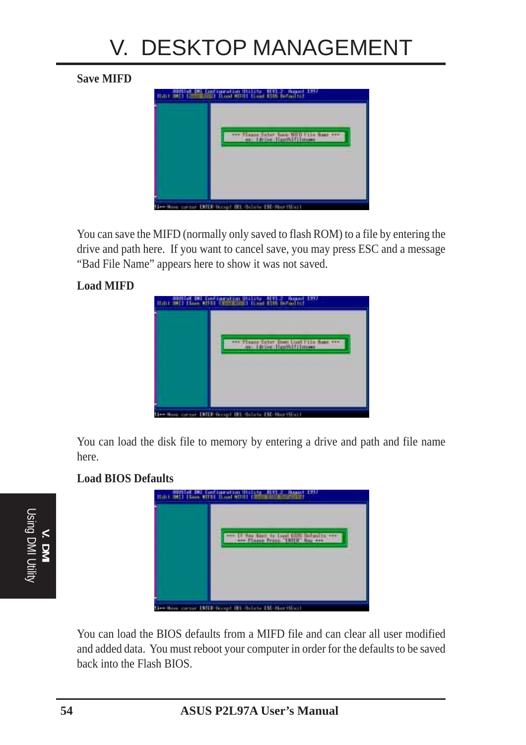## Save MIFD

You can save the MIFD (normally only saved to flash ROM) to a file by entering the drive and path here. If you want to cancel save, you may press ESC and a message "Bad File Name" appears here to show it was not saved.

## Load MIFD

You can load the disk file to memory by entering a drive and path and file name here.

## Load BIOS Defaults

You can load the BIOS defaults from a MIFD file and can clear all user modified and added data. You must reboot your computer in order for the defaults to be saved back into the Flash BIOS.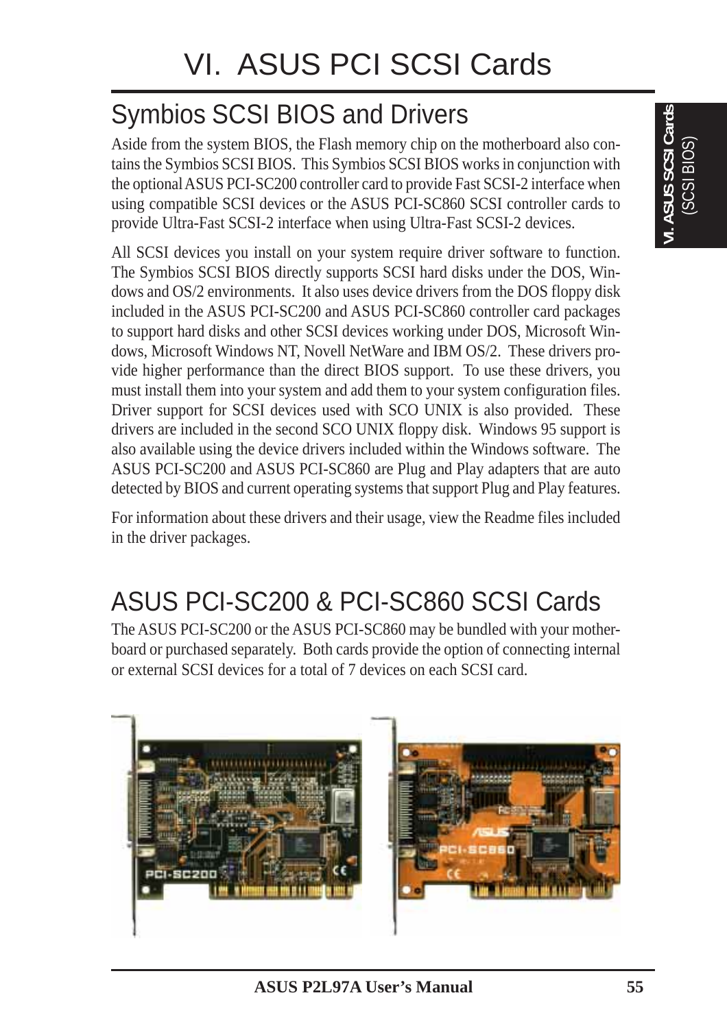# VI. ASUS PCI SCSI Cards

## Symbios SCSI BIOS and Drivers

Aside from the system BIOS, the Flash memory chip on the motherboard also contains the Symbios SCSI BIOS. This Symbios SCSI BIOS works in conjunction with the optional ASUS PCI-SC200 controller card to provide Fast SCSI-2 interface when using compatible SCSI devices or the ASUS PCI-SC860 SCSI controller cards to provide Ultra-Fast SCSI-2 interface when using Ultra-Fast SCSI-2 devices.

All SCSI devices you install on your system require driver software to function. The Symbios SCSI BIOS directly supports SCSI hard disks under the DOS, Windows and OS/2 environments. It also uses device drivers from the DOS floppy disk included in the ASUS PCI-SC200 and ASUS PCI-SC860 controller card packages to support hard disks and other SCSI devices working under DOS, Microsoft Windows, Microsoft Windows NT, Novell NetWare and IBM OS/2. These drivers provide higher performance than the direct BIOS support. To use these drivers, you must install them into your system and add them to your system configuration files. Driver support for SCSI devices used with SCO UNIX is also provided. These drivers are included in the second SCO UNIX floppy disk. Windows 95 support is also available using the device drivers included within the Windows software. The ASUS PCI-SC200 and ASUS PCI-SC860 are Plug and Play adapters that are auto detected by BIOS and current operating systems that support Plug and Play features.

For information about these drivers and their usage, view the Readme files included in the driver packages.

## ASUS PCI-SC200 & PCI-SC860 SCSI Cards

The ASUS PCI-SC200 or the ASUS PCI-SC860 may be bundled with your motherboard or purchased separately. Both cards provide the option of connecting internal or external SCSI devices for a total of 7 devices on each SCSI card.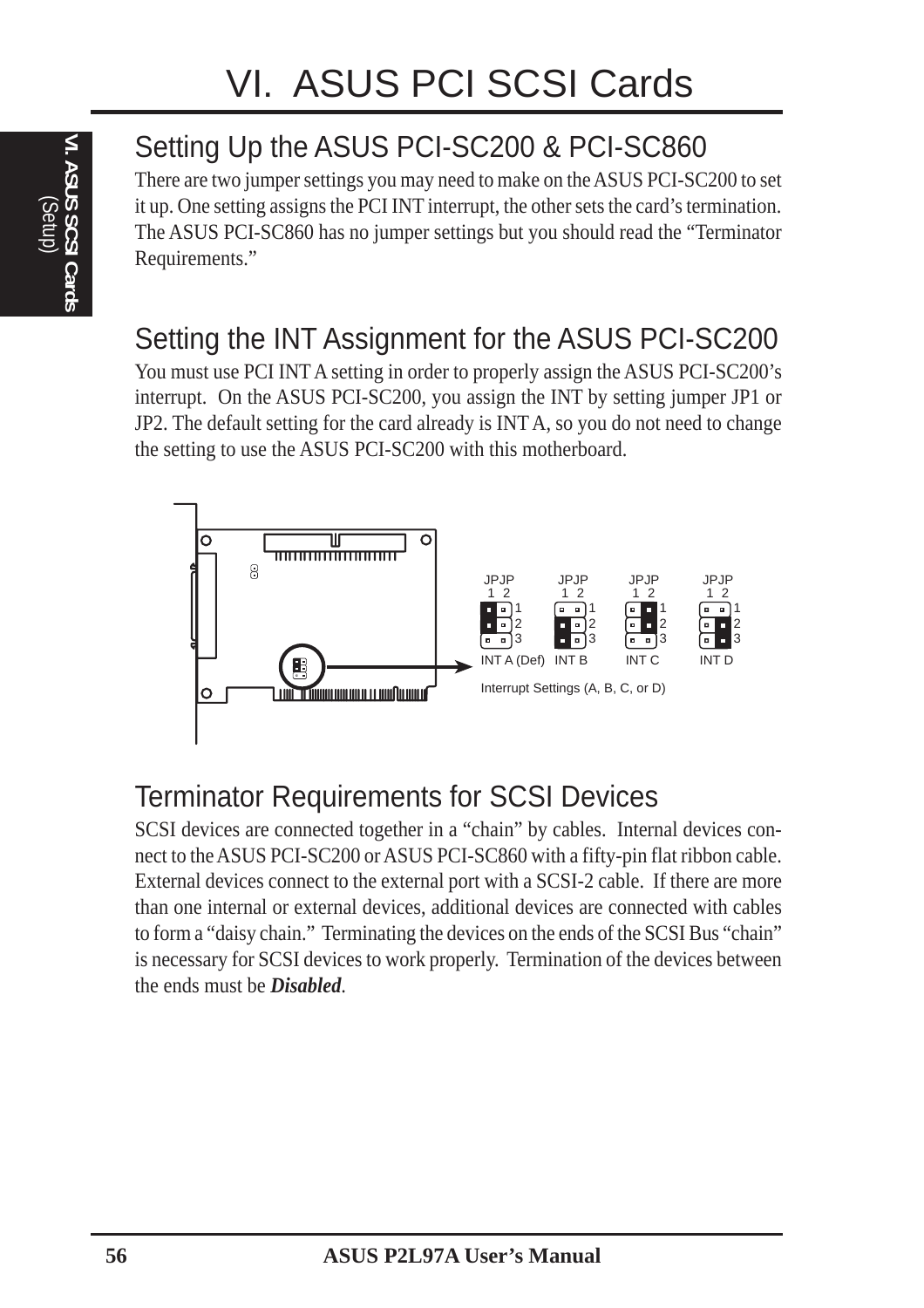# VI. ASUS PCI SCSI Cards

## Setting Up the ASUS PCI-SC200 & PCI-SC860

There are two jumper settings you may need to make on the ASUS PCI-SC200 to set it up. One setting assigns the PCI INT interrupt, the other sets the card's termination. The ASUS PCI-SC860 has no jumper settings but you should read the "Terminator Requirements."

## Setting the INT Assignment for the ASUS PCI-SC200

You must use PCI INT A setting in order to properly assign the ASUS PCI-SC200's interrupt. On the ASUS PCI-SC200, you assign the INT by setting jumper JP1 or JP2. The default setting for the card already is INT A, so you do not need to change the setting to use the ASUS PCI-SC200 with this motherboard.

JPJP 1 2 — INT A (Def) | INT B | INT C | INT D

Interrupt Settings (A, B, C, or D)

## Terminator Requirements for SCSI Devices

SCSI devices are connected together in a "chain" by cables. Internal devices connect to the ASUS PCI-SC200 or ASUS PCI-SC860 with a fifty-pin flat ribbon cable. External devices connect to the external port with a SCSI-2 cable. If there are more than one internal or external devices, additional devices are connected with cables to form a "daisy chain." Terminating the devices on the ends of the SCSI Bus "chain" is necessary for SCSI devices to work properly. Termination of the devices between the ends must be ***Disabled***.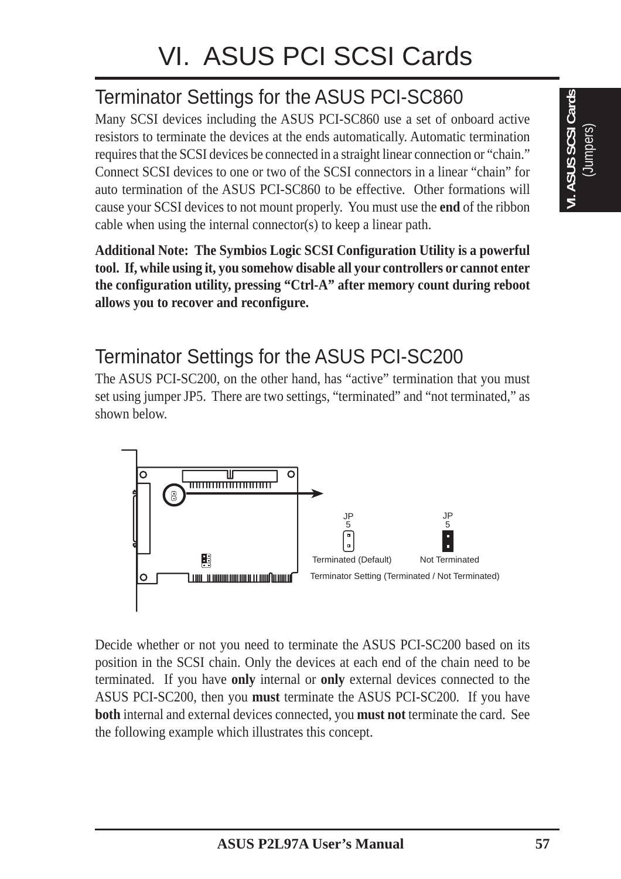# VI. ASUS PCI SCSI Cards

## Terminator Settings for the ASUS PCI-SC860

Many SCSI devices including the ASUS PCI-SC860 use a set of onboard active resistors to terminate the devices at the ends automatically. Automatic termination requires that the SCSI devices be connected in a straight linear connection or "chain." Connect SCSI devices to one or two of the SCSI connectors in a linear "chain" for auto termination of the ASUS PCI-SC860 to be effective. Other formations will cause your SCSI devices to not mount properly. You must use the **end** of the ribbon cable when using the internal connector(s) to keep a linear path.

**Additional Note: The Symbios Logic SCSI Configuration Utility is a powerful tool. If, while using it, you somehow disable all your controllers or cannot enter the configuration utility, pressing "Ctrl-A" after memory count during reboot allows you to recover and reconfigure.**

## Terminator Settings for the ASUS PCI-SC200

The ASUS PCI-SC200, on the other hand, has "active" termination that you must set using jumper JP5. There are two settings, "terminated" and "not terminated," as shown below.

JP5 — Terminated (Default) | JP5 — Not Terminated

Terminator Setting (Terminated / Not Terminated)

Decide whether or not you need to terminate the ASUS PCI-SC200 based on its position in the SCSI chain. Only the devices at each end of the chain need to be terminated. If you have **only** internal or **only** external devices connected to the ASUS PCI-SC200, then you **must** terminate the ASUS PCI-SC200. If you have **both** internal and external devices connected, you **must not** terminate the card. See the following example which illustrates this concept.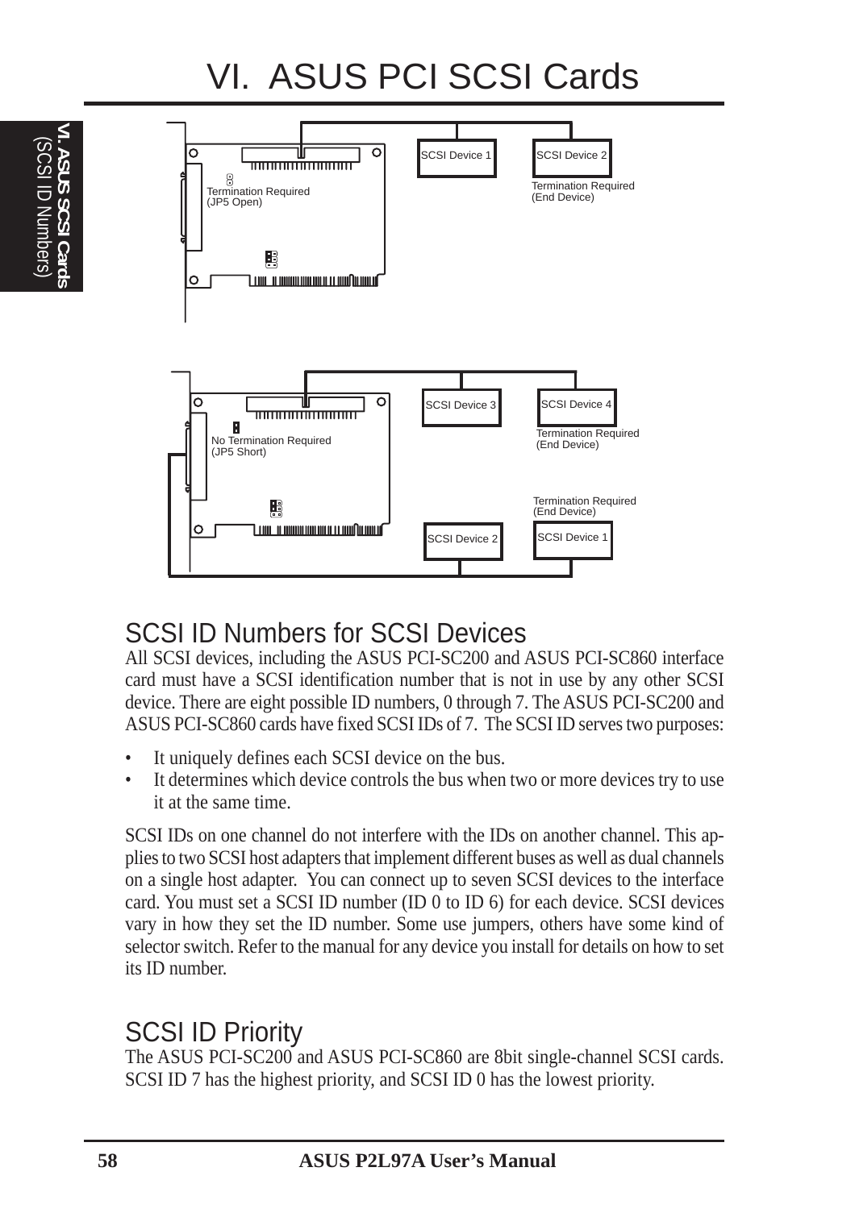# VI. ASUS PCI SCSI Cards

SCSI Device 1

SCSI Device 2

Termination Required
(End Device)

Termination Required
(JP5 Open)

SCSI Device 3

SCSI Device 4

Termination Required
(End Device)

No Termination Required
(JP5 Short)

Termination Required
(End Device)

SCSI Device 2

SCSI Device 1

## SCSI ID Numbers for SCSI Devices

All SCSI devices, including the ASUS PCI-SC200 and ASUS PCI-SC860 interface card must have a SCSI identification number that is not in use by any other SCSI device. There are eight possible ID numbers, 0 through 7. The ASUS PCI-SC200 and ASUS PCI-SC860 cards have fixed SCSI IDs of 7. The SCSI ID serves two purposes:

- It uniquely defines each SCSI device on the bus.
- It determines which device controls the bus when two or more devices try to use it at the same time.

SCSI IDs on one channel do not interfere with the IDs on another channel. This applies to two SCSI host adapters that implement different buses as well as dual channels on a single host adapter. You can connect up to seven SCSI devices to the interface card. You must set a SCSI ID number (ID 0 to ID 6) for each device. SCSI devices vary in how they set the ID number. Some use jumpers, others have some kind of selector switch. Refer to the manual for any device you install for details on how to set its ID number.

## SCSI ID Priority

The ASUS PCI-SC200 and ASUS PCI-SC860 are 8bit single-channel SCSI cards. SCSI ID 7 has the highest priority, and SCSI ID 0 has the lowest priority.